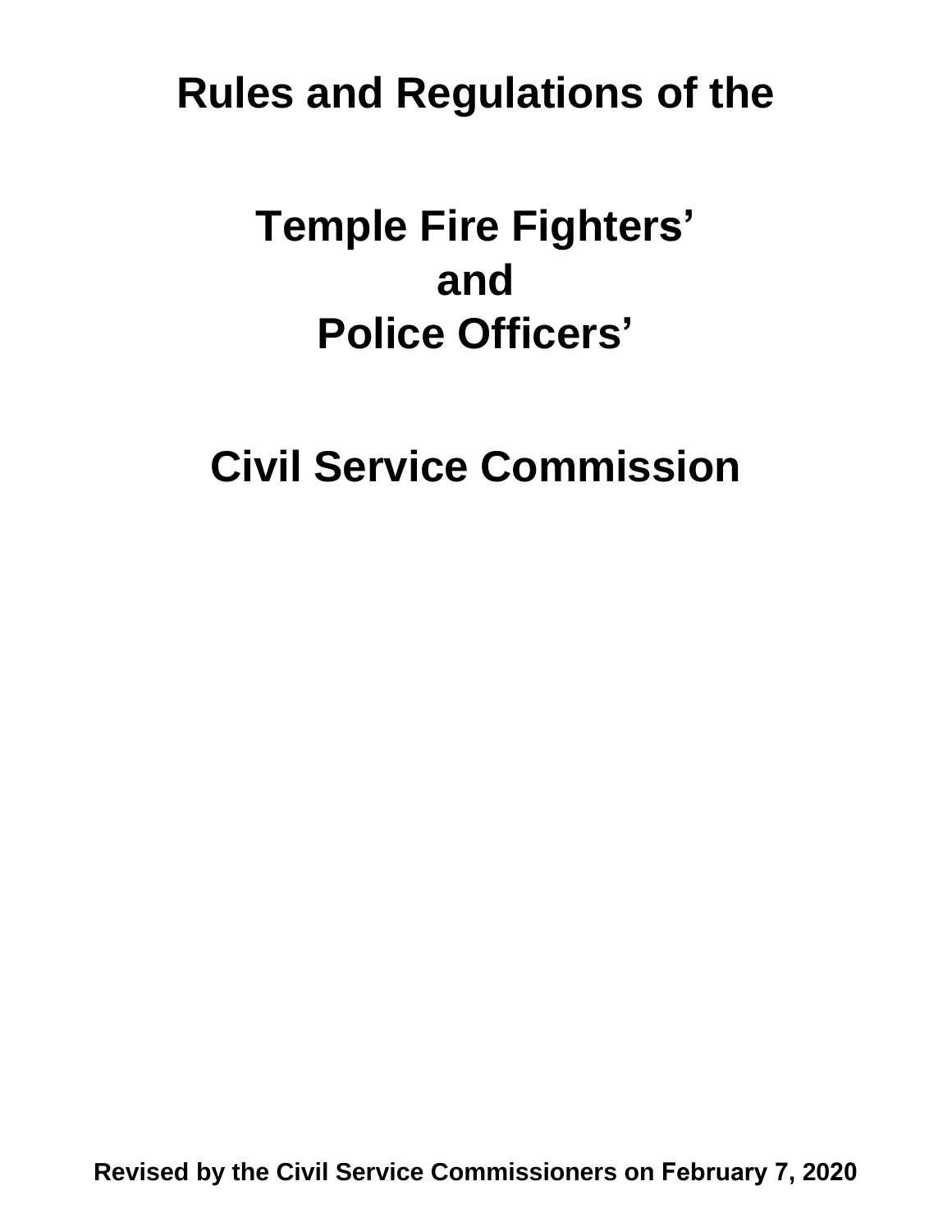# Rules and Regulations of the

# Temple Fire Fighters' and Police Officers'

# Civil Service Commission

**Revised by the Civil Service Commissioners on February 7, 2020**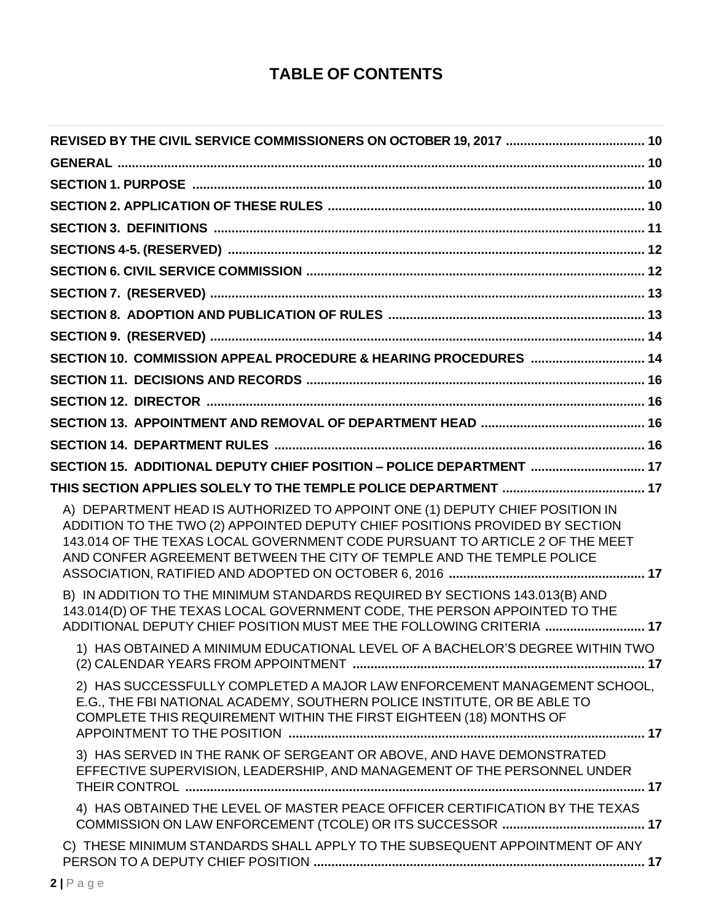# TABLE OF CONTENTS

**REVISED BY THE CIVIL SERVICE COMMISSIONERS ON OCTOBER 19, 2017 .......................................... 10**

**GENERAL .................................................................................................................................................. 10**

**SECTION 1. PURPOSE ............................................................................................................................... 10**

**SECTION 2. APPLICATION OF THESE RULES .......................................................................................... 10**

**SECTION 3. DEFINITIONS ......................................................................................................................... 11**

**SECTIONS 4-5. (RESERVED) ..................................................................................................................... 12**

**SECTION 6. CIVIL SERVICE COMMISSION ............................................................................................... 12**

**SECTION 7. (RESERVED) .......................................................................................................................... 13**

**SECTION 8. ADOPTION AND PUBLICATION OF RULES .......................................................................... 13**

**SECTION 9. (RESERVED) .......................................................................................................................... 14**

**SECTION 10. COMMISSION APPEAL PROCEDURE & HEARING PROCEDURES .................................. 14**

**SECTION 11. DECISIONS AND RECORDS ................................................................................................ 16**

**SECTION 12. DIRECTOR ........................................................................................................................... 16**

**SECTION 13. APPOINTMENT AND REMOVAL OF DEPARTMENT HEAD ............................................... 16**

**SECTION 14. DEPARTMENT RULES ......................................................................................................... 16**

**SECTION 15. ADDITIONAL DEPUTY CHIEF POSITION – POLICE DEPARTMENT ................................. 17**

**THIS SECTION APPLIES SOLELY TO THE TEMPLE POLICE DEPARTMENT .......................................... 17**

A) DEPARTMENT HEAD IS AUTHORIZED TO APPOINT ONE (1) DEPUTY CHIEF POSITION IN ADDITION TO THE TWO (2) APPOINTED DEPUTY CHIEF POSITIONS PROVIDED BY SECTION 143.014 OF THE TEXAS LOCAL GOVERNMENT CODE PURSUANT TO ARTICLE 2 OF THE MEET AND CONFER AGREEMENT BETWEEN THE CITY OF TEMPLE AND THE TEMPLE POLICE ASSOCIATION, RATIFIED AND ADOPTED ON OCTOBER 6, 2016 ......................................................... **17**

B) IN ADDITION TO THE MINIMUM STANDARDS REQUIRED BY SECTIONS 143.013(B) AND 143.014(D) OF THE TEXAS LOCAL GOVERNMENT CODE, THE PERSON APPOINTED TO THE ADDITIONAL DEPUTY CHIEF POSITION MUST MEE THE FOLLOWING CRITERIA ............................ **17**

1) HAS OBTAINED A MINIMUM EDUCATIONAL LEVEL OF A BACHELOR'S DEGREE WITHIN TWO (2) CALENDAR YEARS FROM APPOINTMENT ................................................................................. **17**

2) HAS SUCCESSFULLY COMPLETED A MAJOR LAW ENFORCEMENT MANAGEMENT SCHOOL, E.G., THE FBI NATIONAL ACADEMY, SOUTHERN POLICE INSTITUTE, OR BE ABLE TO COMPLETE THIS REQUIREMENT WITHIN THE FIRST EIGHTEEN (18) MONTHS OF APPOINTMENT TO THE POSITION ................................................................................................... **17**

3) HAS SERVED IN THE RANK OF SERGEANT OR ABOVE, AND HAVE DEMONSTRATED EFFECTIVE SUPERVISION, LEADERSHIP, AND MANAGEMENT OF THE PERSONNEL UNDER THEIR CONTROL .................................................................................................................................. **17**

4) HAS OBTAINED THE LEVEL OF MASTER PEACE OFFICER CERTIFICATION BY THE TEXAS COMMISSION ON LAW ENFORCEMENT (TCOLE) OR ITS SUCCESSOR ........................................ **17**

C) THESE MINIMUM STANDARDS SHALL APPLY TO THE SUBSEQUENT APPOINTMENT OF ANY PERSON TO A DEPUTY CHIEF POSITION ............................................................................................ **17**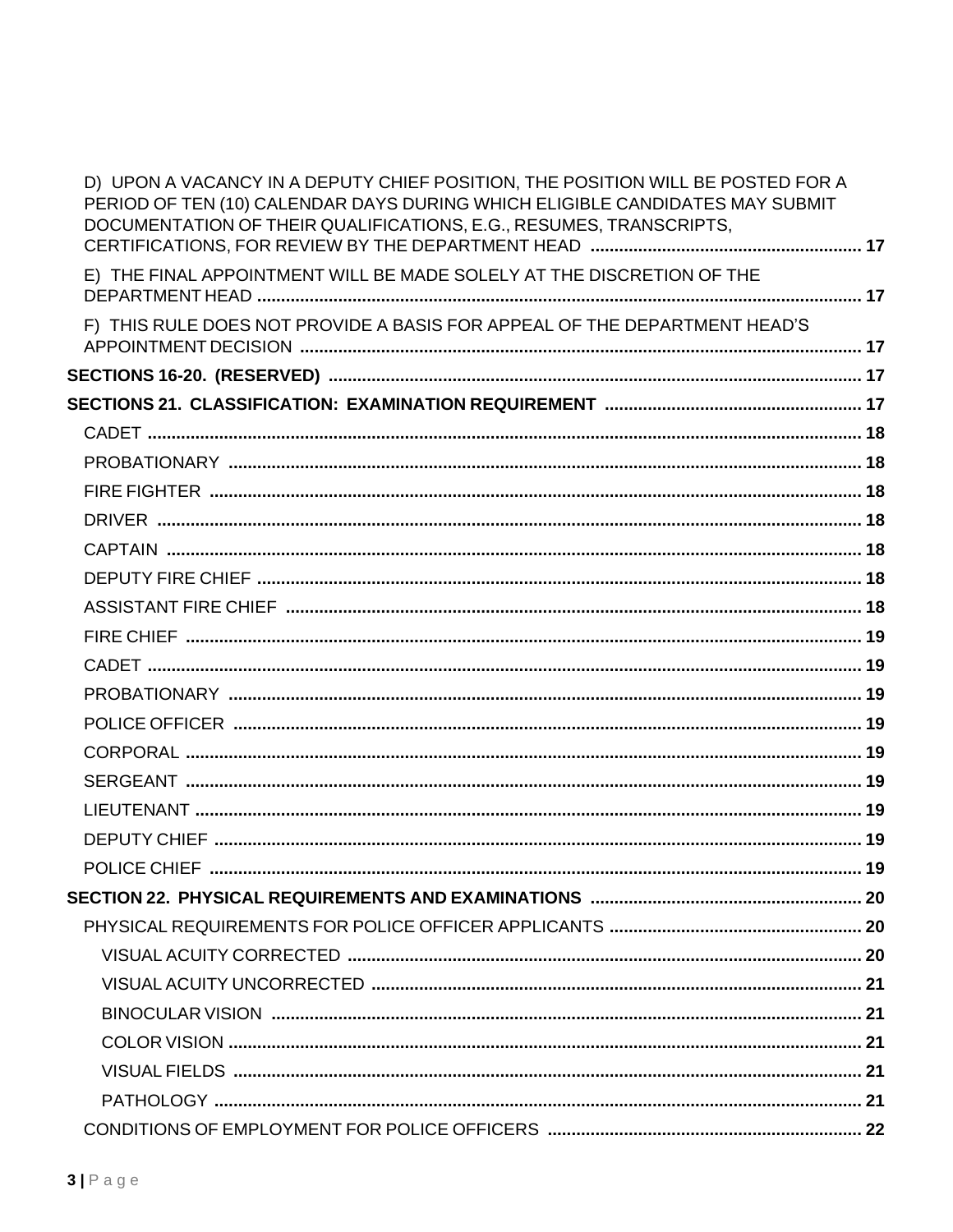D) UPON A VACANCY IN A DEPUTY CHIEF POSITION, THE POSITION WILL BE POSTED FOR A PERIOD OF TEN (10) CALENDAR DAYS DURING WHICH ELIGIBLE CANDIDATES MAY SUBMIT DOCUMENTATION OF THEIR QUALIFICATIONS, E.G., RESUMES, TRANSCRIPTS, CERTIFICATIONS, FOR REVIEW BY THE DEPARTMENT HEAD ........ 17

E) THE FINAL APPOINTMENT WILL BE MADE SOLELY AT THE DISCRETION OF THE DEPARTMENT HEAD ........ 17

F) THIS RULE DOES NOT PROVIDE A BASIS FOR APPEAL OF THE DEPARTMENT HEAD'S APPOINTMENT DECISION ........ 17

**SECTIONS 16-20. (RESERVED)** ........ 17

**SECTIONS 21. CLASSIFICATION: EXAMINATION REQUIREMENT** ........ 17

CADET ........ 18

PROBATIONARY ........ 18

FIRE FIGHTER ........ 18

DRIVER ........ 18

CAPTAIN ........ 18

DEPUTY FIRE CHIEF ........ 18

ASSISTANT FIRE CHIEF ........ 18

FIRE CHIEF ........ 19

CADET ........ 19

PROBATIONARY ........ 19

POLICE OFFICER ........ 19

CORPORAL ........ 19

SERGEANT ........ 19

LIEUTENANT ........ 19

DEPUTY CHIEF ........ 19

POLICE CHIEF ........ 19

**SECTION 22. PHYSICAL REQUIREMENTS AND EXAMINATIONS** ........ 20

PHYSICAL REQUIREMENTS FOR POLICE OFFICER APPLICANTS ........ 20

VISUAL ACUITY CORRECTED ........ 20

VISUAL ACUITY UNCORRECTED ........ 21

BINOCULAR VISION ........ 21

COLOR VISION ........ 21

VISUAL FIELDS ........ 21

PATHOLOGY ........ 21

CONDITIONS OF EMPLOYMENT FOR POLICE OFFICERS ........ 22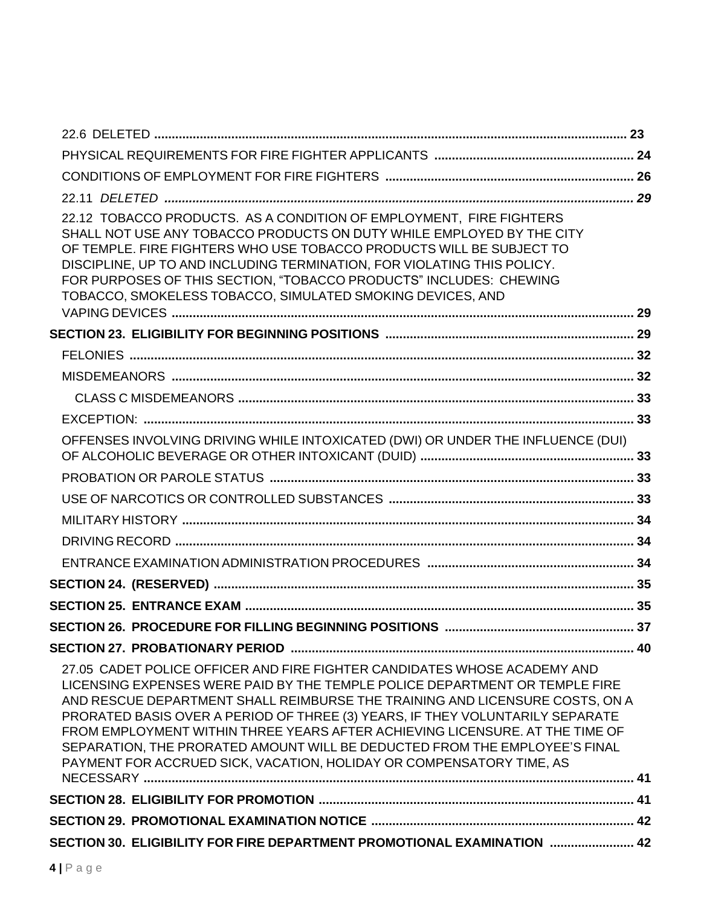22.6 DELETED ........................................................................................................................ 23

PHYSICAL REQUIREMENTS FOR FIRE FIGHTER APPLICANTS ......................................................... 24

CONDITIONS OF EMPLOYMENT FOR FIRE FIGHTERS ...................................................................... 26

22.11 *DELETED* ...................................................................................................................... *29*

22.12 TOBACCO PRODUCTS. AS A CONDITION OF EMPLOYMENT, FIRE FIGHTERS SHALL NOT USE ANY TOBACCO PRODUCTS ON DUTY WHILE EMPLOYED BY THE CITY OF TEMPLE. FIRE FIGHTERS WHO USE TOBACCO PRODUCTS WILL BE SUBJECT TO DISCIPLINE, UP TO AND INCLUDING TERMINATION, FOR VIOLATING THIS POLICY. FOR PURPOSES OF THIS SECTION, "TOBACCO PRODUCTS" INCLUDES: CHEWING TOBACCO, SMOKELESS TOBACCO, SIMULATED SMOKING DEVICES, AND VAPING DEVICES ................................................................................................................................ 29

**SECTION 23. ELIGIBILITY FOR BEGINNING POSITIONS ....................................................................... 29**

FELONIES ................................................................................................................................ 32

MISDEMEANORS ..................................................................................................................... 32

CLASS C MISDEMEANORS ..................................................................................................... 33

EXCEPTION: ............................................................................................................................ 33

OFFENSES INVOLVING DRIVING WHILE INTOXICATED (DWI) OR UNDER THE INFLUENCE (DUI) OF ALCOHOLIC BEVERAGE OR OTHER INTOXICANT (DUID) ............................................................. 33

PROBATION OR PAROLE STATUS ........................................................................................... 33

USE OF NARCOTICS OR CONTROLLED SUBSTANCES ................................................................. 33

MILITARY HISTORY ................................................................................................................ 34

DRIVING RECORD ................................................................................................................... 34

ENTRANCE EXAMINATION ADMINISTRATION PROCEDURES ........................................................... 34

**SECTION 24. (RESERVED) ........................................................................................................... 35**

**SECTION 25. ENTRANCE EXAM ................................................................................................... 35**

**SECTION 26. PROCEDURE FOR FILLING BEGINNING POSITIONS ...................................................... 37**

**SECTION 27. PROBATIONARY PERIOD ........................................................................................ 40**

27.05 CADET POLICE OFFICER AND FIRE FIGHTER CANDIDATES WHOSE ACADEMY AND LICENSING EXPENSES WERE PAID BY THE TEMPLE POLICE DEPARTMENT OR TEMPLE FIRE AND RESCUE DEPARTMENT SHALL REIMBURSE THE TRAINING AND LICENSURE COSTS, ON A PRORATED BASIS OVER A PERIOD OF THREE (3) YEARS, IF THEY VOLUNTARILY SEPARATE FROM EMPLOYMENT WITHIN THREE YEARS AFTER ACHIEVING LICENSURE. AT THE TIME OF SEPARATION, THE PRORATED AMOUNT WILL BE DEDUCTED FROM THE EMPLOYEE'S FINAL PAYMENT FOR ACCRUED SICK, VACATION, HOLIDAY OR COMPENSATORY TIME, AS NECESSARY ............................................................................................................................ 41

**SECTION 28. ELIGIBILITY FOR PROMOTION ................................................................................. 41**

**SECTION 29. PROMOTIONAL EXAMINATION NOTICE ...................................................................... 42**

**SECTION 30. ELIGIBILITY FOR FIRE DEPARTMENT PROMOTIONAL EXAMINATION ........................ 42**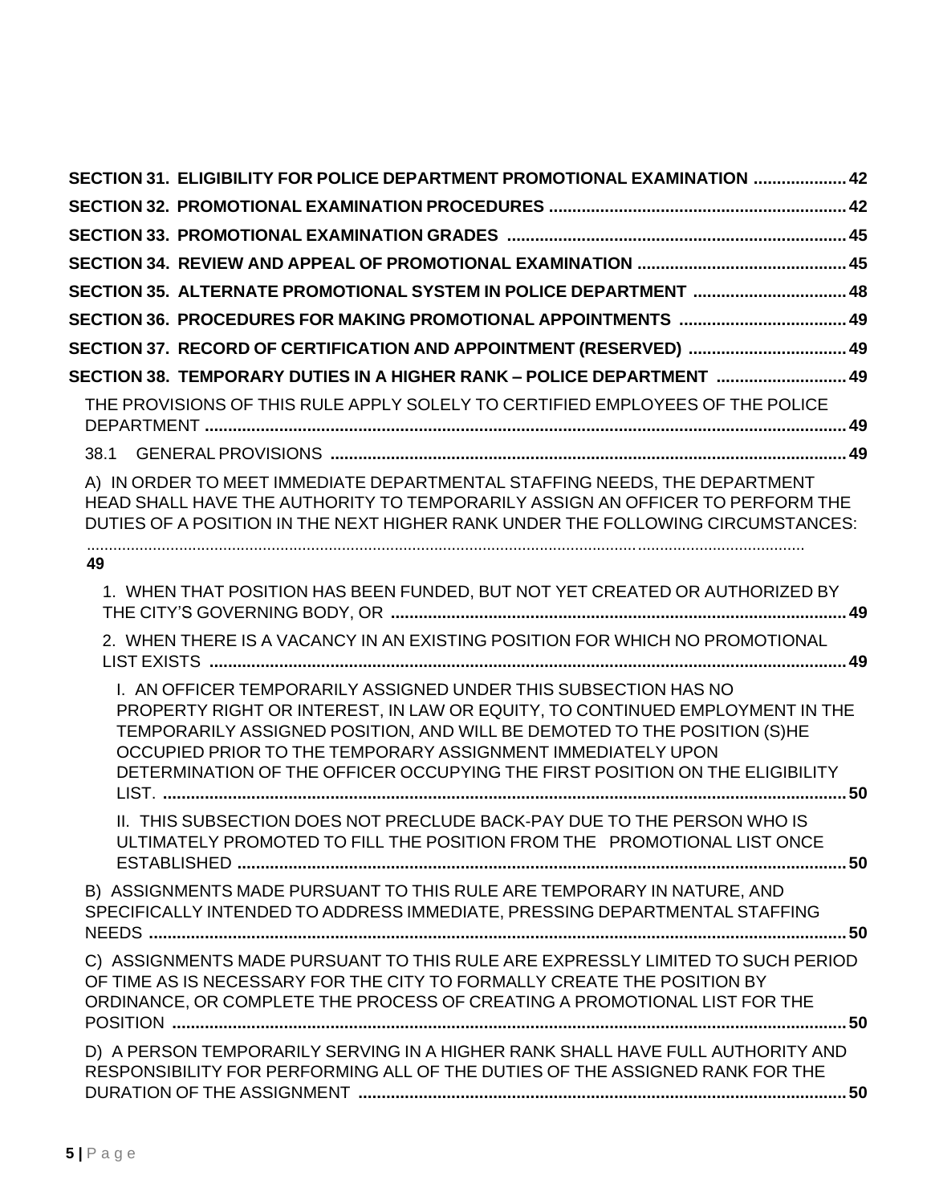**SECTION 31. ELIGIBILITY FOR POLICE DEPARTMENT PROMOTIONAL EXAMINATION .................... 42**

**SECTION 32. PROMOTIONAL EXAMINATION PROCEDURES ................................................................ 42**

**SECTION 33. PROMOTIONAL EXAMINATION GRADES ....................................................................... 45**

**SECTION 34. REVIEW AND APPEAL OF PROMOTIONAL EXAMINATION ............................................. 45**

**SECTION 35. ALTERNATE PROMOTIONAL SYSTEM IN POLICE DEPARTMENT ................................. 48**

**SECTION 36. PROCEDURES FOR MAKING PROMOTIONAL APPOINTMENTS .................................... 49**

**SECTION 37. RECORD OF CERTIFICATION AND APPOINTMENT (RESERVED) .................................. 49**

**SECTION 38. TEMPORARY DUTIES IN A HIGHER RANK – POLICE DEPARTMENT ............................ 49**

THE PROVISIONS OF THIS RULE APPLY SOLELY TO CERTIFIED EMPLOYEES OF THE POLICE DEPARTMENT ........................................................................................................................... 49

38.1 GENERAL PROVISIONS ............................................................................................................... 49

A) IN ORDER TO MEET IMMEDIATE DEPARTMENTAL STAFFING NEEDS, THE DEPARTMENT HEAD SHALL HAVE THE AUTHORITY TO TEMPORARILY ASSIGN AN OFFICER TO PERFORM THE DUTIES OF A POSITION IN THE NEXT HIGHER RANK UNDER THE FOLLOWING CIRCUMSTANCES: ........................................................................................................................................ 49

1. WHEN THAT POSITION HAS BEEN FUNDED, BUT NOT YET CREATED OR AUTHORIZED BY THE CITY'S GOVERNING BODY, OR ................................................................................................ 49

2. WHEN THERE IS A VACANCY IN AN EXISTING POSITION FOR WHICH NO PROMOTIONAL LIST EXISTS ........................................................................................................................................ 49

I. AN OFFICER TEMPORARILY ASSIGNED UNDER THIS SUBSECTION HAS NO PROPERTY RIGHT OR INTEREST, IN LAW OR EQUITY, TO CONTINUED EMPLOYMENT IN THE TEMPORARILY ASSIGNED POSITION, AND WILL BE DEMOTED TO THE POSITION (S)HE OCCUPIED PRIOR TO THE TEMPORARY ASSIGNMENT IMMEDIATELY UPON DETERMINATION OF THE OFFICER OCCUPYING THE FIRST POSITION ON THE ELIGIBILITY LIST. ................................................................................................................................................ 50

II. THIS SUBSECTION DOES NOT PRECLUDE BACK-PAY DUE TO THE PERSON WHO IS ULTIMATELY PROMOTED TO FILL THE POSITION FROM THE PROMOTIONAL LIST ONCE ESTABLISHED ................................................................................................................................. 50

B) ASSIGNMENTS MADE PURSUANT TO THIS RULE ARE TEMPORARY IN NATURE, AND SPECIFICALLY INTENDED TO ADDRESS IMMEDIATE, PRESSING DEPARTMENTAL STAFFING NEEDS ............................................................................................................................................ 50

C) ASSIGNMENTS MADE PURSUANT TO THIS RULE ARE EXPRESSLY LIMITED TO SUCH PERIOD OF TIME AS IS NECESSARY FOR THE CITY TO FORMALLY CREATE THE POSITION BY ORDINANCE, OR COMPLETE THE PROCESS OF CREATING A PROMOTIONAL LIST FOR THE POSITION ........................................................................................................................................ 50

D) A PERSON TEMPORARILY SERVING IN A HIGHER RANK SHALL HAVE FULL AUTHORITY AND RESPONSIBILITY FOR PERFORMING ALL OF THE DUTIES OF THE ASSIGNED RANK FOR THE DURATION OF THE ASSIGNMENT ..................................................................................................... 50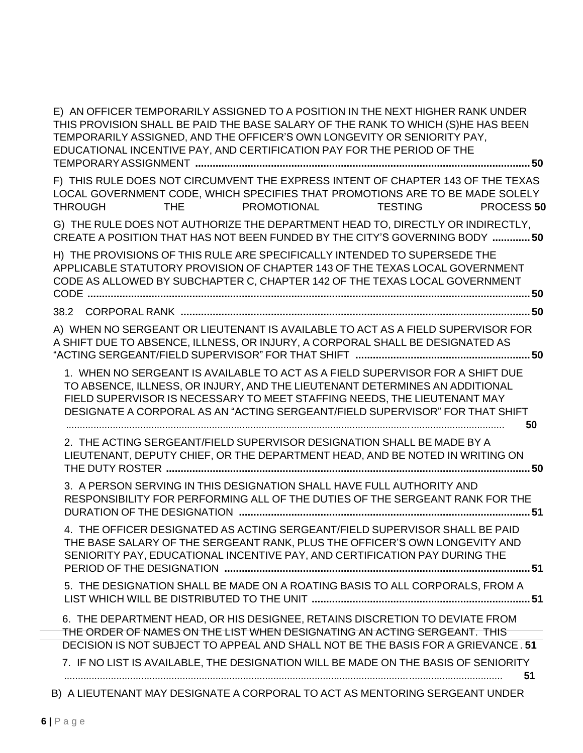E) AN OFFICER TEMPORARILY ASSIGNED TO A POSITION IN THE NEXT HIGHER RANK UNDER THIS PROVISION SHALL BE PAID THE BASE SALARY OF THE RANK TO WHICH (S)HE HAS BEEN TEMPORARILY ASSIGNED, AND THE OFFICER'S OWN LONGEVITY OR SENIORITY PAY, EDUCATIONAL INCENTIVE PAY, AND CERTIFICATION PAY FOR THE PERIOD OF THE TEMPORARY ASSIGNMENT ..... **50**

F) THIS RULE DOES NOT CIRCUMVENT THE EXPRESS INTENT OF CHAPTER 143 OF THE TEXAS LOCAL GOVERNMENT CODE, WHICH SPECIFIES THAT PROMOTIONS ARE TO BE MADE SOLELY THROUGH THE PROMOTIONAL TESTING PROCESS **50**

G) THE RULE DOES NOT AUTHORIZE THE DEPARTMENT HEAD TO, DIRECTLY OR INDIRECTLY, CREATE A POSITION THAT HAS NOT BEEN FUNDED BY THE CITY'S GOVERNING BODY ..... **50**

H) THE PROVISIONS OF THIS RULE ARE SPECIFICALLY INTENDED TO SUPERSEDE THE APPLICABLE STATUTORY PROVISION OF CHAPTER 143 OF THE TEXAS LOCAL GOVERNMENT CODE AS ALLOWED BY SUBCHAPTER C, CHAPTER 142 OF THE TEXAS LOCAL GOVERNMENT CODE ..... **50**

38.2 CORPORAL RANK ..... **50**

A) WHEN NO SERGEANT OR LIEUTENANT IS AVAILABLE TO ACT AS A FIELD SUPERVISOR FOR A SHIFT DUE TO ABSENCE, ILLNESS, OR INJURY, A CORPORAL SHALL BE DESIGNATED AS "ACTING SERGEANT/FIELD SUPERVISOR" FOR THAT SHIFT ..... **50**

1. WHEN NO SERGEANT IS AVAILABLE TO ACT AS A FIELD SUPERVISOR FOR A SHIFT DUE TO ABSENCE, ILLNESS, OR INJURY, AND THE LIEUTENANT DETERMINES AN ADDITIONAL FIELD SUPERVISOR IS NECESSARY TO MEET STAFFING NEEDS, THE LIEUTENANT MAY DESIGNATE A CORPORAL AS AN "ACTING SERGEANT/FIELD SUPERVISOR" FOR THAT SHIFT ..... **50**

2. THE ACTING SERGEANT/FIELD SUPERVISOR DESIGNATION SHALL BE MADE BY A LIEUTENANT, DEPUTY CHIEF, OR THE DEPARTMENT HEAD, AND BE NOTED IN WRITING ON THE DUTY ROSTER ..... **50**

3. A PERSON SERVING IN THIS DESIGNATION SHALL HAVE FULL AUTHORITY AND RESPONSIBILITY FOR PERFORMING ALL OF THE DUTIES OF THE SERGEANT RANK FOR THE DURATION OF THE DESIGNATION ..... **51**

4. THE OFFICER DESIGNATED AS ACTING SERGEANT/FIELD SUPERVISOR SHALL BE PAID THE BASE SALARY OF THE SERGEANT RANK, PLUS THE OFFICER'S OWN LONGEVITY AND SENIORITY PAY, EDUCATIONAL INCENTIVE PAY, AND CERTIFICATION PAY DURING THE PERIOD OF THE DESIGNATION ..... **51**

5. THE DESIGNATION SHALL BE MADE ON A ROATING BASIS TO ALL CORPORALS, FROM A LIST WHICH WILL BE DISTRIBUTED TO THE UNIT ..... **51**

6. THE DEPARTMENT HEAD, OR HIS DESIGNEE, RETAINS DISCRETION TO DEVIATE FROM THE ORDER OF NAMES ON THE LIST WHEN DESIGNATING AN ACTING SERGEANT. THIS DECISION IS NOT SUBJECT TO APPEAL AND SHALL NOT BE THE BASIS FOR A GRIEVANCE . **51**

7. IF NO LIST IS AVAILABLE, THE DESIGNATION WILL BE MADE ON THE BASIS OF SENIORITY ..... **51**

B) A LIEUTENANT MAY DESIGNATE A CORPORAL TO ACT AS MENTORING SERGEANT UNDER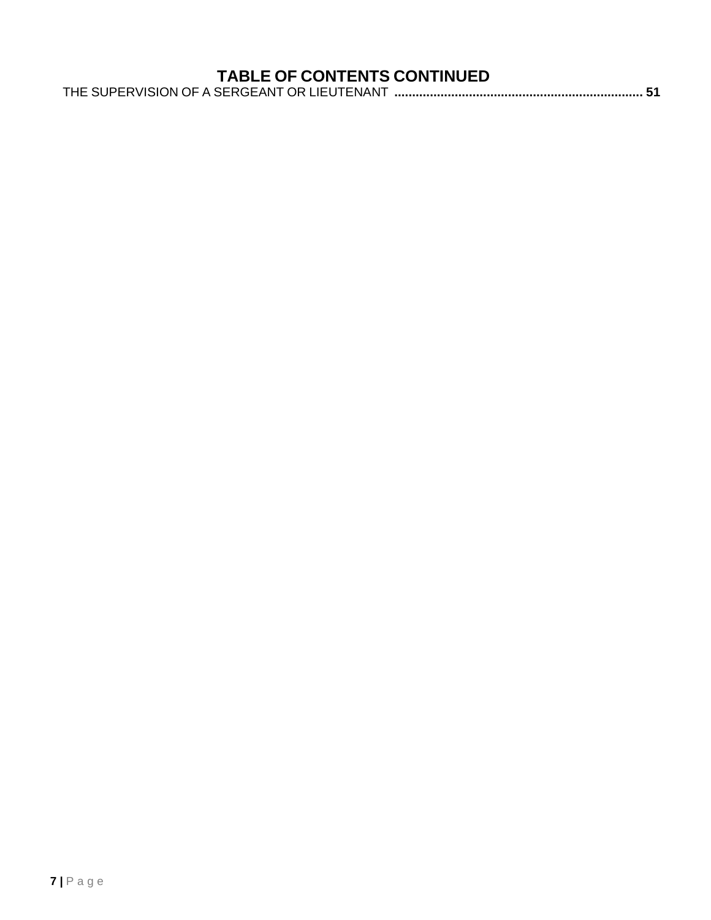# TABLE OF CONTENTS CONTINUED

THE SUPERVISION OF A SERGEANT OR LIEUTENANT .......................................................................... **51**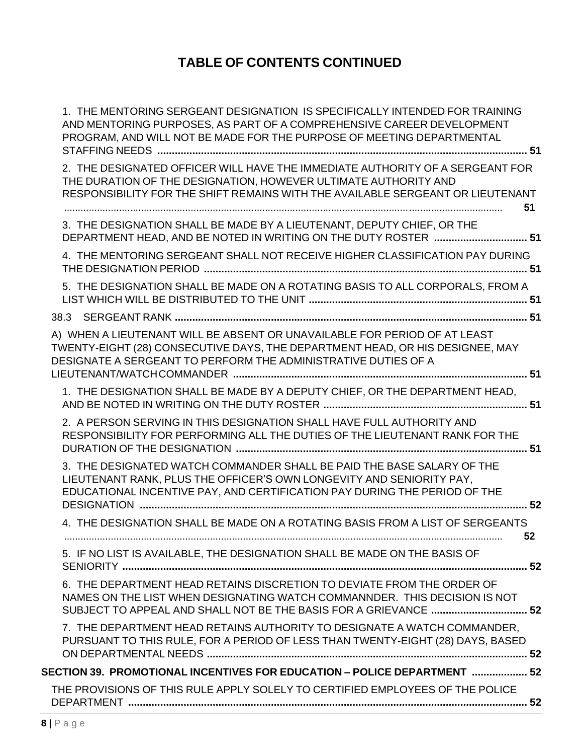## TABLE OF CONTENTS CONTINUED

1. THE MENTORING SERGEANT DESIGNATION IS SPECIFICALLY INTENDED FOR TRAINING AND MENTORING PURPOSES, AS PART OF A COMPREHENSIVE CAREER DEVELOPMENT PROGRAM, AND WILL NOT BE MADE FOR THE PURPOSE OF MEETING DEPARTMENTAL STAFFING NEEDS ..... 51

2. THE DESIGNATED OFFICER WILL HAVE THE IMMEDIATE AUTHORITY OF A SERGEANT FOR THE DURATION OF THE DESIGNATION, HOWEVER ULTIMATE AUTHORITY AND RESPONSIBILITY FOR THE SHIFT REMAINS WITH THE AVAILABLE SERGEANT OR LIEUTENANT ..... 51

3. THE DESIGNATION SHALL BE MADE BY A LIEUTENANT, DEPUTY CHIEF, OR THE DEPARTMENT HEAD, AND BE NOTED IN WRITING ON THE DUTY ROSTER ..... 51

4. THE MENTORING SERGEANT SHALL NOT RECEIVE HIGHER CLASSIFICATION PAY DURING THE DESIGNATION PERIOD ..... 51

5. THE DESIGNATION SHALL BE MADE ON A ROTATING BASIS TO ALL CORPORALS, FROM A LIST WHICH WILL BE DISTRIBUTED TO THE UNIT ..... 51

38.3 SERGEANT RANK ..... 51

A) WHEN A LIEUTENANT WILL BE ABSENT OR UNAVAILABLE FOR PERIOD OF AT LEAST TWENTY-EIGHT (28) CONSECUTIVE DAYS, THE DEPARTMENT HEAD, OR HIS DESIGNEE, MAY DESIGNATE A SERGEANT TO PERFORM THE ADMINISTRATIVE DUTIES OF A LIEUTENANT/WATCH COMMANDER ..... 51

1. THE DESIGNATION SHALL BE MADE BY A DEPUTY CHIEF, OR THE DEPARTMENT HEAD, AND BE NOTED IN WRITING ON THE DUTY ROSTER ..... 51

2. A PERSON SERVING IN THIS DESIGNATION SHALL HAVE FULL AUTHORITY AND RESPONSIBILITY FOR PERFORMING ALL THE DUTIES OF THE LIEUTENANT RANK FOR THE DURATION OF THE DESIGNATION ..... 51

3. THE DESIGNATED WATCH COMMANDER SHALL BE PAID THE BASE SALARY OF THE LIEUTENANT RANK, PLUS THE OFFICER'S OWN LONGEVITY AND SENIORITY PAY, EDUCATIONAL INCENTIVE PAY, AND CERTIFICATION PAY DURING THE PERIOD OF THE DESIGNATION ..... 52

4. THE DESIGNATION SHALL BE MADE ON A ROTATING BASIS FROM A LIST OF SERGEANTS ..... 52

5. IF NO LIST IS AVAILABLE, THE DESIGNATION SHALL BE MADE ON THE BASIS OF SENIORITY ..... 52

6. THE DEPARTMENT HEAD RETAINS DISCRETION TO DEVIATE FROM THE ORDER OF NAMES ON THE LIST WHEN DESIGNATING WATCH COMMANNDER. THIS DECISION IS NOT SUBJECT TO APPEAL AND SHALL NOT BE THE BASIS FOR A GRIEVANCE ..... 52

7. THE DEPARTMENT HEAD RETAINS AUTHORITY TO DESIGNATE A WATCH COMMANDER, PURSUANT TO THIS RULE, FOR A PERIOD OF LESS THAN TWENTY-EIGHT (28) DAYS, BASED ON DEPARTMENTAL NEEDS ..... 52

**SECTION 39. PROMOTIONAL INCENTIVES FOR EDUCATION – POLICE DEPARTMENT ..... 52**

THE PROVISIONS OF THIS RULE APPLY SOLELY TO CERTIFIED EMPLOYEES OF THE POLICE DEPARTMENT ..... 52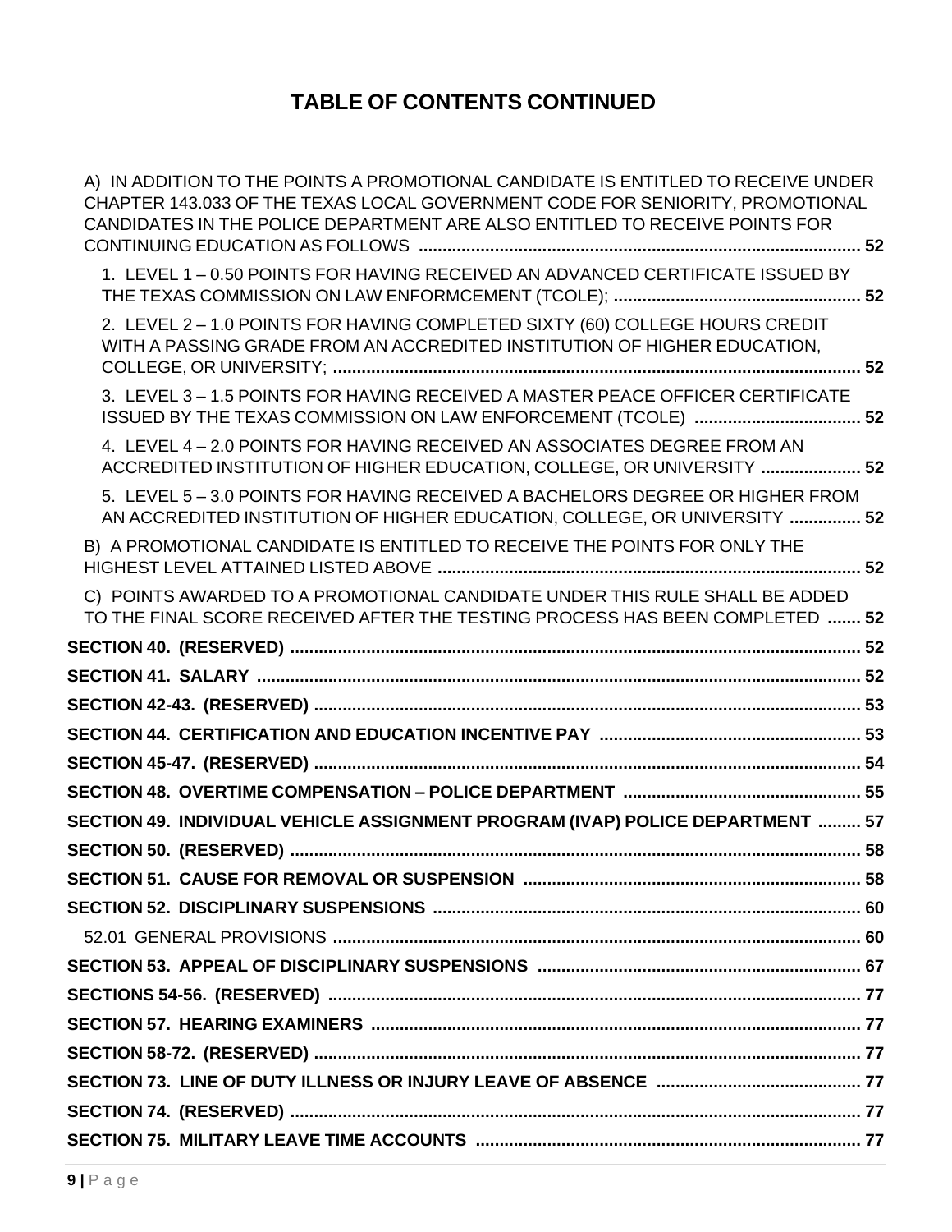# TABLE OF CONTENTS CONTINUED

A) IN ADDITION TO THE POINTS A PROMOTIONAL CANDIDATE IS ENTITLED TO RECEIVE UNDER CHAPTER 143.033 OF THE TEXAS LOCAL GOVERNMENT CODE FOR SENIORITY, PROMOTIONAL CANDIDATES IN THE POLICE DEPARTMENT ARE ALSO ENTITLED TO RECEIVE POINTS FOR CONTINUING EDUCATION AS FOLLOWS ..... 52

1. LEVEL 1 – 0.50 POINTS FOR HAVING RECEIVED AN ADVANCED CERTIFICATE ISSUED BY THE TEXAS COMMISSION ON LAW ENFORMCEMENT (TCOLE); ..... 52

2. LEVEL 2 – 1.0 POINTS FOR HAVING COMPLETED SIXTY (60) COLLEGE HOURS CREDIT WITH A PASSING GRADE FROM AN ACCREDITED INSTITUTION OF HIGHER EDUCATION, COLLEGE, OR UNIVERSITY; ..... 52

3. LEVEL 3 – 1.5 POINTS FOR HAVING RECEIVED A MASTER PEACE OFFICER CERTIFICATE ISSUED BY THE TEXAS COMMISSION ON LAW ENFORCEMENT (TCOLE) ..... 52

4. LEVEL 4 – 2.0 POINTS FOR HAVING RECEIVED AN ASSOCIATES DEGREE FROM AN ACCREDITED INSTITUTION OF HIGHER EDUCATION, COLLEGE, OR UNIVERSITY ..... 52

5. LEVEL 5 – 3.0 POINTS FOR HAVING RECEIVED A BACHELORS DEGREE OR HIGHER FROM AN ACCREDITED INSTITUTION OF HIGHER EDUCATION, COLLEGE, OR UNIVERSITY ..... 52

B) A PROMOTIONAL CANDIDATE IS ENTITLED TO RECEIVE THE POINTS FOR ONLY THE HIGHEST LEVEL ATTAINED LISTED ABOVE ..... 52

C) POINTS AWARDED TO A PROMOTIONAL CANDIDATE UNDER THIS RULE SHALL BE ADDED TO THE FINAL SCORE RECEIVED AFTER THE TESTING PROCESS HAS BEEN COMPLETED ..... 52

**SECTION 40. (RESERVED) ..... 52**

**SECTION 41. SALARY ..... 52**

**SECTION 42-43. (RESERVED) ..... 53**

**SECTION 44. CERTIFICATION AND EDUCATION INCENTIVE PAY ..... 53**

**SECTION 45-47. (RESERVED) ..... 54**

**SECTION 48. OVERTIME COMPENSATION – POLICE DEPARTMENT ..... 55**

**SECTION 49. INDIVIDUAL VEHICLE ASSIGNMENT PROGRAM (IVAP) POLICE DEPARTMENT ..... 57**

**SECTION 50. (RESERVED) ..... 58**

**SECTION 51. CAUSE FOR REMOVAL OR SUSPENSION ..... 58**

**SECTION 52. DISCIPLINARY SUSPENSIONS ..... 60**

52.01 GENERAL PROVISIONS ..... 60

**SECTION 53. APPEAL OF DISCIPLINARY SUSPENSIONS ..... 67**

**SECTIONS 54-56. (RESERVED) ..... 77**

**SECTION 57. HEARING EXAMINERS ..... 77**

**SECTION 58-72. (RESERVED) ..... 77**

**SECTION 73. LINE OF DUTY ILLNESS OR INJURY LEAVE OF ABSENCE ..... 77**

**SECTION 74. (RESERVED) ..... 77**

**SECTION 75. MILITARY LEAVE TIME ACCOUNTS ..... 77**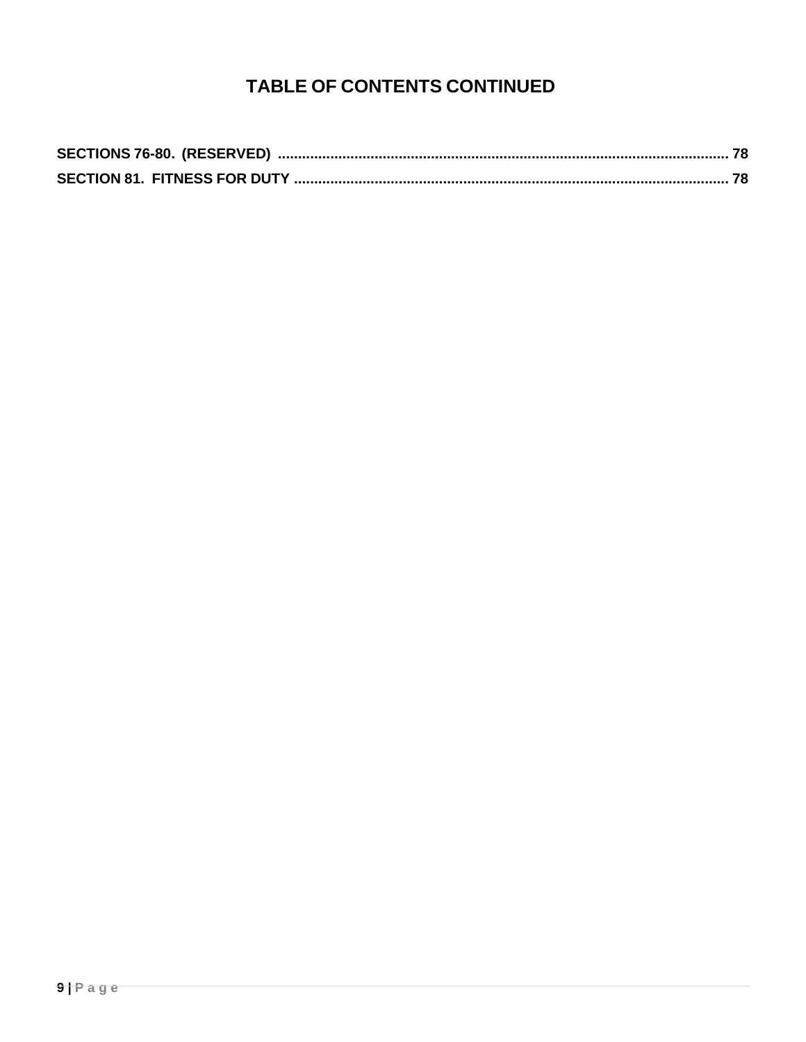## TABLE OF CONTENTS CONTINUED

**SECTIONS 76-80. (RESERVED) ..... 78**

**SECTION 81. FITNESS FOR DUTY ..... 78**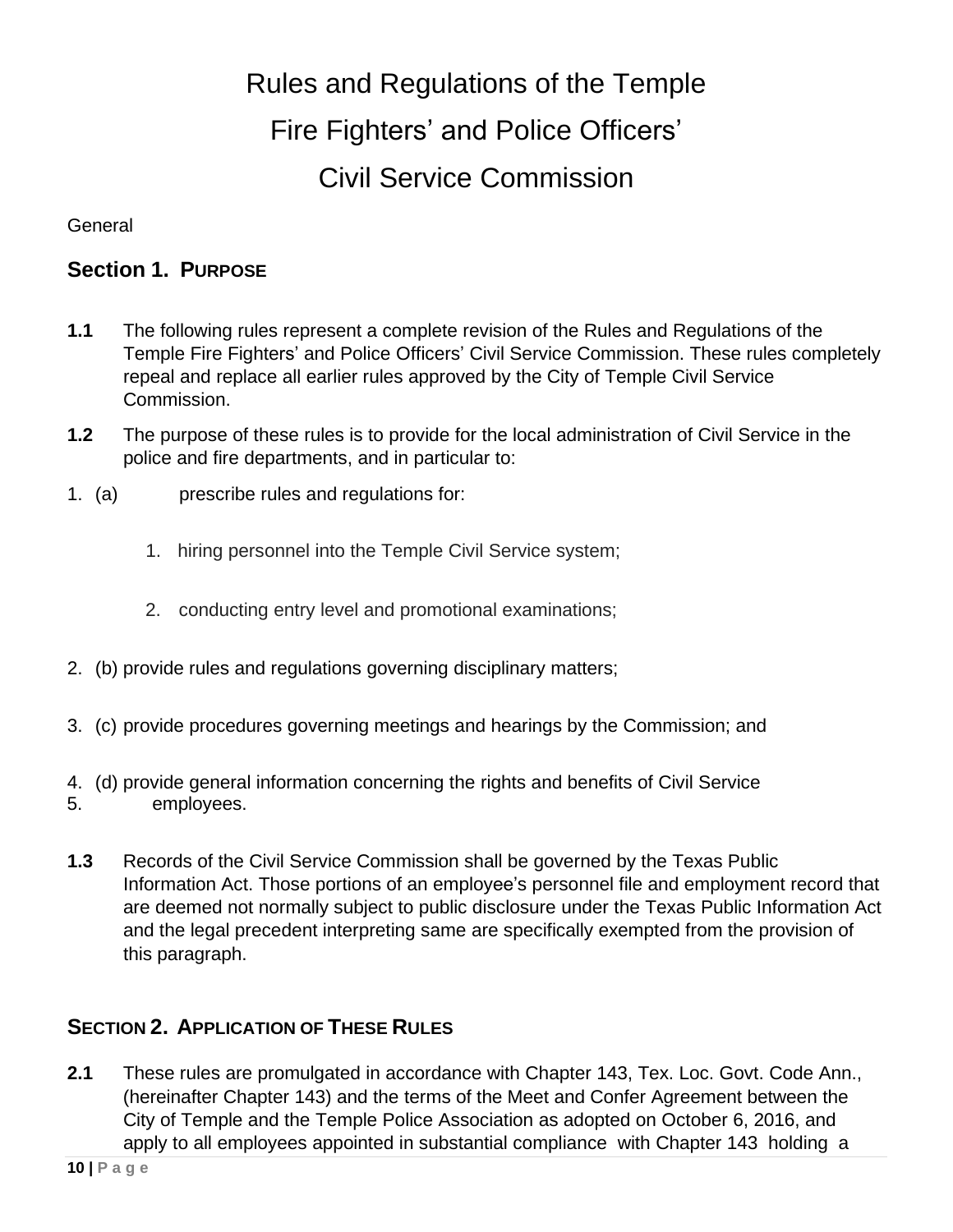# Rules and Regulations of the Temple Fire Fighters' and Police Officers' Civil Service Commission

General

## Section 1. PURPOSE

**1.1** The following rules represent a complete revision of the Rules and Regulations of the Temple Fire Fighters' and Police Officers' Civil Service Commission. These rules completely repeal and replace all earlier rules approved by the City of Temple Civil Service Commission.

**1.2** The purpose of these rules is to provide for the local administration of Civil Service in the police and fire departments, and in particular to:

1. (a) prescribe rules and regulations for:

   1. hiring personnel into the Temple Civil Service system;

   2. conducting entry level and promotional examinations;

2. (b) provide rules and regulations governing disciplinary matters;

3. (c) provide procedures governing meetings and hearings by the Commission; and

4. (d) provide general information concerning the rights and benefits of Civil Service
5. employees.

**1.3** Records of the Civil Service Commission shall be governed by the Texas Public Information Act. Those portions of an employee's personnel file and employment record that are deemed not normally subject to public disclosure under the Texas Public Information Act and the legal precedent interpreting same are specifically exempted from the provision of this paragraph.

## SECTION 2. APPLICATION OF THESE RULES

**2.1** These rules are promulgated in accordance with Chapter 143, Tex. Loc. Govt. Code Ann., (hereinafter Chapter 143) and the terms of the Meet and Confer Agreement between the City of Temple and the Temple Police Association as adopted on October 6, 2016, and apply to all employees appointed in substantial compliance with Chapter 143 holding a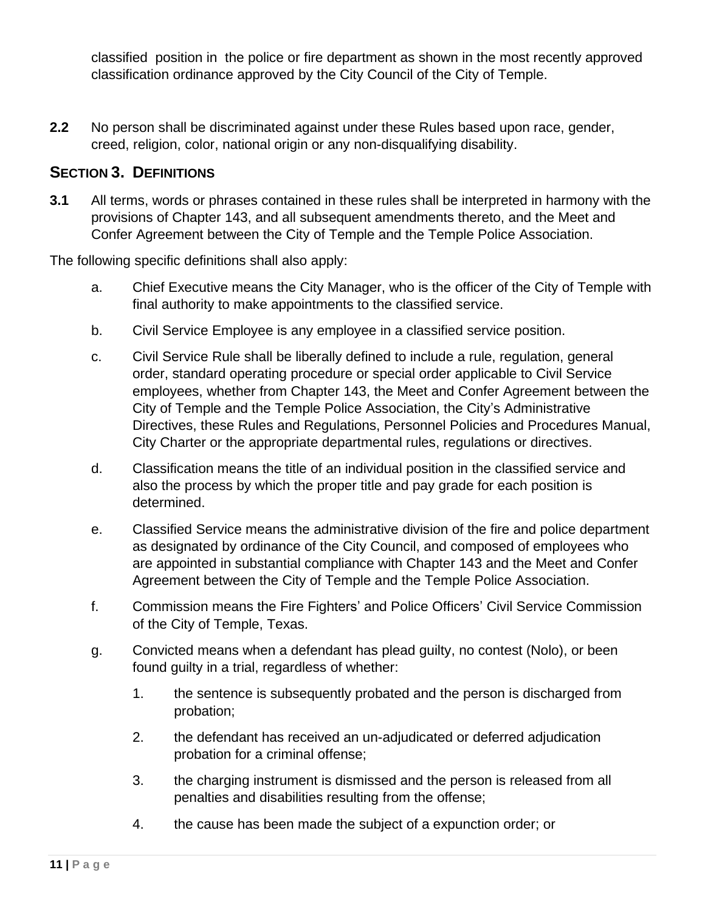classified position in the police or fire department as shown in the most recently approved classification ordinance approved by the City Council of the City of Temple.

**2.2** No person shall be discriminated against under these Rules based upon race, gender, creed, religion, color, national origin or any non-disqualifying disability.

## SECTION 3. DEFINITIONS

**3.1** All terms, words or phrases contained in these rules shall be interpreted in harmony with the provisions of Chapter 143, and all subsequent amendments thereto, and the Meet and Confer Agreement between the City of Temple and the Temple Police Association.

The following specific definitions shall also apply:

a. Chief Executive means the City Manager, who is the officer of the City of Temple with final authority to make appointments to the classified service.

b. Civil Service Employee is any employee in a classified service position.

c. Civil Service Rule shall be liberally defined to include a rule, regulation, general order, standard operating procedure or special order applicable to Civil Service employees, whether from Chapter 143, the Meet and Confer Agreement between the City of Temple and the Temple Police Association, the City's Administrative Directives, these Rules and Regulations, Personnel Policies and Procedures Manual, City Charter or the appropriate departmental rules, regulations or directives.

d. Classification means the title of an individual position in the classified service and also the process by which the proper title and pay grade for each position is determined.

e. Classified Service means the administrative division of the fire and police department as designated by ordinance of the City Council, and composed of employees who are appointed in substantial compliance with Chapter 143 and the Meet and Confer Agreement between the City of Temple and the Temple Police Association.

f. Commission means the Fire Fighters' and Police Officers' Civil Service Commission of the City of Temple, Texas.

g. Convicted means when a defendant has plead guilty, no contest (Nolo), or been found guilty in a trial, regardless of whether:

   1. the sentence is subsequently probated and the person is discharged from probation;

   2. the defendant has received an un-adjudicated or deferred adjudication probation for a criminal offense;

   3. the charging instrument is dismissed and the person is released from all penalties and disabilities resulting from the offense;

   4. the cause has been made the subject of a expunction order; or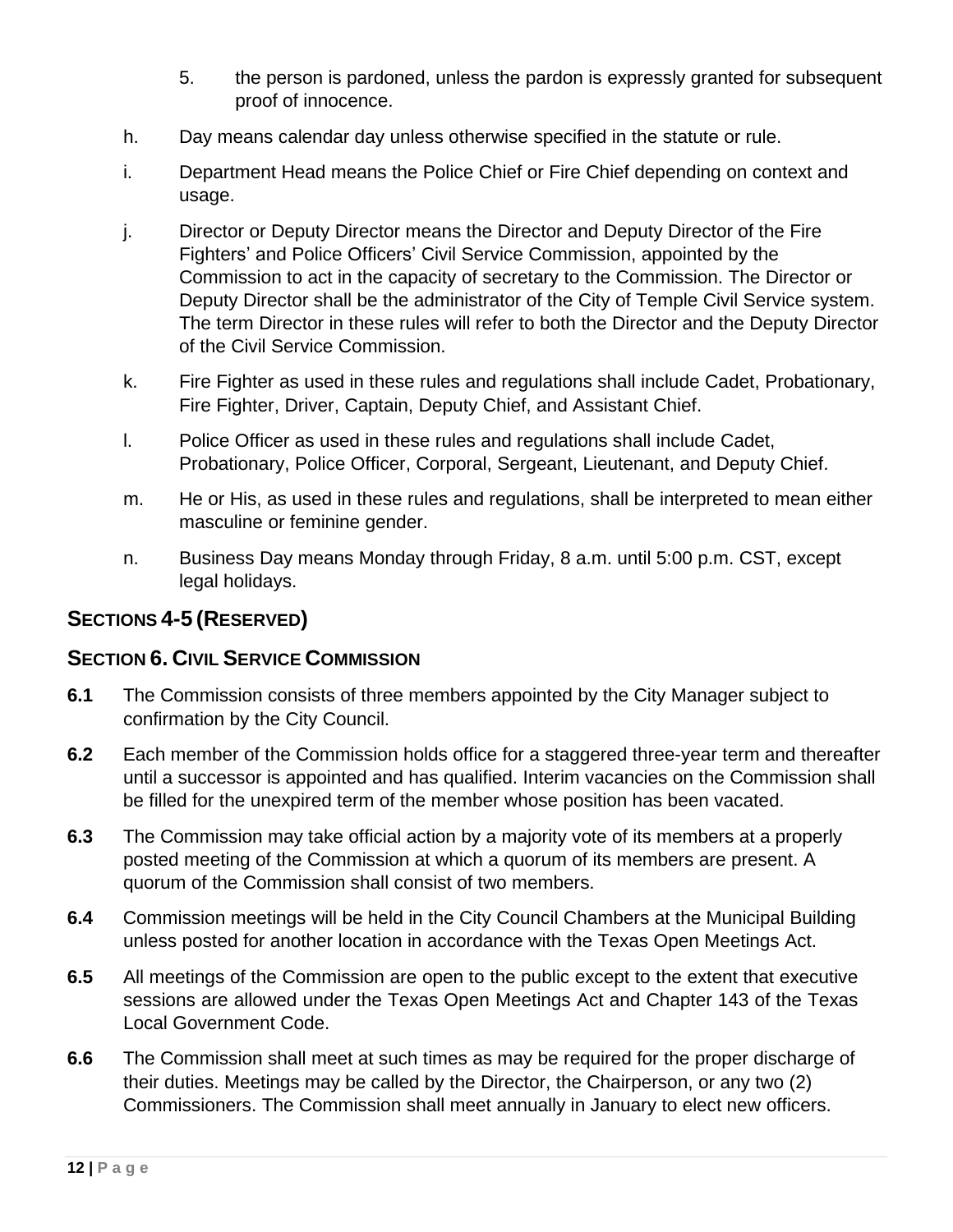5. the person is pardoned, unless the pardon is expressly granted for subsequent proof of innocence.

h. Day means calendar day unless otherwise specified in the statute or rule.

i. Department Head means the Police Chief or Fire Chief depending on context and usage.

j. Director or Deputy Director means the Director and Deputy Director of the Fire Fighters' and Police Officers' Civil Service Commission, appointed by the Commission to act in the capacity of secretary to the Commission. The Director or Deputy Director shall be the administrator of the City of Temple Civil Service system. The term Director in these rules will refer to both the Director and the Deputy Director of the Civil Service Commission.

k. Fire Fighter as used in these rules and regulations shall include Cadet, Probationary, Fire Fighter, Driver, Captain, Deputy Chief, and Assistant Chief.

l. Police Officer as used in these rules and regulations shall include Cadet, Probationary, Police Officer, Corporal, Sergeant, Lieutenant, and Deputy Chief.

m. He or His, as used in these rules and regulations, shall be interpreted to mean either masculine or feminine gender.

n. Business Day means Monday through Friday, 8 a.m. until 5:00 p.m. CST, except legal holidays.

## SECTIONS 4-5 (RESERVED)

## SECTION 6. CIVIL SERVICE COMMISSION

**6.1** The Commission consists of three members appointed by the City Manager subject to confirmation by the City Council.

**6.2** Each member of the Commission holds office for a staggered three-year term and thereafter until a successor is appointed and has qualified. Interim vacancies on the Commission shall be filled for the unexpired term of the member whose position has been vacated.

**6.3** The Commission may take official action by a majority vote of its members at a properly posted meeting of the Commission at which a quorum of its members are present. A quorum of the Commission shall consist of two members.

**6.4** Commission meetings will be held in the City Council Chambers at the Municipal Building unless posted for another location in accordance with the Texas Open Meetings Act.

**6.5** All meetings of the Commission are open to the public except to the extent that executive sessions are allowed under the Texas Open Meetings Act and Chapter 143 of the Texas Local Government Code.

**6.6** The Commission shall meet at such times as may be required for the proper discharge of their duties. Meetings may be called by the Director, the Chairperson, or any two (2) Commissioners. The Commission shall meet annually in January to elect new officers.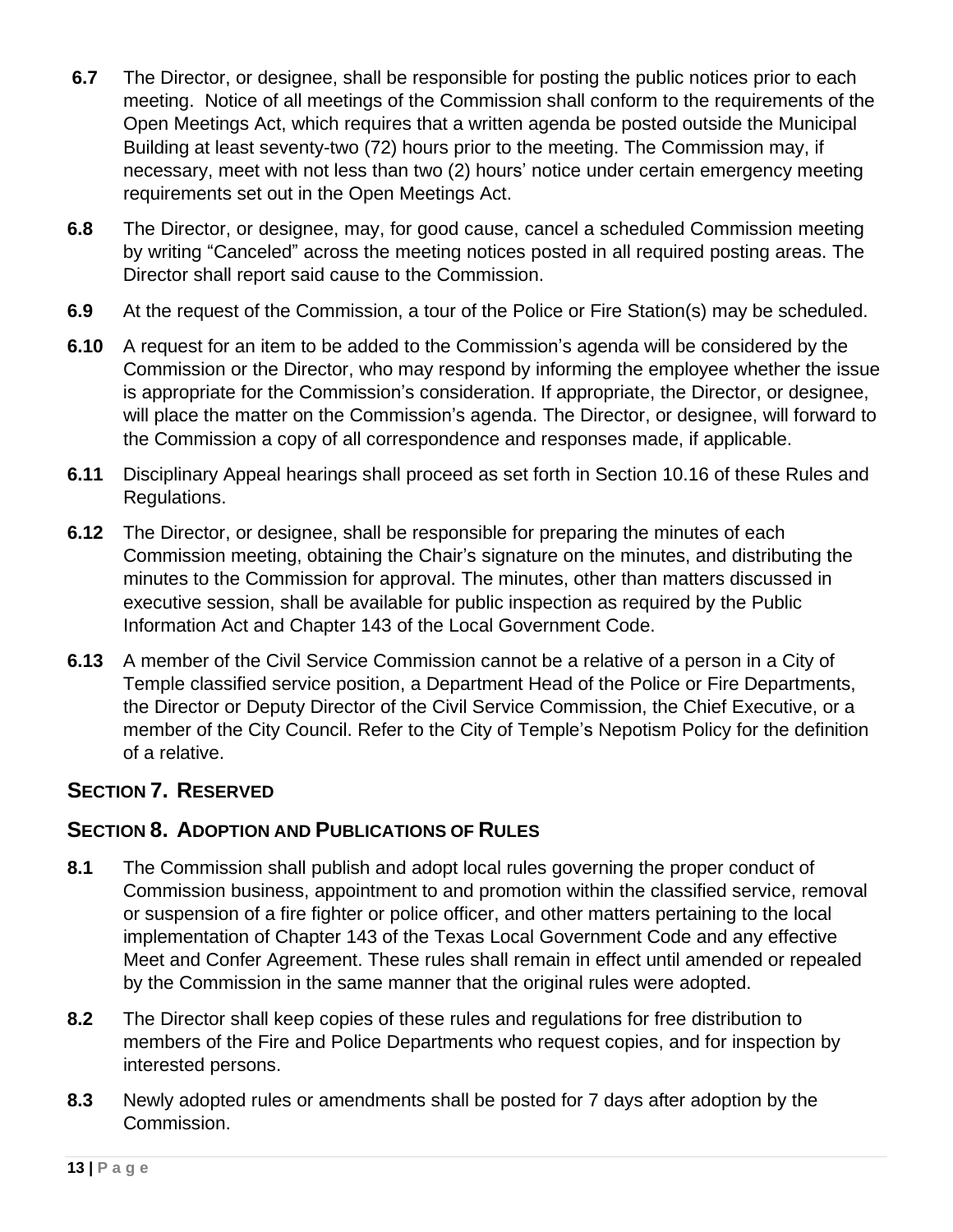**6.7** The Director, or designee, shall be responsible for posting the public notices prior to each meeting. Notice of all meetings of the Commission shall conform to the requirements of the Open Meetings Act, which requires that a written agenda be posted outside the Municipal Building at least seventy-two (72) hours prior to the meeting. The Commission may, if necessary, meet with not less than two (2) hours' notice under certain emergency meeting requirements set out in the Open Meetings Act.

**6.8** The Director, or designee, may, for good cause, cancel a scheduled Commission meeting by writing "Canceled" across the meeting notices posted in all required posting areas. The Director shall report said cause to the Commission.

**6.9** At the request of the Commission, a tour of the Police or Fire Station(s) may be scheduled.

**6.10** A request for an item to be added to the Commission's agenda will be considered by the Commission or the Director, who may respond by informing the employee whether the issue is appropriate for the Commission's consideration. If appropriate, the Director, or designee, will place the matter on the Commission's agenda. The Director, or designee, will forward to the Commission a copy of all correspondence and responses made, if applicable.

**6.11** Disciplinary Appeal hearings shall proceed as set forth in Section 10.16 of these Rules and Regulations.

**6.12** The Director, or designee, shall be responsible for preparing the minutes of each Commission meeting, obtaining the Chair's signature on the minutes, and distributing the minutes to the Commission for approval. The minutes, other than matters discussed in executive session, shall be available for public inspection as required by the Public Information Act and Chapter 143 of the Local Government Code.

**6.13** A member of the Civil Service Commission cannot be a relative of a person in a City of Temple classified service position, a Department Head of the Police or Fire Departments, the Director or Deputy Director of the Civil Service Commission, the Chief Executive, or a member of the City Council. Refer to the City of Temple's Nepotism Policy for the definition of a relative.

## SECTION 7. RESERVED

## SECTION 8. ADOPTION AND PUBLICATIONS OF RULES

**8.1** The Commission shall publish and adopt local rules governing the proper conduct of Commission business, appointment to and promotion within the classified service, removal or suspension of a fire fighter or police officer, and other matters pertaining to the local implementation of Chapter 143 of the Texas Local Government Code and any effective Meet and Confer Agreement. These rules shall remain in effect until amended or repealed by the Commission in the same manner that the original rules were adopted.

**8.2** The Director shall keep copies of these rules and regulations for free distribution to members of the Fire and Police Departments who request copies, and for inspection by interested persons.

**8.3** Newly adopted rules or amendments shall be posted for 7 days after adoption by the Commission.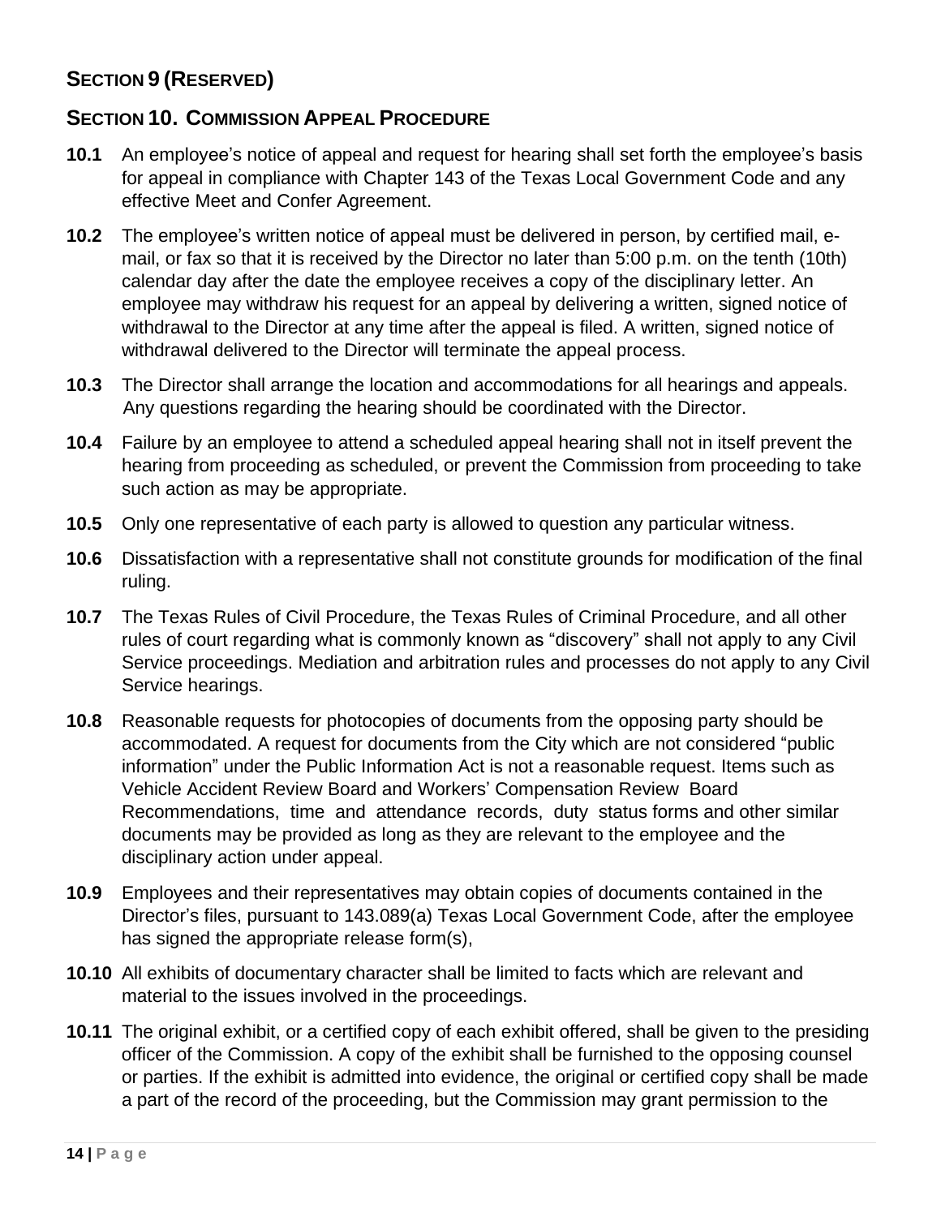## Section 9 (Reserved)

## Section 10. Commission Appeal Procedure

**10.1** An employee's notice of appeal and request for hearing shall set forth the employee's basis for appeal in compliance with Chapter 143 of the Texas Local Government Code and any effective Meet and Confer Agreement.

**10.2** The employee's written notice of appeal must be delivered in person, by certified mail, e-mail, or fax so that it is received by the Director no later than 5:00 p.m. on the tenth (10th) calendar day after the date the employee receives a copy of the disciplinary letter. An employee may withdraw his request for an appeal by delivering a written, signed notice of withdrawal to the Director at any time after the appeal is filed. A written, signed notice of withdrawal delivered to the Director will terminate the appeal process.

**10.3** The Director shall arrange the location and accommodations for all hearings and appeals. Any questions regarding the hearing should be coordinated with the Director.

**10.4** Failure by an employee to attend a scheduled appeal hearing shall not in itself prevent the hearing from proceeding as scheduled, or prevent the Commission from proceeding to take such action as may be appropriate.

**10.5** Only one representative of each party is allowed to question any particular witness.

**10.6** Dissatisfaction with a representative shall not constitute grounds for modification of the final ruling.

**10.7** The Texas Rules of Civil Procedure, the Texas Rules of Criminal Procedure, and all other rules of court regarding what is commonly known as "discovery" shall not apply to any Civil Service proceedings. Mediation and arbitration rules and processes do not apply to any Civil Service hearings.

**10.8** Reasonable requests for photocopies of documents from the opposing party should be accommodated. A request for documents from the City which are not considered "public information" under the Public Information Act is not a reasonable request. Items such as Vehicle Accident Review Board and Workers' Compensation Review Board Recommendations, time and attendance records, duty status forms and other similar documents may be provided as long as they are relevant to the employee and the disciplinary action under appeal.

**10.9** Employees and their representatives may obtain copies of documents contained in the Director's files, pursuant to 143.089(a) Texas Local Government Code, after the employee has signed the appropriate release form(s),

**10.10** All exhibits of documentary character shall be limited to facts which are relevant and material to the issues involved in the proceedings.

**10.11** The original exhibit, or a certified copy of each exhibit offered, shall be given to the presiding officer of the Commission. A copy of the exhibit shall be furnished to the opposing counsel or parties. If the exhibit is admitted into evidence, the original or certified copy shall be made a part of the record of the proceeding, but the Commission may grant permission to the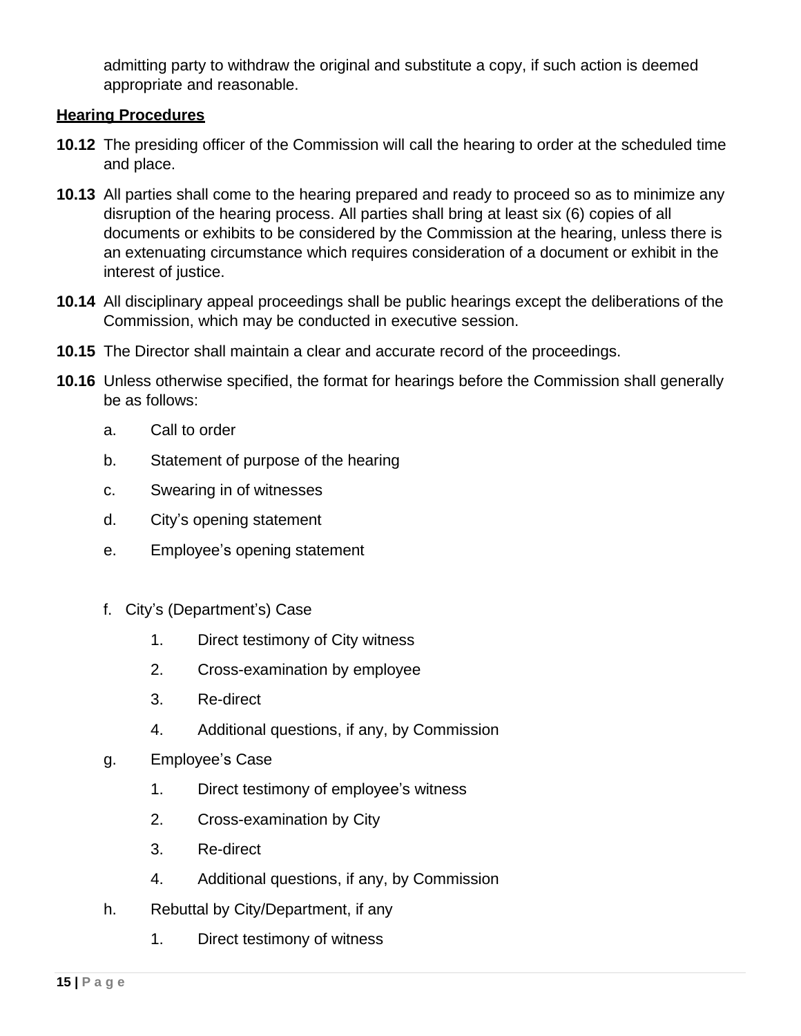admitting party to withdraw the original and substitute a copy, if such action is deemed appropriate and reasonable.

**Hearing Procedures**

**10.12** The presiding officer of the Commission will call the hearing to order at the scheduled time and place.

**10.13** All parties shall come to the hearing prepared and ready to proceed so as to minimize any disruption of the hearing process. All parties shall bring at least six (6) copies of all documents or exhibits to be considered by the Commission at the hearing, unless there is an extenuating circumstance which requires consideration of a document or exhibit in the interest of justice.

**10.14** All disciplinary appeal proceedings shall be public hearings except the deliberations of the Commission, which may be conducted in executive session.

**10.15** The Director shall maintain a clear and accurate record of the proceedings.

**10.16** Unless otherwise specified, the format for hearings before the Commission shall generally be as follows:

a. Call to order

b. Statement of purpose of the hearing

c. Swearing in of witnesses

d. City's opening statement

e. Employee's opening statement

f. City's (Department's) Case

1. Direct testimony of City witness
2. Cross-examination by employee
3. Re-direct
4. Additional questions, if any, by Commission

g. Employee's Case

1. Direct testimony of employee's witness
2. Cross-examination by City
3. Re-direct
4. Additional questions, if any, by Commission

h. Rebuttal by City/Department, if any

1. Direct testimony of witness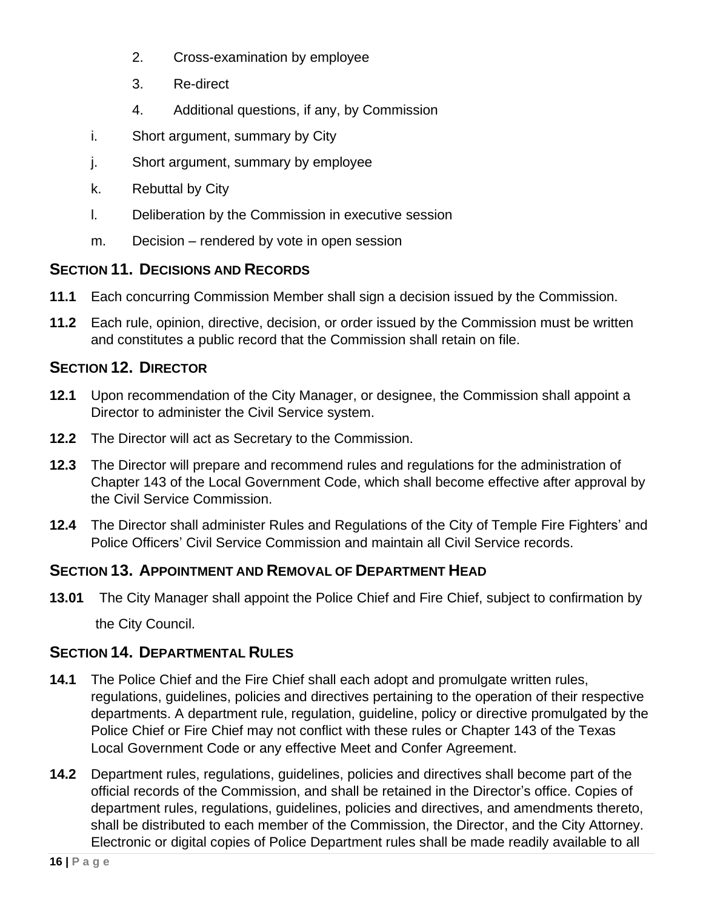2. Cross-examination by employee
3. Re-direct
4. Additional questions, if any, by Commission

i. Short argument, summary by City

j. Short argument, summary by employee

k. Rebuttal by City

l. Deliberation by the Commission in executive session

m. Decision – rendered by vote in open session

## SECTION 11. DECISIONS AND RECORDS

**11.1** Each concurring Commission Member shall sign a decision issued by the Commission.

**11.2** Each rule, opinion, directive, decision, or order issued by the Commission must be written and constitutes a public record that the Commission shall retain on file.

## SECTION 12. DIRECTOR

**12.1** Upon recommendation of the City Manager, or designee, the Commission shall appoint a Director to administer the Civil Service system.

**12.2** The Director will act as Secretary to the Commission.

**12.3** The Director will prepare and recommend rules and regulations for the administration of Chapter 143 of the Local Government Code, which shall become effective after approval by the Civil Service Commission.

**12.4** The Director shall administer Rules and Regulations of the City of Temple Fire Fighters' and Police Officers' Civil Service Commission and maintain all Civil Service records.

## SECTION 13. APPOINTMENT AND REMOVAL OF DEPARTMENT HEAD

**13.01** The City Manager shall appoint the Police Chief and Fire Chief, subject to confirmation by the City Council.

## SECTION 14. DEPARTMENTAL RULES

**14.1** The Police Chief and the Fire Chief shall each adopt and promulgate written rules, regulations, guidelines, policies and directives pertaining to the operation of their respective departments. A department rule, regulation, guideline, policy or directive promulgated by the Police Chief or Fire Chief may not conflict with these rules or Chapter 143 of the Texas Local Government Code or any effective Meet and Confer Agreement.

**14.2** Department rules, regulations, guidelines, policies and directives shall become part of the official records of the Commission, and shall be retained in the Director's office. Copies of department rules, regulations, guidelines, policies and directives, and amendments thereto, shall be distributed to each member of the Commission, the Director, and the City Attorney. Electronic or digital copies of Police Department rules shall be made readily available to all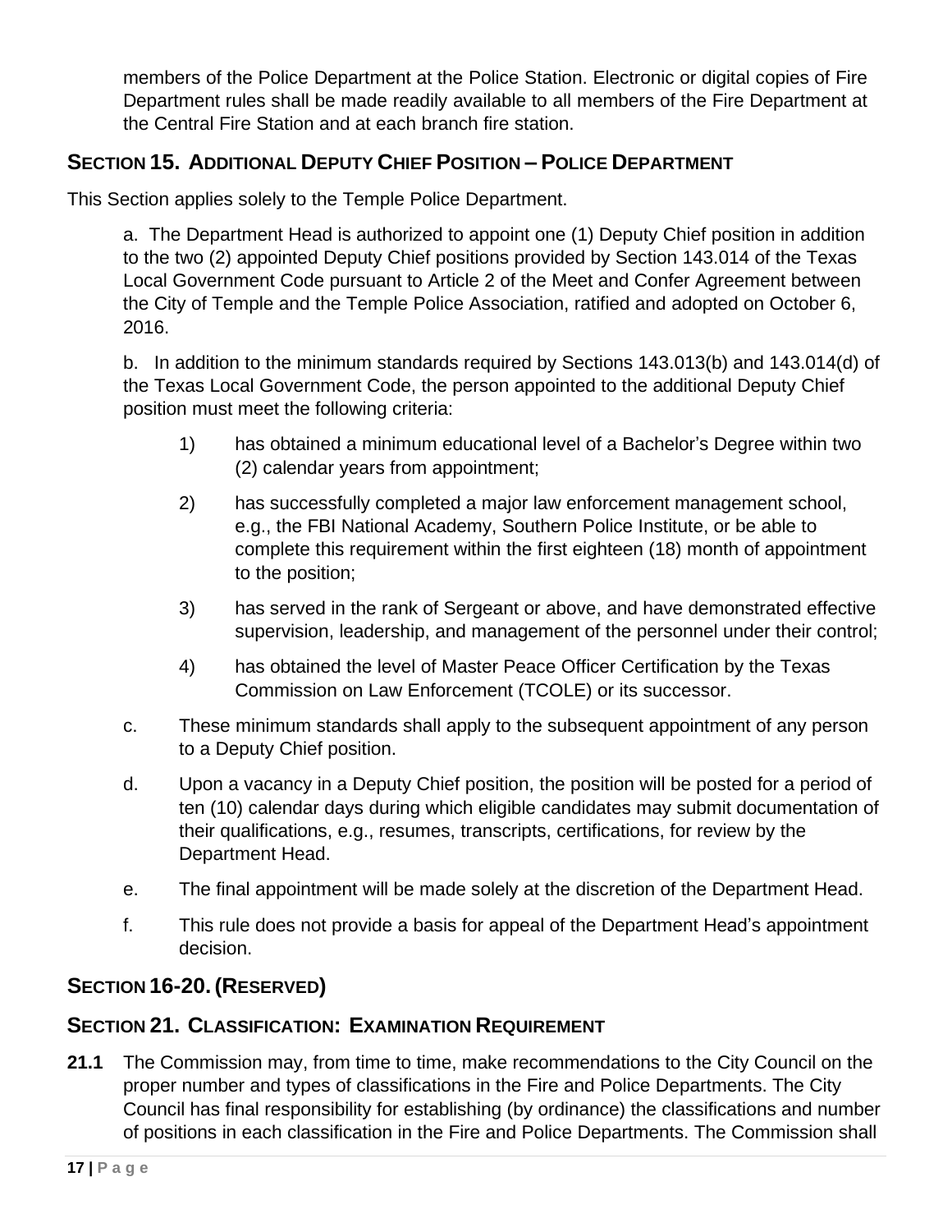members of the Police Department at the Police Station. Electronic or digital copies of Fire Department rules shall be made readily available to all members of the Fire Department at the Central Fire Station and at each branch fire station.

## SECTION 15. ADDITIONAL DEPUTY CHIEF POSITION – POLICE DEPARTMENT

This Section applies solely to the Temple Police Department.

a. The Department Head is authorized to appoint one (1) Deputy Chief position in addition to the two (2) appointed Deputy Chief positions provided by Section 143.014 of the Texas Local Government Code pursuant to Article 2 of the Meet and Confer Agreement between the City of Temple and the Temple Police Association, ratified and adopted on October 6, 2016.

b. In addition to the minimum standards required by Sections 143.013(b) and 143.014(d) of the Texas Local Government Code, the person appointed to the additional Deputy Chief position must meet the following criteria:

1) has obtained a minimum educational level of a Bachelor's Degree within two (2) calendar years from appointment;

2) has successfully completed a major law enforcement management school, e.g., the FBI National Academy, Southern Police Institute, or be able to complete this requirement within the first eighteen (18) month of appointment to the position;

3) has served in the rank of Sergeant or above, and have demonstrated effective supervision, leadership, and management of the personnel under their control;

4) has obtained the level of Master Peace Officer Certification by the Texas Commission on Law Enforcement (TCOLE) or its successor.

c. These minimum standards shall apply to the subsequent appointment of any person to a Deputy Chief position.

d. Upon a vacancy in a Deputy Chief position, the position will be posted for a period of ten (10) calendar days during which eligible candidates may submit documentation of their qualifications, e.g., resumes, transcripts, certifications, for review by the Department Head.

e. The final appointment will be made solely at the discretion of the Department Head.

f. This rule does not provide a basis for appeal of the Department Head's appointment decision.

## SECTION 16-20. (RESERVED)

## SECTION 21. CLASSIFICATION: EXAMINATION REQUIREMENT

**21.1** The Commission may, from time to time, make recommendations to the City Council on the proper number and types of classifications in the Fire and Police Departments. The City Council has final responsibility for establishing (by ordinance) the classifications and number of positions in each classification in the Fire and Police Departments. The Commission shall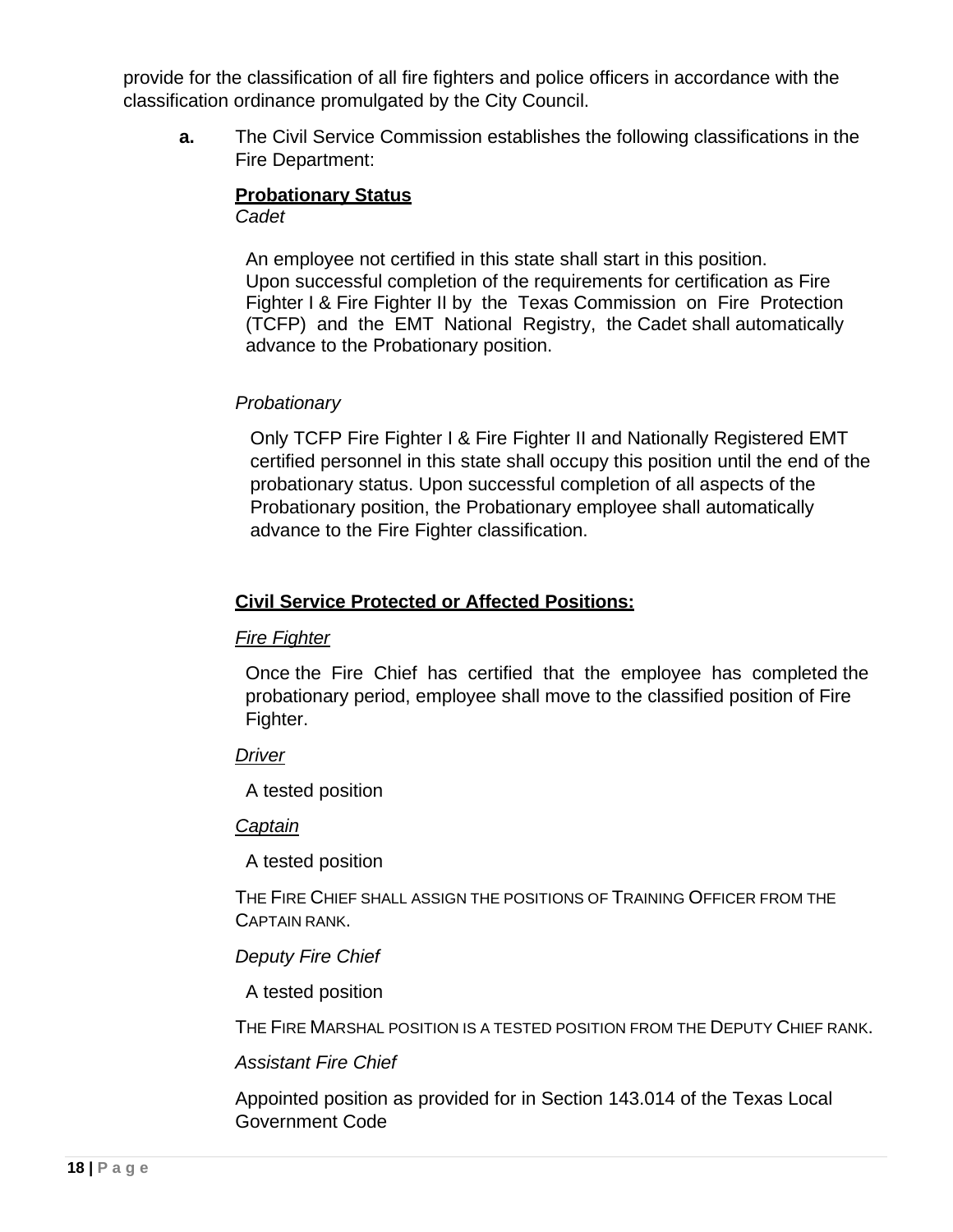provide for the classification of all fire fighters and police officers in accordance with the classification ordinance promulgated by the City Council.

**a.** The Civil Service Commission establishes the following classifications in the Fire Department:

**<u>Probationary Status</u>**

*Cadet*

An employee not certified in this state shall start in this position. Upon successful completion of the requirements for certification as Fire Fighter I & Fire Fighter II by the Texas Commission on Fire Protection (TCFP) and the EMT National Registry, the Cadet shall automatically advance to the Probationary position.

*Probationary*

Only TCFP Fire Fighter I & Fire Fighter II and Nationally Registered EMT certified personnel in this state shall occupy this position until the end of the probationary status. Upon successful completion of all aspects of the Probationary position, the Probationary employee shall automatically advance to the Fire Fighter classification.

**<u>Civil Service Protected or Affected Positions:</u>**

*<u>Fire Fighter</u>*

Once the Fire Chief has certified that the employee has completed the probationary period, employee shall move to the classified position of Fire Fighter.

*<u>Driver</u>*

A tested position

*<u>Captain</u>*

A tested position

THE FIRE CHIEF SHALL ASSIGN THE POSITIONS OF TRAINING OFFICER FROM THE CAPTAIN RANK.

*Deputy Fire Chief*

A tested position

THE FIRE MARSHAL POSITION IS A TESTED POSITION FROM THE DEPUTY CHIEF RANK.

*Assistant Fire Chief*

Appointed position as provided for in Section 143.014 of the Texas Local Government Code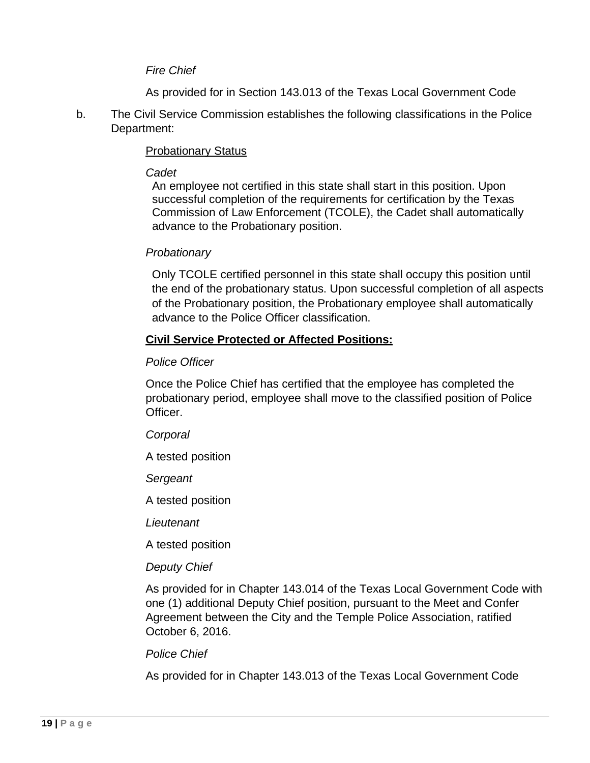*Fire Chief*

As provided for in Section 143.013 of the Texas Local Government Code

b. The Civil Service Commission establishes the following classifications in the Police Department:

<u>Probationary Status</u>

*Cadet*

An employee not certified in this state shall start in this position. Upon successful completion of the requirements for certification by the Texas Commission of Law Enforcement (TCOLE), the Cadet shall automatically advance to the Probationary position.

*Probationary*

Only TCOLE certified personnel in this state shall occupy this position until the end of the probationary status. Upon successful completion of all aspects of the Probationary position, the Probationary employee shall automatically advance to the Police Officer classification.

<u>**Civil Service Protected or Affected Positions:**</u>

*Police Officer*

Once the Police Chief has certified that the employee has completed the probationary period, employee shall move to the classified position of Police Officer.

*Corporal*

A tested position

*Sergeant*

A tested position

*Lieutenant*

A tested position

*Deputy Chief*

As provided for in Chapter 143.014 of the Texas Local Government Code with one (1) additional Deputy Chief position, pursuant to the Meet and Confer Agreement between the City and the Temple Police Association, ratified October 6, 2016.

*Police Chief*

As provided for in Chapter 143.013 of the Texas Local Government Code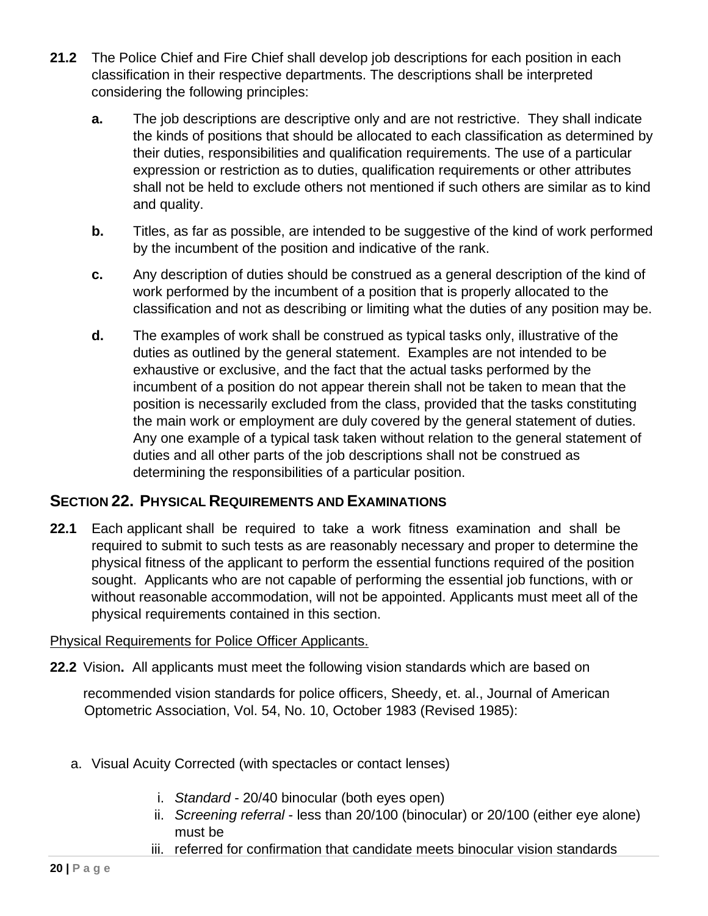**21.2** The Police Chief and Fire Chief shall develop job descriptions for each position in each classification in their respective departments. The descriptions shall be interpreted considering the following principles:

**a.** The job descriptions are descriptive only and are not restrictive. They shall indicate the kinds of positions that should be allocated to each classification as determined by their duties, responsibilities and qualification requirements. The use of a particular expression or restriction as to duties, qualification requirements or other attributes shall not be held to exclude others not mentioned if such others are similar as to kind and quality.

**b.** Titles, as far as possible, are intended to be suggestive of the kind of work performed by the incumbent of the position and indicative of the rank.

**c.** Any description of duties should be construed as a general description of the kind of work performed by the incumbent of a position that is properly allocated to the classification and not as describing or limiting what the duties of any position may be.

**d.** The examples of work shall be construed as typical tasks only, illustrative of the duties as outlined by the general statement. Examples are not intended to be exhaustive or exclusive, and the fact that the actual tasks performed by the incumbent of a position do not appear therein shall not be taken to mean that the position is necessarily excluded from the class, provided that the tasks constituting the main work or employment are duly covered by the general statement of duties. Any one example of a typical task taken without relation to the general statement of duties and all other parts of the job descriptions shall not be construed as determining the responsibilities of a particular position.

## SECTION 22. PHYSICAL REQUIREMENTS AND EXAMINATIONS

**22.1** Each applicant shall be required to take a work fitness examination and shall be required to submit to such tests as are reasonably necessary and proper to determine the physical fitness of the applicant to perform the essential functions required of the position sought. Applicants who are not capable of performing the essential job functions, with or without reasonable accommodation, will not be appointed. Applicants must meet all of the physical requirements contained in this section.

<u>Physical Requirements for Police Officer Applicants.</u>

**22.2** Vision**.** All applicants must meet the following vision standards which are based on

recommended vision standards for police officers, Sheedy, et. al., Journal of American Optometric Association, Vol. 54, No. 10, October 1983 (Revised 1985):

a. Visual Acuity Corrected (with spectacles or contact lenses)

   i. *Standard* - 20/40 binocular (both eyes open)
   ii. *Screening referral* - less than 20/100 (binocular) or 20/100 (either eye alone) must be
   iii. referred for confirmation that candidate meets binocular vision standards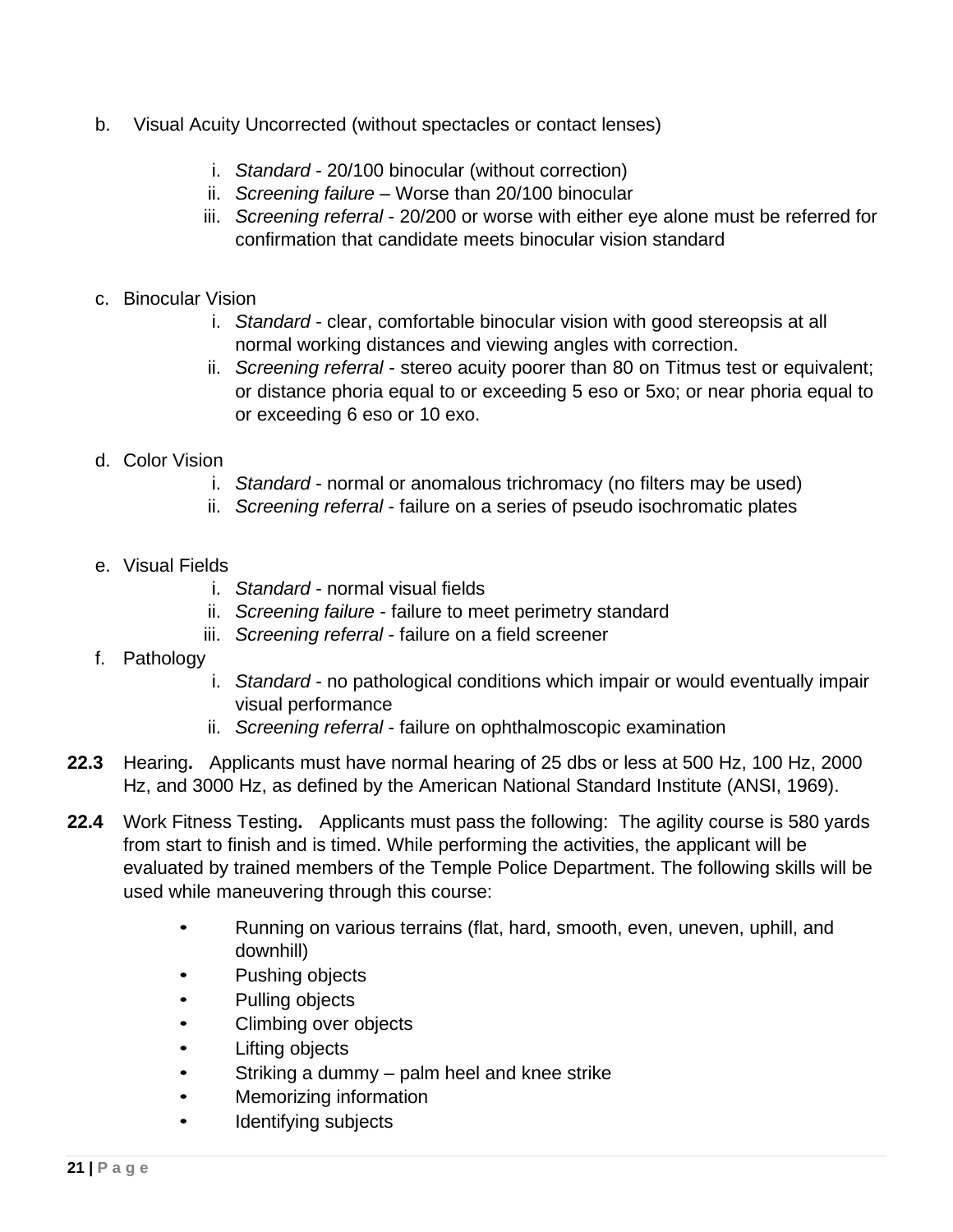b. Visual Acuity Uncorrected (without spectacles or contact lenses)

   i. *Standard* - 20/100 binocular (without correction)
   ii. *Screening failure* – Worse than 20/100 binocular
   iii. *Screening referral* - 20/200 or worse with either eye alone must be referred for confirmation that candidate meets binocular vision standard

c. Binocular Vision

   i. *Standard* - clear, comfortable binocular vision with good stereopsis at all normal working distances and viewing angles with correction.
   ii. *Screening referral* - stereo acuity poorer than 80 on Titmus test or equivalent; or distance phoria equal to or exceeding 5 eso or 5xo; or near phoria equal to or exceeding 6 eso or 10 exo.

d. Color Vision

   i. *Standard* - normal or anomalous trichromacy (no filters may be used)
   ii. *Screening referral* - failure on a series of pseudo isochromatic plates

e. Visual Fields

   i. *Standard* - normal visual fields
   ii. *Screening failure* - failure to meet perimetry standard
   iii. *Screening referral* - failure on a field screener

f. Pathology

   i. *Standard* - no pathological conditions which impair or would eventually impair visual performance
   ii. *Screening referral* - failure on ophthalmoscopic examination

**22.3** Hearing**.** Applicants must have normal hearing of 25 dbs or less at 500 Hz, 100 Hz, 2000 Hz, and 3000 Hz, as defined by the American National Standard Institute (ANSI, 1969).

**22.4** Work Fitness Testing**.** Applicants must pass the following: The agility course is 580 yards from start to finish and is timed. While performing the activities, the applicant will be evaluated by trained members of the Temple Police Department. The following skills will be used while maneuvering through this course:

- Running on various terrains (flat, hard, smooth, even, uneven, uphill, and downhill)
- Pushing objects
- Pulling objects
- Climbing over objects
- Lifting objects
- Striking a dummy – palm heel and knee strike
- Memorizing information
- Identifying subjects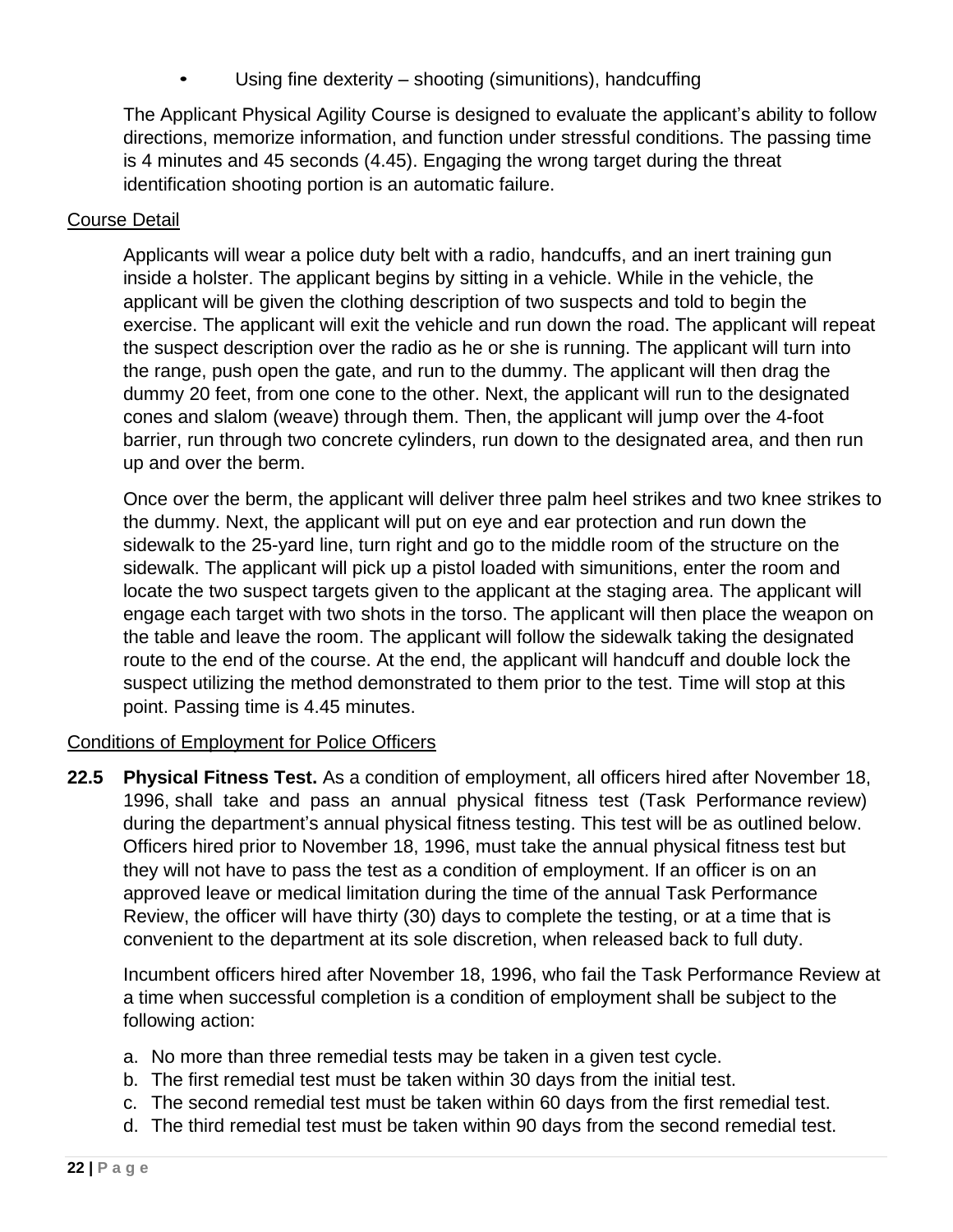- Using fine dexterity – shooting (simunitions), handcuffing

The Applicant Physical Agility Course is designed to evaluate the applicant's ability to follow directions, memorize information, and function under stressful conditions. The passing time is 4 minutes and 45 seconds (4.45). Engaging the wrong target during the threat identification shooting portion is an automatic failure.

Course Detail

Applicants will wear a police duty belt with a radio, handcuffs, and an inert training gun inside a holster. The applicant begins by sitting in a vehicle. While in the vehicle, the applicant will be given the clothing description of two suspects and told to begin the exercise. The applicant will exit the vehicle and run down the road. The applicant will repeat the suspect description over the radio as he or she is running. The applicant will turn into the range, push open the gate, and run to the dummy. The applicant will then drag the dummy 20 feet, from one cone to the other. Next, the applicant will run to the designated cones and slalom (weave) through them. Then, the applicant will jump over the 4-foot barrier, run through two concrete cylinders, run down to the designated area, and then run up and over the berm.

Once over the berm, the applicant will deliver three palm heel strikes and two knee strikes to the dummy. Next, the applicant will put on eye and ear protection and run down the sidewalk to the 25-yard line, turn right and go to the middle room of the structure on the sidewalk. The applicant will pick up a pistol loaded with simunitions, enter the room and locate the two suspect targets given to the applicant at the staging area. The applicant will engage each target with two shots in the torso. The applicant will then place the weapon on the table and leave the room. The applicant will follow the sidewalk taking the designated route to the end of the course. At the end, the applicant will handcuff and double lock the suspect utilizing the method demonstrated to them prior to the test. Time will stop at this point. Passing time is 4.45 minutes.

Conditions of Employment for Police Officers

**22.5 Physical Fitness Test.** As a condition of employment, all officers hired after November 18, 1996, shall take and pass an annual physical fitness test (Task Performance review) during the department's annual physical fitness testing. This test will be as outlined below. Officers hired prior to November 18, 1996, must take the annual physical fitness test but they will not have to pass the test as a condition of employment. If an officer is on an approved leave or medical limitation during the time of the annual Task Performance Review, the officer will have thirty (30) days to complete the testing, or at a time that is convenient to the department at its sole discretion, when released back to full duty.

Incumbent officers hired after November 18, 1996, who fail the Task Performance Review at a time when successful completion is a condition of employment shall be subject to the following action:

a. No more than three remedial tests may be taken in a given test cycle.
b. The first remedial test must be taken within 30 days from the initial test.
c. The second remedial test must be taken within 60 days from the first remedial test.
d. The third remedial test must be taken within 90 days from the second remedial test.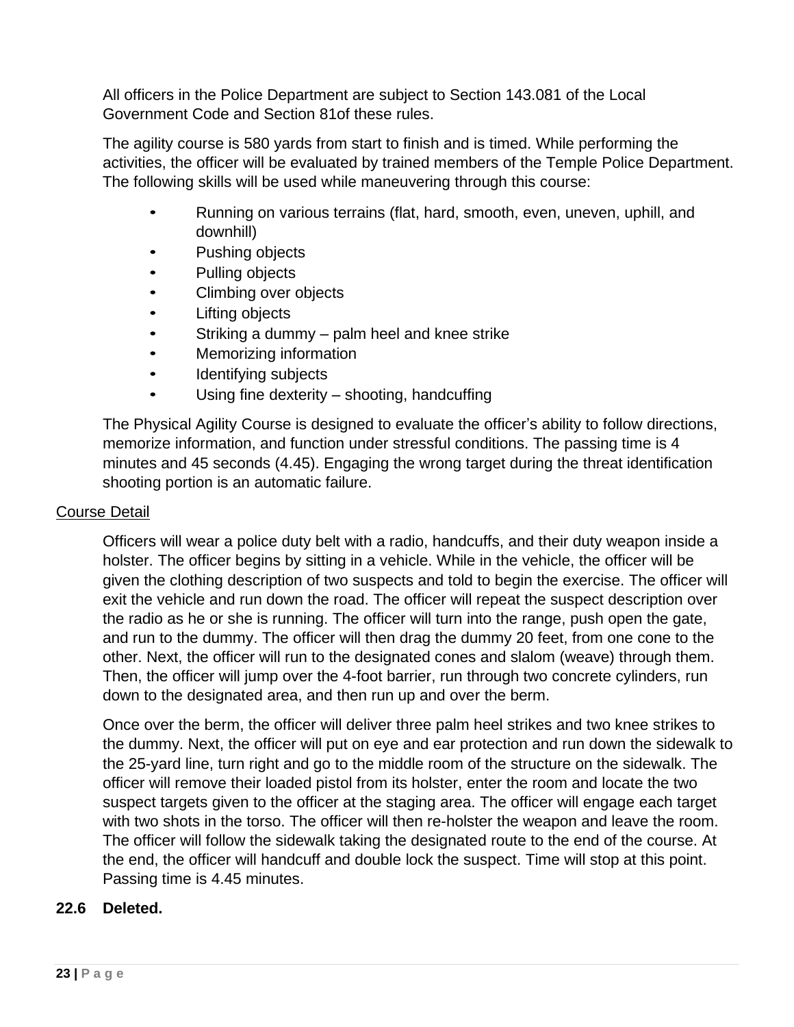All officers in the Police Department are subject to Section 143.081 of the Local Government Code and Section 81of these rules.

The agility course is 580 yards from start to finish and is timed. While performing the activities, the officer will be evaluated by trained members of the Temple Police Department. The following skills will be used while maneuvering through this course:

- Running on various terrains (flat, hard, smooth, even, uneven, uphill, and downhill)
- Pushing objects
- Pulling objects
- Climbing over objects
- Lifting objects
- Striking a dummy – palm heel and knee strike
- Memorizing information
- Identifying subjects
- Using fine dexterity – shooting, handcuffing

The Physical Agility Course is designed to evaluate the officer's ability to follow directions, memorize information, and function under stressful conditions. The passing time is 4 minutes and 45 seconds (4.45). Engaging the wrong target during the threat identification shooting portion is an automatic failure.

Course Detail

Officers will wear a police duty belt with a radio, handcuffs, and their duty weapon inside a holster. The officer begins by sitting in a vehicle. While in the vehicle, the officer will be given the clothing description of two suspects and told to begin the exercise. The officer will exit the vehicle and run down the road. The officer will repeat the suspect description over the radio as he or she is running. The officer will turn into the range, push open the gate, and run to the dummy. The officer will then drag the dummy 20 feet, from one cone to the other. Next, the officer will run to the designated cones and slalom (weave) through them. Then, the officer will jump over the 4-foot barrier, run through two concrete cylinders, run down to the designated area, and then run up and over the berm.

Once over the berm, the officer will deliver three palm heel strikes and two knee strikes to the dummy. Next, the officer will put on eye and ear protection and run down the sidewalk to the 25-yard line, turn right and go to the middle room of the structure on the sidewalk. The officer will remove their loaded pistol from its holster, enter the room and locate the two suspect targets given to the officer at the staging area. The officer will engage each target with two shots in the torso. The officer will then re-holster the weapon and leave the room. The officer will follow the sidewalk taking the designated route to the end of the course. At the end, the officer will handcuff and double lock the suspect. Time will stop at this point. Passing time is 4.45 minutes.

**22.6 Deleted.**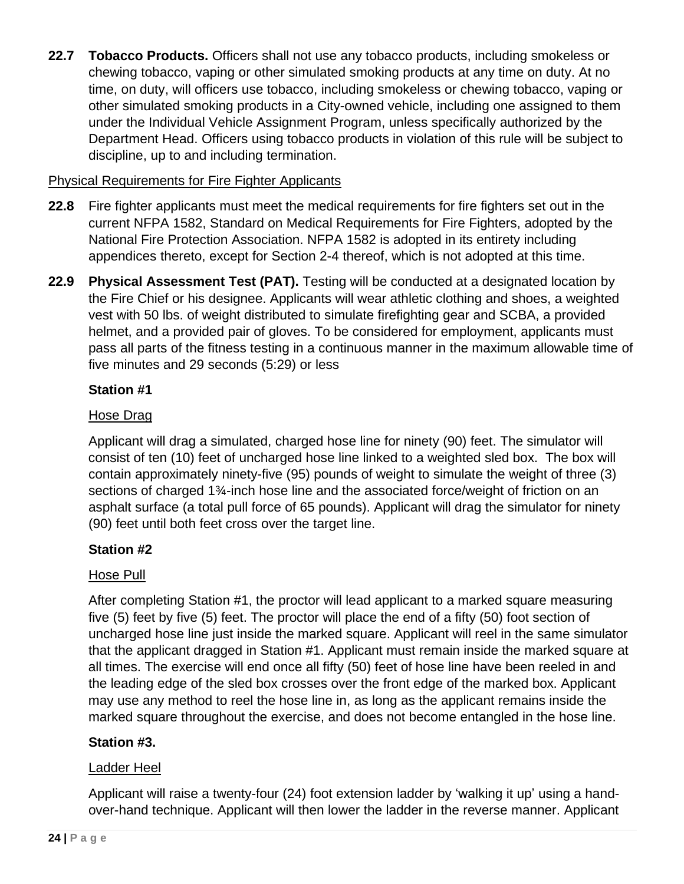**22.7 Tobacco Products.** Officers shall not use any tobacco products, including smokeless or chewing tobacco, vaping or other simulated smoking products at any time on duty. At no time, on duty, will officers use tobacco, including smokeless or chewing tobacco, vaping or other simulated smoking products in a City-owned vehicle, including one assigned to them under the Individual Vehicle Assignment Program, unless specifically authorized by the Department Head. Officers using tobacco products in violation of this rule will be subject to discipline, up to and including termination.

<u>Physical Requirements for Fire Fighter Applicants</u>

**22.8** Fire fighter applicants must meet the medical requirements for fire fighters set out in the current NFPA 1582, Standard on Medical Requirements for Fire Fighters, adopted by the National Fire Protection Association. NFPA 1582 is adopted in its entirety including appendices thereto, except for Section 2-4 thereof, which is not adopted at this time.

**22.9 Physical Assessment Test (PAT).** Testing will be conducted at a designated location by the Fire Chief or his designee. Applicants will wear athletic clothing and shoes, a weighted vest with 50 lbs. of weight distributed to simulate firefighting gear and SCBA, a provided helmet, and a provided pair of gloves. To be considered for employment, applicants must pass all parts of the fitness testing in a continuous manner in the maximum allowable time of five minutes and 29 seconds (5:29) or less

**Station #1**

<u>Hose Drag</u>

Applicant will drag a simulated, charged hose line for ninety (90) feet. The simulator will consist of ten (10) feet of uncharged hose line linked to a weighted sled box. The box will contain approximately ninety-five (95) pounds of weight to simulate the weight of three (3) sections of charged 1¾-inch hose line and the associated force/weight of friction on an asphalt surface (a total pull force of 65 pounds). Applicant will drag the simulator for ninety (90) feet until both feet cross over the target line.

**Station #2**

<u>Hose Pull</u>

After completing Station #1, the proctor will lead applicant to a marked square measuring five (5) feet by five (5) feet. The proctor will place the end of a fifty (50) foot section of uncharged hose line just inside the marked square. Applicant will reel in the same simulator that the applicant dragged in Station #1. Applicant must remain inside the marked square at all times. The exercise will end once all fifty (50) feet of hose line have been reeled in and the leading edge of the sled box crosses over the front edge of the marked box. Applicant may use any method to reel the hose line in, as long as the applicant remains inside the marked square throughout the exercise, and does not become entangled in the hose line.

**Station #3.**

<u>Ladder Heel</u>

Applicant will raise a twenty-four (24) foot extension ladder by 'walking it up' using a hand-over-hand technique. Applicant will then lower the ladder in the reverse manner. Applicant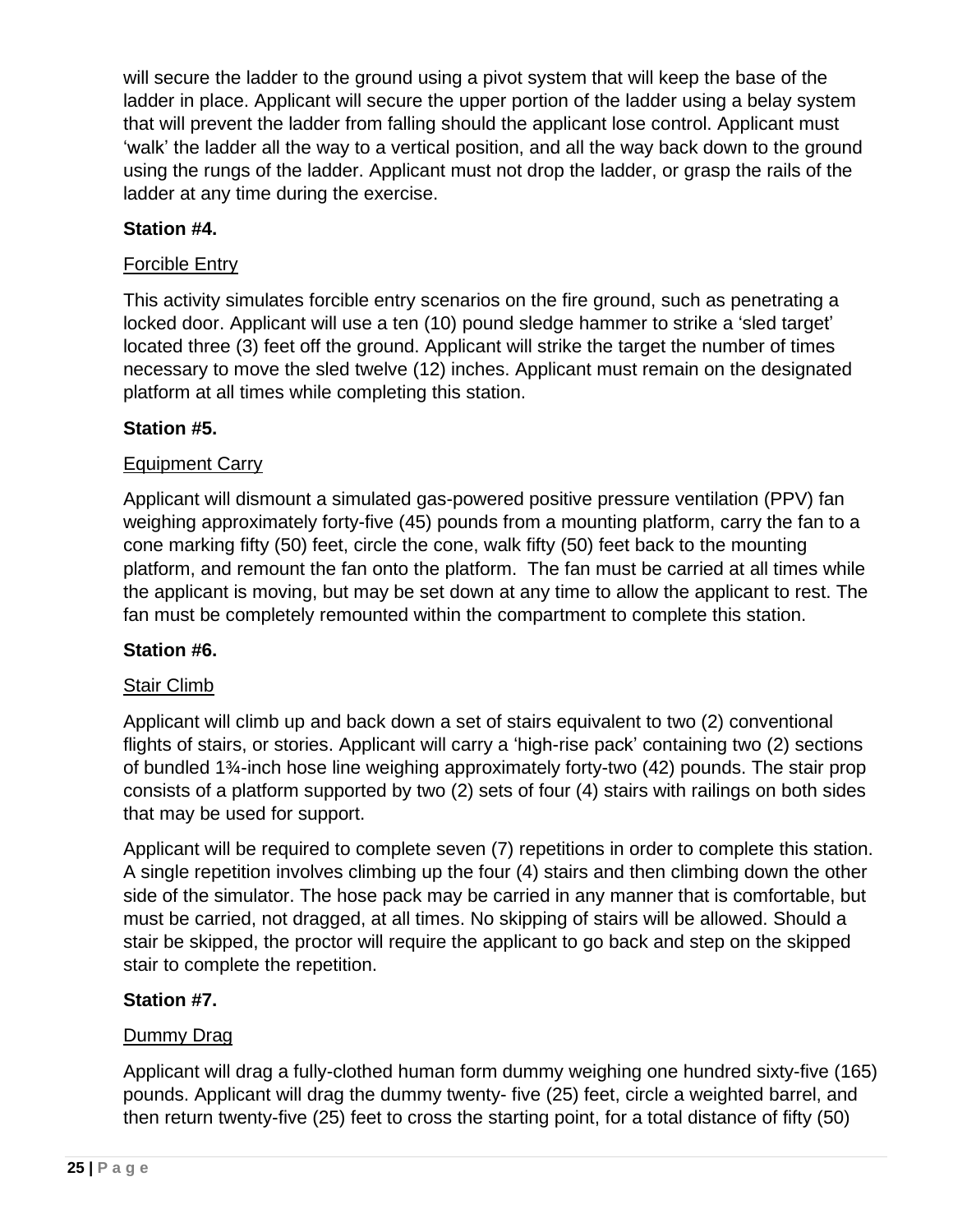will secure the ladder to the ground using a pivot system that will keep the base of the ladder in place. Applicant will secure the upper portion of the ladder using a belay system that will prevent the ladder from falling should the applicant lose control. Applicant must 'walk' the ladder all the way to a vertical position, and all the way back down to the ground using the rungs of the ladder. Applicant must not drop the ladder, or grasp the rails of the ladder at any time during the exercise.

**Station #4.**

Forcible Entry

This activity simulates forcible entry scenarios on the fire ground, such as penetrating a locked door. Applicant will use a ten (10) pound sledge hammer to strike a 'sled target' located three (3) feet off the ground. Applicant will strike the target the number of times necessary to move the sled twelve (12) inches. Applicant must remain on the designated platform at all times while completing this station.

**Station #5.**

Equipment Carry

Applicant will dismount a simulated gas-powered positive pressure ventilation (PPV) fan weighing approximately forty-five (45) pounds from a mounting platform, carry the fan to a cone marking fifty (50) feet, circle the cone, walk fifty (50) feet back to the mounting platform, and remount the fan onto the platform. The fan must be carried at all times while the applicant is moving, but may be set down at any time to allow the applicant to rest. The fan must be completely remounted within the compartment to complete this station.

**Station #6.**

Stair Climb

Applicant will climb up and back down a set of stairs equivalent to two (2) conventional flights of stairs, or stories. Applicant will carry a 'high-rise pack' containing two (2) sections of bundled 1¾-inch hose line weighing approximately forty-two (42) pounds. The stair prop consists of a platform supported by two (2) sets of four (4) stairs with railings on both sides that may be used for support.

Applicant will be required to complete seven (7) repetitions in order to complete this station. A single repetition involves climbing up the four (4) stairs and then climbing down the other side of the simulator. The hose pack may be carried in any manner that is comfortable, but must be carried, not dragged, at all times. No skipping of stairs will be allowed. Should a stair be skipped, the proctor will require the applicant to go back and step on the skipped stair to complete the repetition.

**Station #7.**

Dummy Drag

Applicant will drag a fully-clothed human form dummy weighing one hundred sixty-five (165) pounds. Applicant will drag the dummy twenty- five (25) feet, circle a weighted barrel, and then return twenty-five (25) feet to cross the starting point, for a total distance of fifty (50)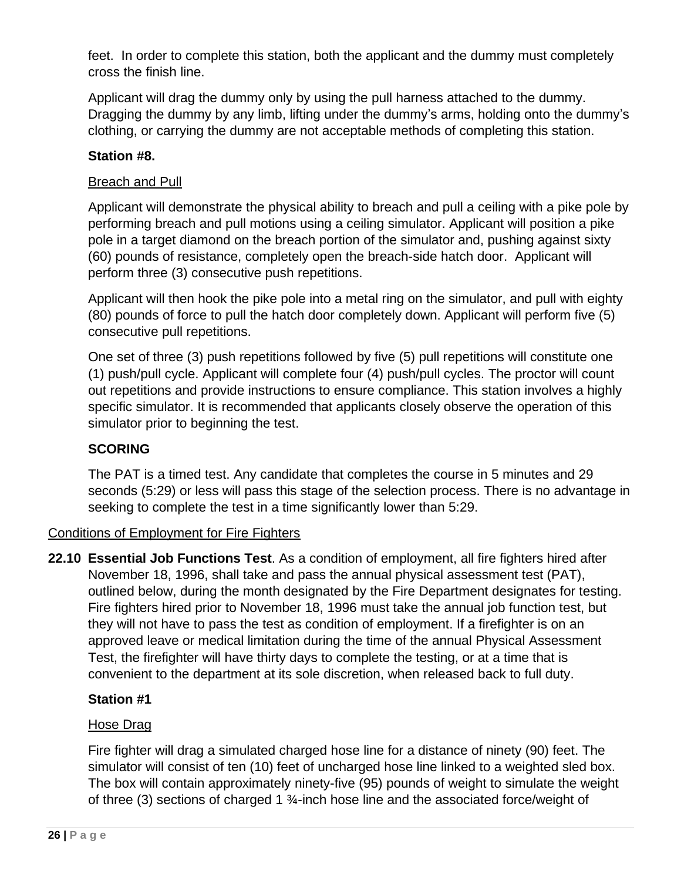feet. In order to complete this station, both the applicant and the dummy must completely cross the finish line.

Applicant will drag the dummy only by using the pull harness attached to the dummy. Dragging the dummy by any limb, lifting under the dummy's arms, holding onto the dummy's clothing, or carrying the dummy are not acceptable methods of completing this station.

**Station #8.**

Breach and Pull

Applicant will demonstrate the physical ability to breach and pull a ceiling with a pike pole by performing breach and pull motions using a ceiling simulator. Applicant will position a pike pole in a target diamond on the breach portion of the simulator and, pushing against sixty (60) pounds of resistance, completely open the breach-side hatch door. Applicant will perform three (3) consecutive push repetitions.

Applicant will then hook the pike pole into a metal ring on the simulator, and pull with eighty (80) pounds of force to pull the hatch door completely down. Applicant will perform five (5) consecutive pull repetitions.

One set of three (3) push repetitions followed by five (5) pull repetitions will constitute one (1) push/pull cycle. Applicant will complete four (4) push/pull cycles. The proctor will count out repetitions and provide instructions to ensure compliance. This station involves a highly specific simulator. It is recommended that applicants closely observe the operation of this simulator prior to beginning the test.

**SCORING**

The PAT is a timed test. Any candidate that completes the course in 5 minutes and 29 seconds (5:29) or less will pass this stage of the selection process. There is no advantage in seeking to complete the test in a time significantly lower than 5:29.

Conditions of Employment for Fire Fighters

**22.10 Essential Job Functions Test**. As a condition of employment, all fire fighters hired after November 18, 1996, shall take and pass the annual physical assessment test (PAT), outlined below, during the month designated by the Fire Department designates for testing. Fire fighters hired prior to November 18, 1996 must take the annual job function test, but they will not have to pass the test as condition of employment. If a firefighter is on an approved leave or medical limitation during the time of the annual Physical Assessment Test, the firefighter will have thirty days to complete the testing, or at a time that is convenient to the department at its sole discretion, when released back to full duty.

**Station #1**

Hose Drag

Fire fighter will drag a simulated charged hose line for a distance of ninety (90) feet. The simulator will consist of ten (10) feet of uncharged hose line linked to a weighted sled box. The box will contain approximately ninety-five (95) pounds of weight to simulate the weight of three (3) sections of charged 1 ¾-inch hose line and the associated force/weight of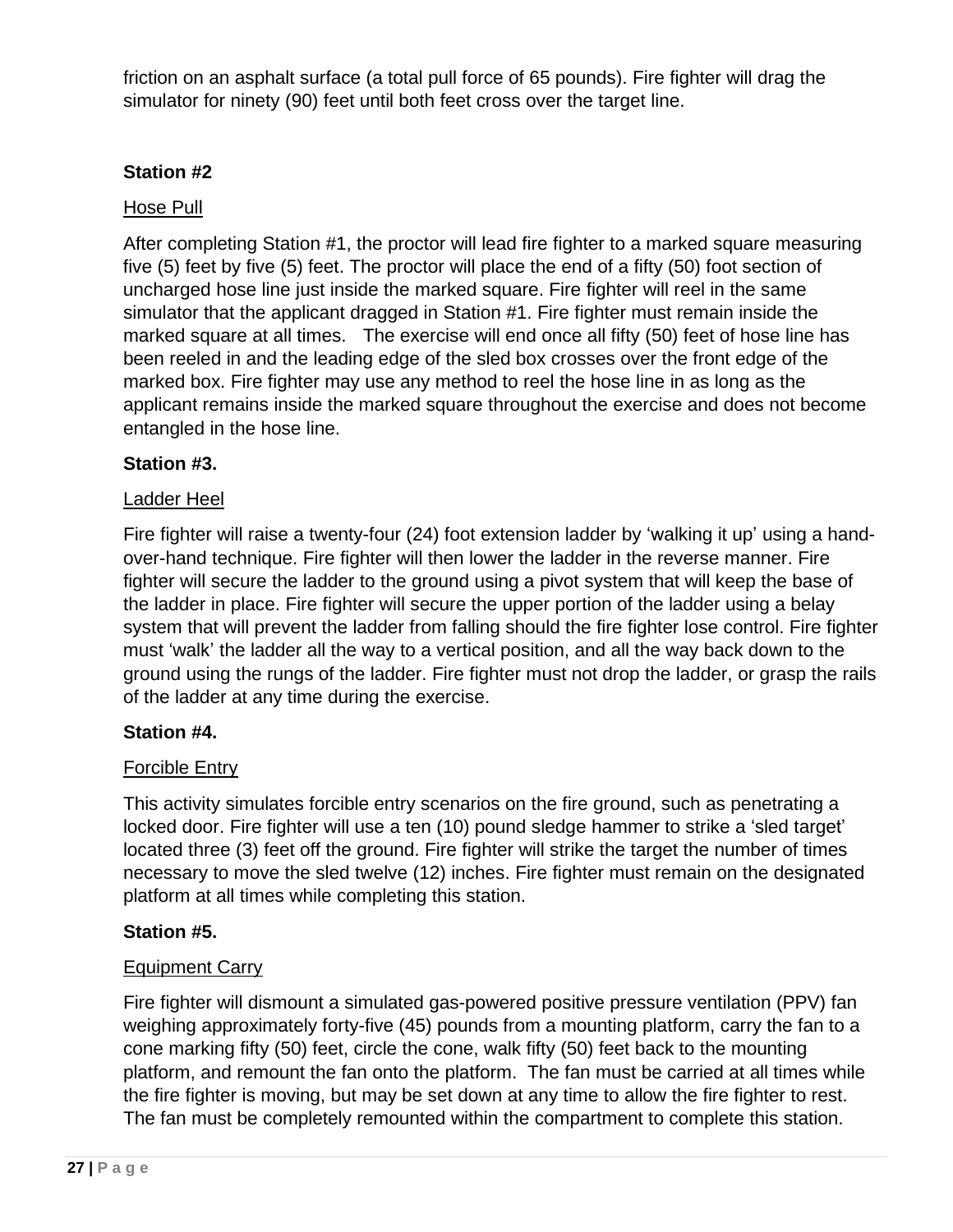friction on an asphalt surface (a total pull force of 65 pounds). Fire fighter will drag the simulator for ninety (90) feet until both feet cross over the target line.

**Station #2**

Hose Pull

After completing Station #1, the proctor will lead fire fighter to a marked square measuring five (5) feet by five (5) feet. The proctor will place the end of a fifty (50) foot section of uncharged hose line just inside the marked square. Fire fighter will reel in the same simulator that the applicant dragged in Station #1. Fire fighter must remain inside the marked square at all times. The exercise will end once all fifty (50) feet of hose line has been reeled in and the leading edge of the sled box crosses over the front edge of the marked box. Fire fighter may use any method to reel the hose line in as long as the applicant remains inside the marked square throughout the exercise and does not become entangled in the hose line.

**Station #3.**

Ladder Heel

Fire fighter will raise a twenty-four (24) foot extension ladder by 'walking it up' using a hand-over-hand technique. Fire fighter will then lower the ladder in the reverse manner. Fire fighter will secure the ladder to the ground using a pivot system that will keep the base of the ladder in place. Fire fighter will secure the upper portion of the ladder using a belay system that will prevent the ladder from falling should the fire fighter lose control. Fire fighter must 'walk' the ladder all the way to a vertical position, and all the way back down to the ground using the rungs of the ladder. Fire fighter must not drop the ladder, or grasp the rails of the ladder at any time during the exercise.

**Station #4.**

Forcible Entry

This activity simulates forcible entry scenarios on the fire ground, such as penetrating a locked door. Fire fighter will use a ten (10) pound sledge hammer to strike a 'sled target' located three (3) feet off the ground. Fire fighter will strike the target the number of times necessary to move the sled twelve (12) inches. Fire fighter must remain on the designated platform at all times while completing this station.

**Station #5.**

Equipment Carry

Fire fighter will dismount a simulated gas-powered positive pressure ventilation (PPV) fan weighing approximately forty-five (45) pounds from a mounting platform, carry the fan to a cone marking fifty (50) feet, circle the cone, walk fifty (50) feet back to the mounting platform, and remount the fan onto the platform. The fan must be carried at all times while the fire fighter is moving, but may be set down at any time to allow the fire fighter to rest. The fan must be completely remounted within the compartment to complete this station.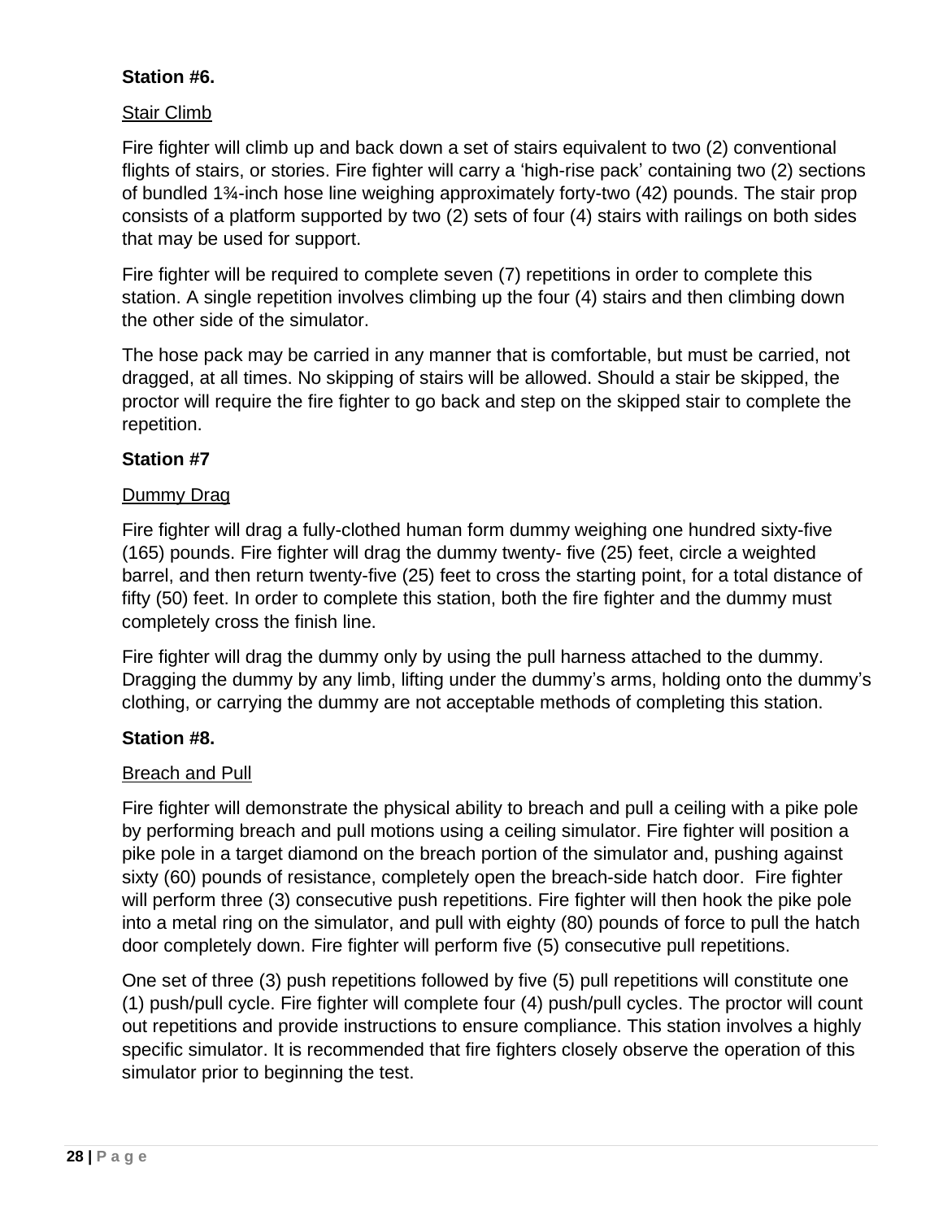**Station #6.**

Stair Climb

Fire fighter will climb up and back down a set of stairs equivalent to two (2) conventional flights of stairs, or stories. Fire fighter will carry a ‘high-rise pack’ containing two (2) sections of bundled 1¾-inch hose line weighing approximately forty-two (42) pounds. The stair prop consists of a platform supported by two (2) sets of four (4) stairs with railings on both sides that may be used for support.

Fire fighter will be required to complete seven (7) repetitions in order to complete this station. A single repetition involves climbing up the four (4) stairs and then climbing down the other side of the simulator.

The hose pack may be carried in any manner that is comfortable, but must be carried, not dragged, at all times. No skipping of stairs will be allowed. Should a stair be skipped, the proctor will require the fire fighter to go back and step on the skipped stair to complete the repetition.

**Station #7**

Dummy Drag

Fire fighter will drag a fully-clothed human form dummy weighing one hundred sixty-five (165) pounds. Fire fighter will drag the dummy twenty- five (25) feet, circle a weighted barrel, and then return twenty-five (25) feet to cross the starting point, for a total distance of fifty (50) feet. In order to complete this station, both the fire fighter and the dummy must completely cross the finish line.

Fire fighter will drag the dummy only by using the pull harness attached to the dummy. Dragging the dummy by any limb, lifting under the dummy’s arms, holding onto the dummy’s clothing, or carrying the dummy are not acceptable methods of completing this station.

**Station #8.**

Breach and Pull

Fire fighter will demonstrate the physical ability to breach and pull a ceiling with a pike pole by performing breach and pull motions using a ceiling simulator. Fire fighter will position a pike pole in a target diamond on the breach portion of the simulator and, pushing against sixty (60) pounds of resistance, completely open the breach-side hatch door. Fire fighter will perform three (3) consecutive push repetitions. Fire fighter will then hook the pike pole into a metal ring on the simulator, and pull with eighty (80) pounds of force to pull the hatch door completely down. Fire fighter will perform five (5) consecutive pull repetitions.

One set of three (3) push repetitions followed by five (5) pull repetitions will constitute one (1) push/pull cycle. Fire fighter will complete four (4) push/pull cycles. The proctor will count out repetitions and provide instructions to ensure compliance. This station involves a highly specific simulator. It is recommended that fire fighters closely observe the operation of this simulator prior to beginning the test.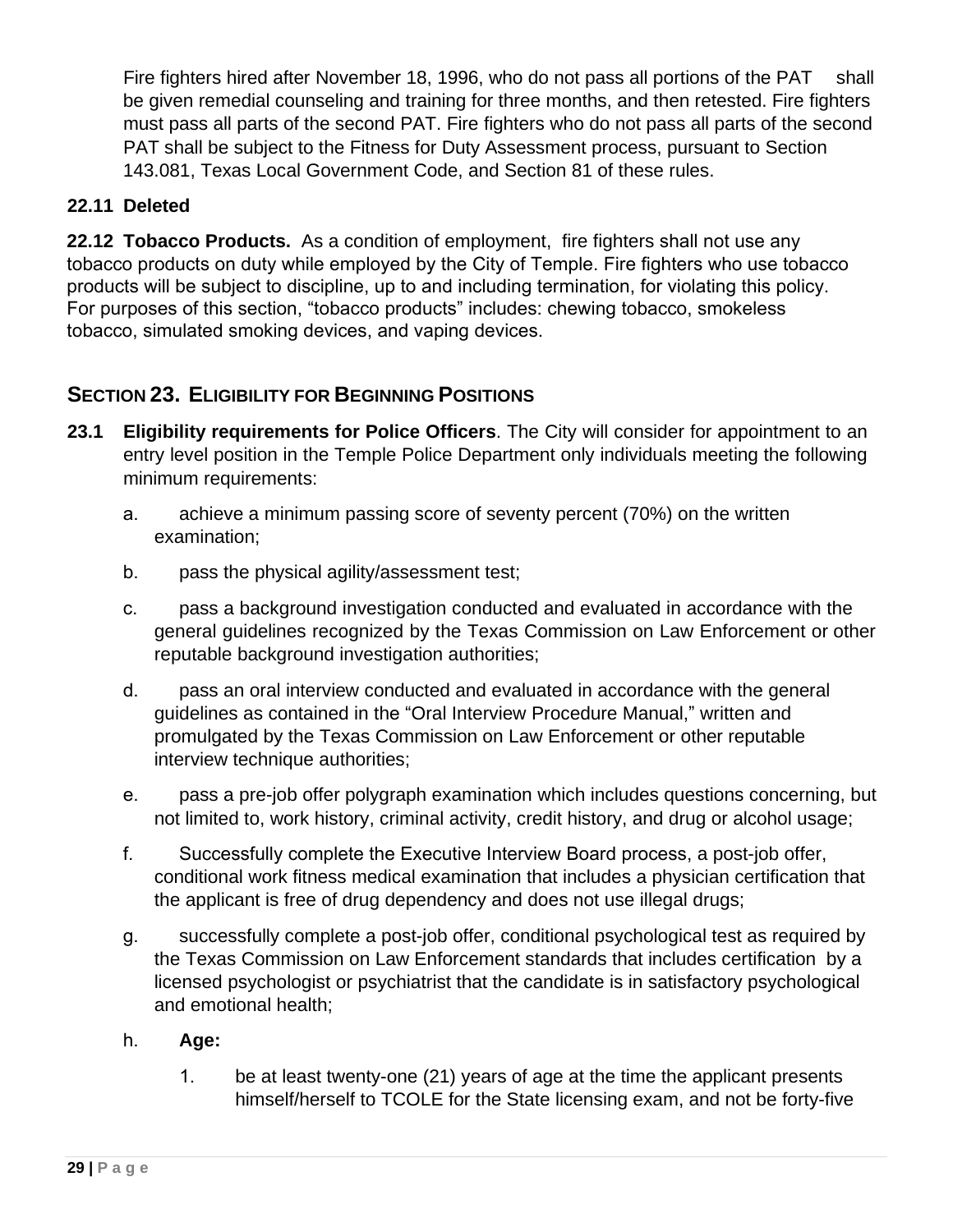Fire fighters hired after November 18, 1996, who do not pass all portions of the PAT shall be given remedial counseling and training for three months, and then retested. Fire fighters must pass all parts of the second PAT. Fire fighters who do not pass all parts of the second PAT shall be subject to the Fitness for Duty Assessment process, pursuant to Section 143.081, Texas Local Government Code, and Section 81 of these rules.

**22.11 Deleted**

**22.12 Tobacco Products.** As a condition of employment, fire fighters shall not use any tobacco products on duty while employed by the City of Temple. Fire fighters who use tobacco products will be subject to discipline, up to and including termination, for violating this policy. For purposes of this section, "tobacco products" includes: chewing tobacco, smokeless tobacco, simulated smoking devices, and vaping devices.

## SECTION 23. ELIGIBILITY FOR BEGINNING POSITIONS

**23.1 Eligibility requirements for Police Officers**. The City will consider for appointment to an entry level position in the Temple Police Department only individuals meeting the following minimum requirements:

a. achieve a minimum passing score of seventy percent (70%) on the written examination;

b. pass the physical agility/assessment test;

c. pass a background investigation conducted and evaluated in accordance with the general guidelines recognized by the Texas Commission on Law Enforcement or other reputable background investigation authorities;

d. pass an oral interview conducted and evaluated in accordance with the general guidelines as contained in the "Oral Interview Procedure Manual," written and promulgated by the Texas Commission on Law Enforcement or other reputable interview technique authorities;

e. pass a pre-job offer polygraph examination which includes questions concerning, but not limited to, work history, criminal activity, credit history, and drug or alcohol usage;

f. Successfully complete the Executive Interview Board process, a post-job offer, conditional work fitness medical examination that includes a physician certification that the applicant is free of drug dependency and does not use illegal drugs;

g. successfully complete a post-job offer, conditional psychological test as required by the Texas Commission on Law Enforcement standards that includes certification by a licensed psychologist or psychiatrist that the candidate is in satisfactory psychological and emotional health;

h. **Age:**

1. be at least twenty-one (21) years of age at the time the applicant presents himself/herself to TCOLE for the State licensing exam, and not be forty-five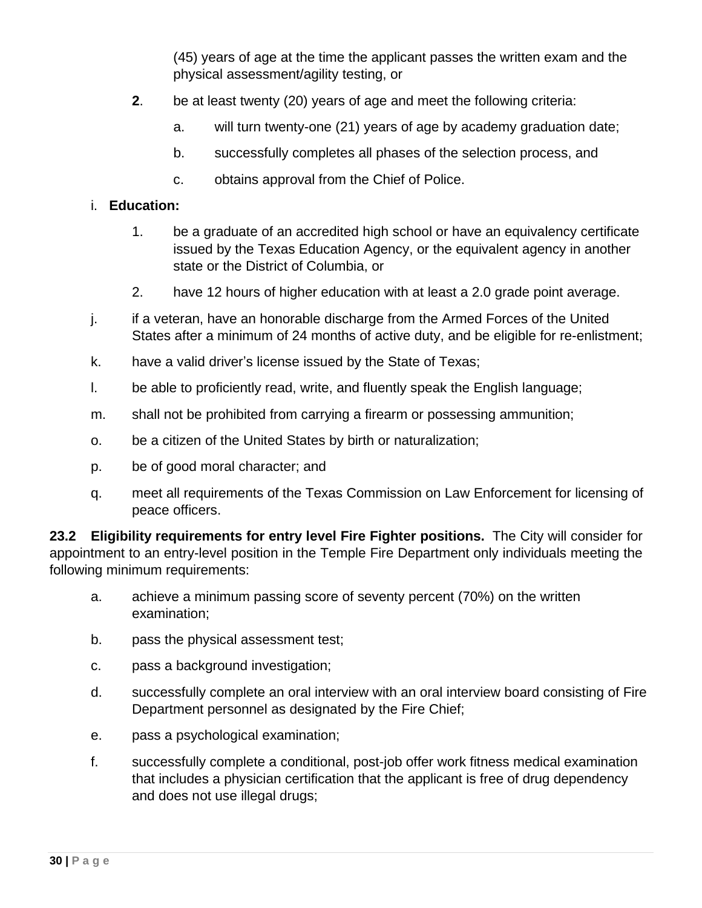(45) years of age at the time the applicant passes the written exam and the physical assessment/agility testing, or

**2**. be at least twenty (20) years of age and meet the following criteria:

a. will turn twenty-one (21) years of age by academy graduation date;

b. successfully completes all phases of the selection process, and

c. obtains approval from the Chief of Police.

i. **Education:**

1. be a graduate of an accredited high school or have an equivalency certificate issued by the Texas Education Agency, or the equivalent agency in another state or the District of Columbia, or

2. have 12 hours of higher education with at least a 2.0 grade point average.

j. if a veteran, have an honorable discharge from the Armed Forces of the United States after a minimum of 24 months of active duty, and be eligible for re-enlistment;

k. have a valid driver's license issued by the State of Texas;

l. be able to proficiently read, write, and fluently speak the English language;

m. shall not be prohibited from carrying a firearm or possessing ammunition;

o. be a citizen of the United States by birth or naturalization;

p. be of good moral character; and

q. meet all requirements of the Texas Commission on Law Enforcement for licensing of peace officers.

**23.2 Eligibility requirements for entry level Fire Fighter positions.** The City will consider for appointment to an entry-level position in the Temple Fire Department only individuals meeting the following minimum requirements:

a. achieve a minimum passing score of seventy percent (70%) on the written examination;

b. pass the physical assessment test;

c. pass a background investigation;

d. successfully complete an oral interview with an oral interview board consisting of Fire Department personnel as designated by the Fire Chief;

e. pass a psychological examination;

f. successfully complete a conditional, post-job offer work fitness medical examination that includes a physician certification that the applicant is free of drug dependency and does not use illegal drugs;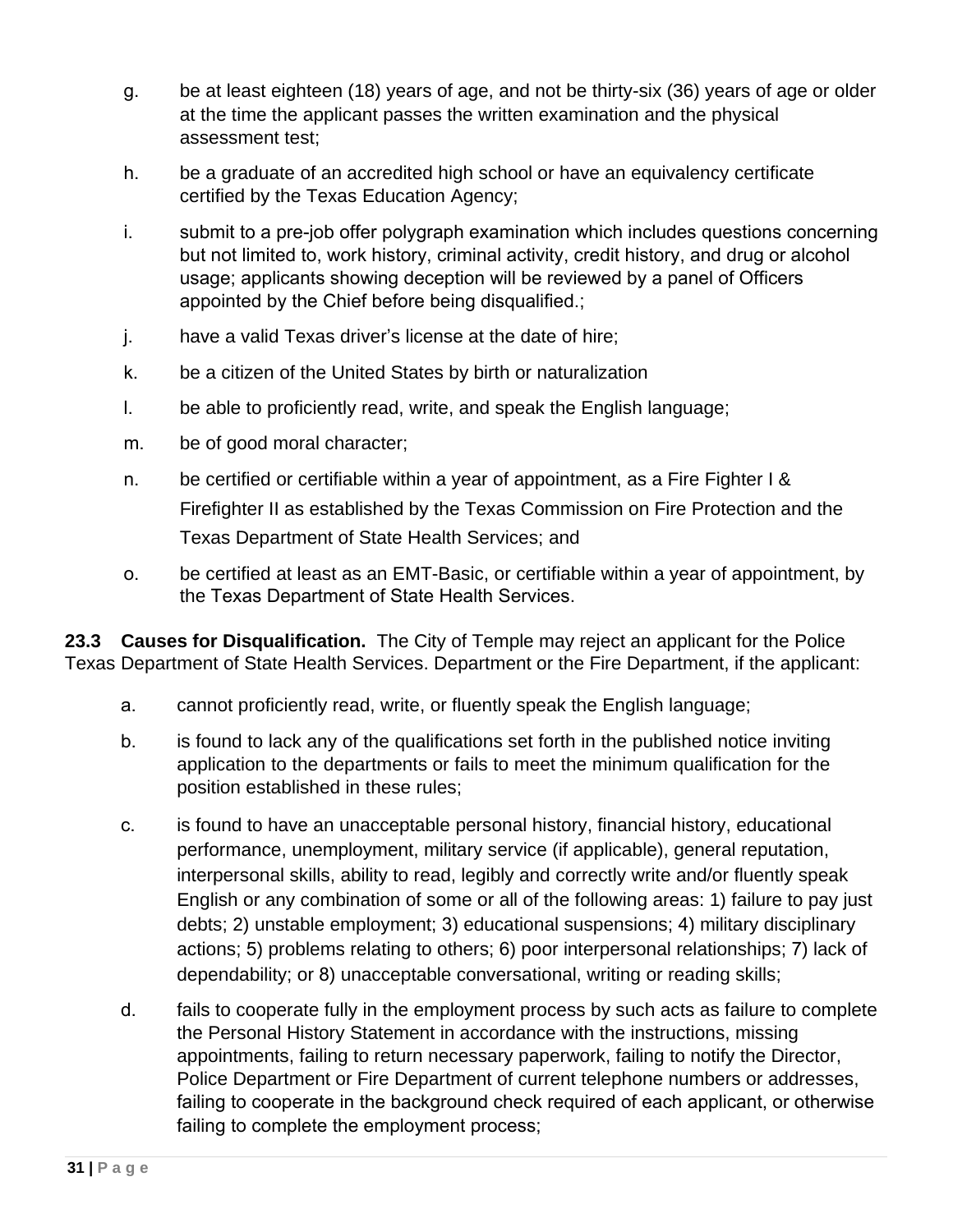g. be at least eighteen (18) years of age, and not be thirty-six (36) years of age or older at the time the applicant passes the written examination and the physical assessment test;

h. be a graduate of an accredited high school or have an equivalency certificate certified by the Texas Education Agency;

i. submit to a pre-job offer polygraph examination which includes questions concerning but not limited to, work history, criminal activity, credit history, and drug or alcohol usage; applicants showing deception will be reviewed by a panel of Officers appointed by the Chief before being disqualified.;

j. have a valid Texas driver's license at the date of hire;

k. be a citizen of the United States by birth or naturalization

l. be able to proficiently read, write, and speak the English language;

m. be of good moral character;

n. be certified or certifiable within a year of appointment, as a Fire Fighter I & Firefighter II as established by the Texas Commission on Fire Protection and the Texas Department of State Health Services; and

o. be certified at least as an EMT-Basic, or certifiable within a year of appointment, by the Texas Department of State Health Services.

**23.3 Causes for Disqualification.** The City of Temple may reject an applicant for the Police Texas Department of State Health Services. Department or the Fire Department, if the applicant:

a. cannot proficiently read, write, or fluently speak the English language;

b. is found to lack any of the qualifications set forth in the published notice inviting application to the departments or fails to meet the minimum qualification for the position established in these rules;

c. is found to have an unacceptable personal history, financial history, educational performance, unemployment, military service (if applicable), general reputation, interpersonal skills, ability to read, legibly and correctly write and/or fluently speak English or any combination of some or all of the following areas: 1) failure to pay just debts; 2) unstable employment; 3) educational suspensions; 4) military disciplinary actions; 5) problems relating to others; 6) poor interpersonal relationships; 7) lack of dependability; or 8) unacceptable conversational, writing or reading skills;

d. fails to cooperate fully in the employment process by such acts as failure to complete the Personal History Statement in accordance with the instructions, missing appointments, failing to return necessary paperwork, failing to notify the Director, Police Department or Fire Department of current telephone numbers or addresses, failing to cooperate in the background check required of each applicant, or otherwise failing to complete the employment process;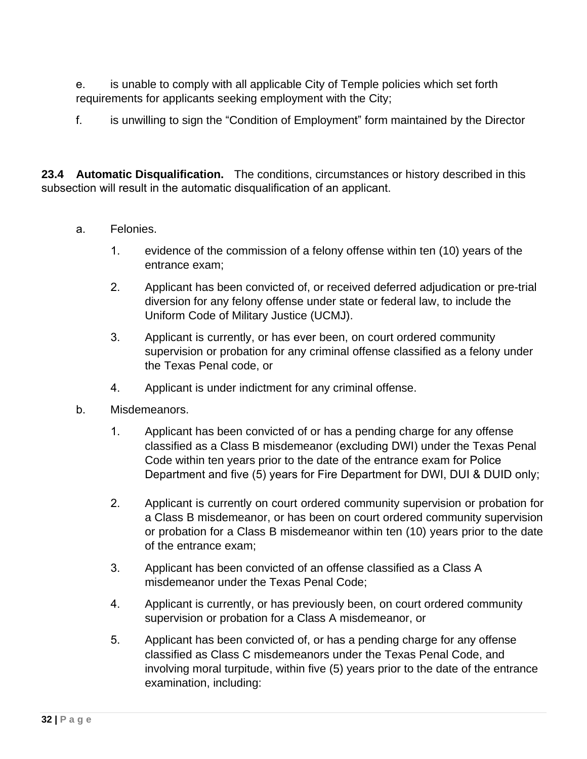e. is unable to comply with all applicable City of Temple policies which set forth requirements for applicants seeking employment with the City;

f. is unwilling to sign the “Condition of Employment” form maintained by the Director

**23.4 Automatic Disqualification.** The conditions, circumstances or history described in this subsection will result in the automatic disqualification of an applicant.

a. Felonies.

1. evidence of the commission of a felony offense within ten (10) years of the entrance exam;
2. Applicant has been convicted of, or received deferred adjudication or pre-trial diversion for any felony offense under state or federal law, to include the Uniform Code of Military Justice (UCMJ).
3. Applicant is currently, or has ever been, on court ordered community supervision or probation for any criminal offense classified as a felony under the Texas Penal code, or
4. Applicant is under indictment for any criminal offense.

b. Misdemeanors.

1. Applicant has been convicted of or has a pending charge for any offense classified as a Class B misdemeanor (excluding DWI) under the Texas Penal Code within ten years prior to the date of the entrance exam for Police Department and five (5) years for Fire Department for DWI, DUI & DUID only;
2. Applicant is currently on court ordered community supervision or probation for a Class B misdemeanor, or has been on court ordered community supervision or probation for a Class B misdemeanor within ten (10) years prior to the date of the entrance exam;
3. Applicant has been convicted of an offense classified as a Class A misdemeanor under the Texas Penal Code;
4. Applicant is currently, or has previously been, on court ordered community supervision or probation for a Class A misdemeanor, or
5. Applicant has been convicted of, or has a pending charge for any offense classified as Class C misdemeanors under the Texas Penal Code, and involving moral turpitude, within five (5) years prior to the date of the entrance examination, including: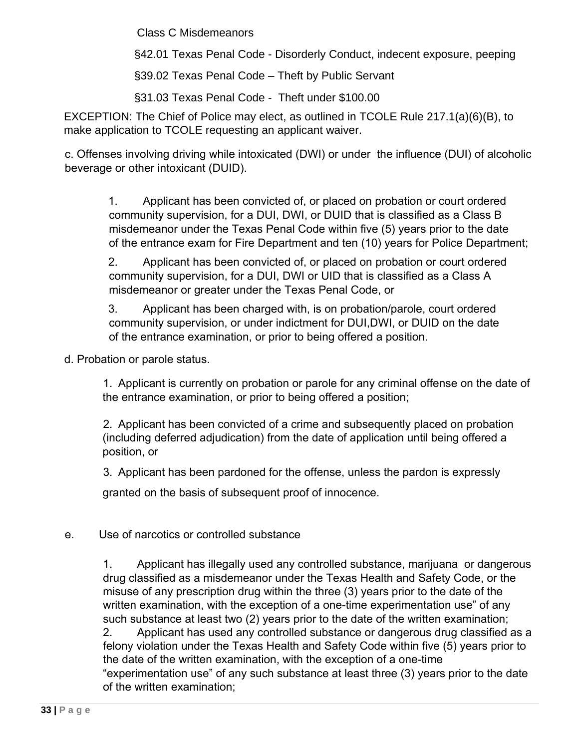Class C Misdemeanors

§42.01 Texas Penal Code - Disorderly Conduct, indecent exposure, peeping

§39.02 Texas Penal Code – Theft by Public Servant

§31.03 Texas Penal Code - Theft under $100.00

EXCEPTION: The Chief of Police may elect, as outlined in TCOLE Rule 217.1(a)(6)(B), to make application to TCOLE requesting an applicant waiver.

c. Offenses involving driving while intoxicated (DWI) or under the influence (DUI) of alcoholic beverage or other intoxicant (DUID).

1. Applicant has been convicted of, or placed on probation or court ordered community supervision, for a DUI, DWI, or DUID that is classified as a Class B misdemeanor under the Texas Penal Code within five (5) years prior to the date of the entrance exam for Fire Department and ten (10) years for Police Department;

2. Applicant has been convicted of, or placed on probation or court ordered community supervision, for a DUI, DWI or UID that is classified as a Class A misdemeanor or greater under the Texas Penal Code, or

3. Applicant has been charged with, is on probation/parole, court ordered community supervision, or under indictment for DUI,DWI, or DUID on the date of the entrance examination, or prior to being offered a position.

d. Probation or parole status.

1. Applicant is currently on probation or parole for any criminal offense on the date of the entrance examination, or prior to being offered a position;

2. Applicant has been convicted of a crime and subsequently placed on probation (including deferred adjudication) from the date of application until being offered a position, or

3. Applicant has been pardoned for the offense, unless the pardon is expressly granted on the basis of subsequent proof of innocence.

e. Use of narcotics or controlled substance

1. Applicant has illegally used any controlled substance, marijuana or dangerous drug classified as a misdemeanor under the Texas Health and Safety Code, or the misuse of any prescription drug within the three (3) years prior to the date of the written examination, with the exception of a one-time experimentation use" of any such substance at least two (2) years prior to the date of the written examination;

2. Applicant has used any controlled substance or dangerous drug classified as a felony violation under the Texas Health and Safety Code within five (5) years prior to the date of the written examination, with the exception of a one-time "experimentation use" of any such substance at least three (3) years prior to the date of the written examination;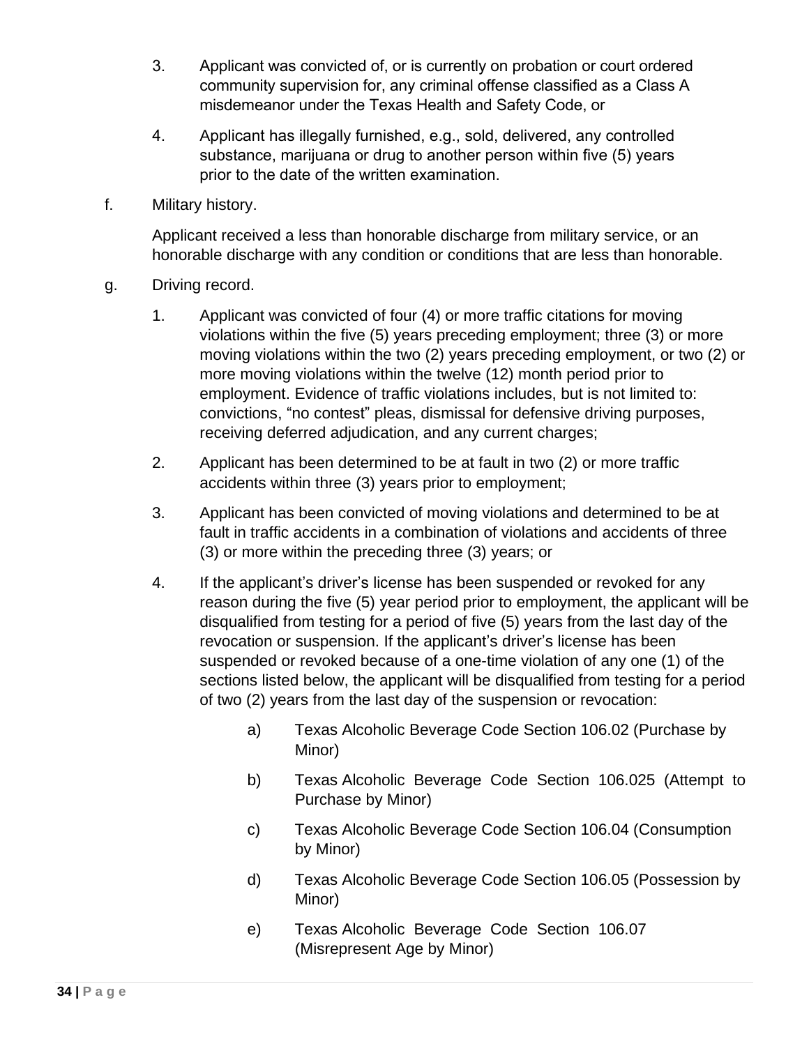3. Applicant was convicted of, or is currently on probation or court ordered community supervision for, any criminal offense classified as a Class A misdemeanor under the Texas Health and Safety Code, or

4. Applicant has illegally furnished, e.g., sold, delivered, any controlled substance, marijuana or drug to another person within five (5) years prior to the date of the written examination.

f. Military history.

Applicant received a less than honorable discharge from military service, or an honorable discharge with any condition or conditions that are less than honorable.

g. Driving record.

1. Applicant was convicted of four (4) or more traffic citations for moving violations within the five (5) years preceding employment; three (3) or more moving violations within the two (2) years preceding employment, or two (2) or more moving violations within the twelve (12) month period prior to employment. Evidence of traffic violations includes, but is not limited to: convictions, "no contest" pleas, dismissal for defensive driving purposes, receiving deferred adjudication, and any current charges;

2. Applicant has been determined to be at fault in two (2) or more traffic accidents within three (3) years prior to employment;

3. Applicant has been convicted of moving violations and determined to be at fault in traffic accidents in a combination of violations and accidents of three (3) or more within the preceding three (3) years; or

4. If the applicant's driver's license has been suspended or revoked for any reason during the five (5) year period prior to employment, the applicant will be disqualified from testing for a period of five (5) years from the last day of the revocation or suspension. If the applicant's driver's license has been suspended or revoked because of a one-time violation of any one (1) of the sections listed below, the applicant will be disqualified from testing for a period of two (2) years from the last day of the suspension or revocation:

   a) Texas Alcoholic Beverage Code Section 106.02 (Purchase by Minor)

   b) Texas Alcoholic Beverage Code Section 106.025 (Attempt to Purchase by Minor)

   c) Texas Alcoholic Beverage Code Section 106.04 (Consumption by Minor)

   d) Texas Alcoholic Beverage Code Section 106.05 (Possession by Minor)

   e) Texas Alcoholic Beverage Code Section 106.07 (Misrepresent Age by Minor)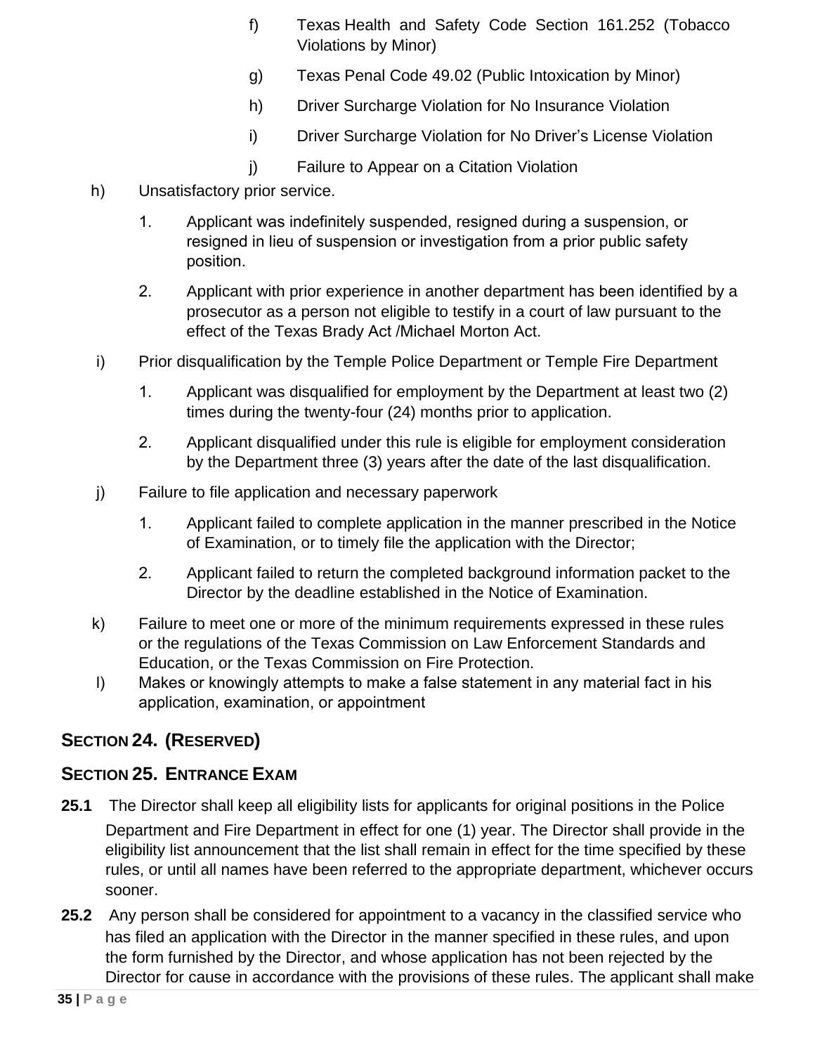f) Texas Health and Safety Code Section 161.252 (Tobacco Violations by Minor)

g) Texas Penal Code 49.02 (Public Intoxication by Minor)

h) Driver Surcharge Violation for No Insurance Violation

i) Driver Surcharge Violation for No Driver's License Violation

j) Failure to Appear on a Citation Violation

h) Unsatisfactory prior service.

1. Applicant was indefinitely suspended, resigned during a suspension, or resigned in lieu of suspension or investigation from a prior public safety position.

2. Applicant with prior experience in another department has been identified by a prosecutor as a person not eligible to testify in a court of law pursuant to the effect of the Texas Brady Act /Michael Morton Act.

i) Prior disqualification by the Temple Police Department or Temple Fire Department

1. Applicant was disqualified for employment by the Department at least two (2) times during the twenty-four (24) months prior to application.

2. Applicant disqualified under this rule is eligible for employment consideration by the Department three (3) years after the date of the last disqualification.

j) Failure to file application and necessary paperwork

1. Applicant failed to complete application in the manner prescribed in the Notice of Examination, or to timely file the application with the Director;

2. Applicant failed to return the completed background information packet to the Director by the deadline established in the Notice of Examination.

k) Failure to meet one or more of the minimum requirements expressed in these rules or the regulations of the Texas Commission on Law Enforcement Standards and Education, or the Texas Commission on Fire Protection.

l) Makes or knowingly attempts to make a false statement in any material fact in his application, examination, or appointment

## SECTION 24. (RESERVED)

## SECTION 25. ENTRANCE EXAM

**25.1** The Director shall keep all eligibility lists for applicants for original positions in the Police Department and Fire Department in effect for one (1) year. The Director shall provide in the eligibility list announcement that the list shall remain in effect for the time specified by these rules, or until all names have been referred to the appropriate department, whichever occurs sooner.

**25.2** Any person shall be considered for appointment to a vacancy in the classified service who has filed an application with the Director in the manner specified in these rules, and upon the form furnished by the Director, and whose application has not been rejected by the Director for cause in accordance with the provisions of these rules. The applicant shall make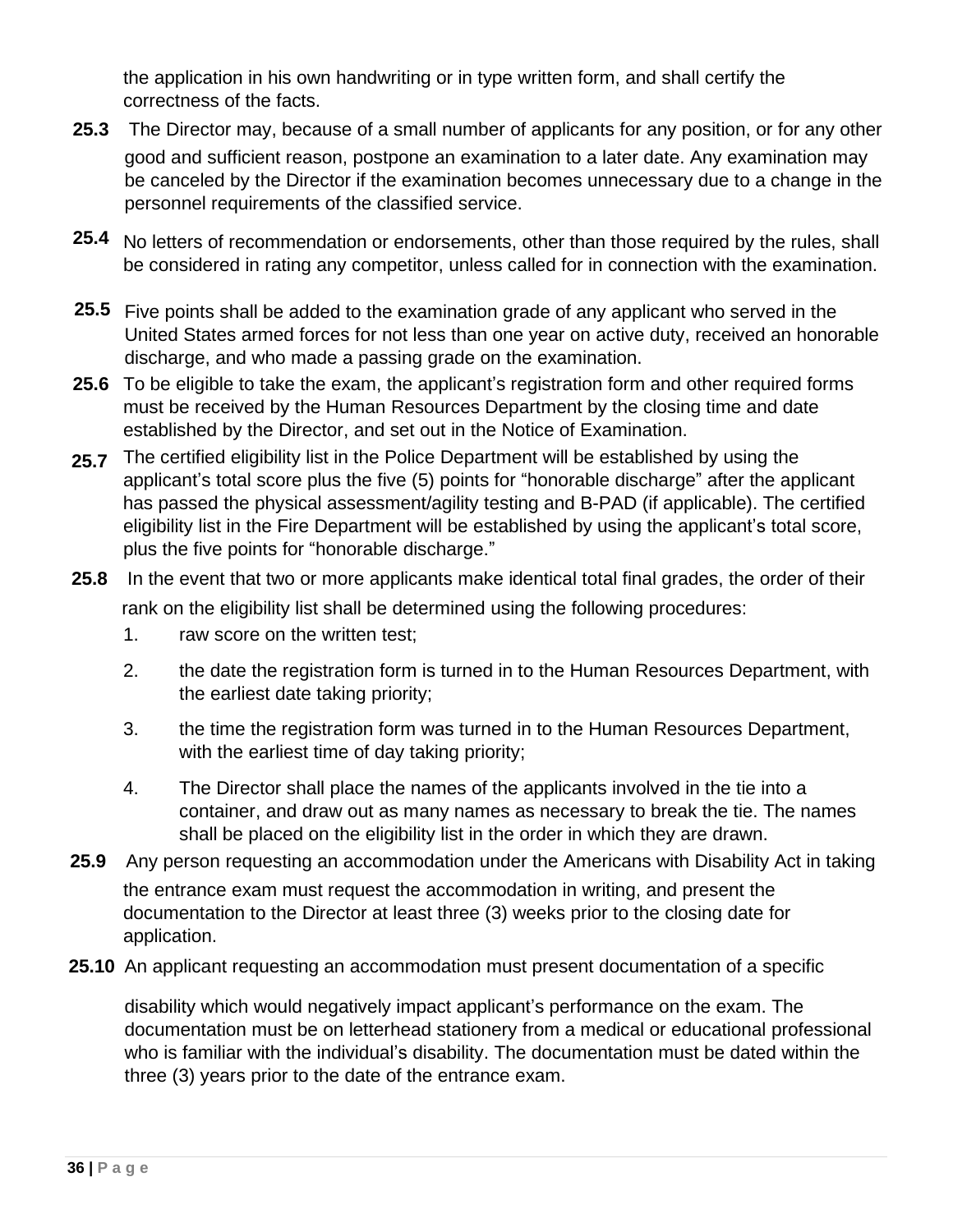the application in his own handwriting or in type written form, and shall certify the correctness of the facts.

**25.3** The Director may, because of a small number of applicants for any position, or for any other good and sufficient reason, postpone an examination to a later date. Any examination may be canceled by the Director if the examination becomes unnecessary due to a change in the personnel requirements of the classified service.

**25.4** No letters of recommendation or endorsements, other than those required by the rules, shall be considered in rating any competitor, unless called for in connection with the examination.

**25.5** Five points shall be added to the examination grade of any applicant who served in the United States armed forces for not less than one year on active duty, received an honorable discharge, and who made a passing grade on the examination.

**25.6** To be eligible to take the exam, the applicant's registration form and other required forms must be received by the Human Resources Department by the closing time and date established by the Director, and set out in the Notice of Examination.

**25.7** The certified eligibility list in the Police Department will be established by using the applicant's total score plus the five (5) points for "honorable discharge" after the applicant has passed the physical assessment/agility testing and B-PAD (if applicable). The certified eligibility list in the Fire Department will be established by using the applicant's total score, plus the five points for "honorable discharge."

**25.8** In the event that two or more applicants make identical total final grades, the order of their rank on the eligibility list shall be determined using the following procedures:

1. raw score on the written test;
2. the date the registration form is turned in to the Human Resources Department, with the earliest date taking priority;
3. the time the registration form was turned in to the Human Resources Department, with the earliest time of day taking priority;
4. The Director shall place the names of the applicants involved in the tie into a container, and draw out as many names as necessary to break the tie. The names shall be placed on the eligibility list in the order in which they are drawn.

**25.9** Any person requesting an accommodation under the Americans with Disability Act in taking the entrance exam must request the accommodation in writing, and present the documentation to the Director at least three (3) weeks prior to the closing date for application.

**25.10** An applicant requesting an accommodation must present documentation of a specific disability which would negatively impact applicant's performance on the exam. The documentation must be on letterhead stationery from a medical or educational professional who is familiar with the individual's disability. The documentation must be dated within the three (3) years prior to the date of the entrance exam.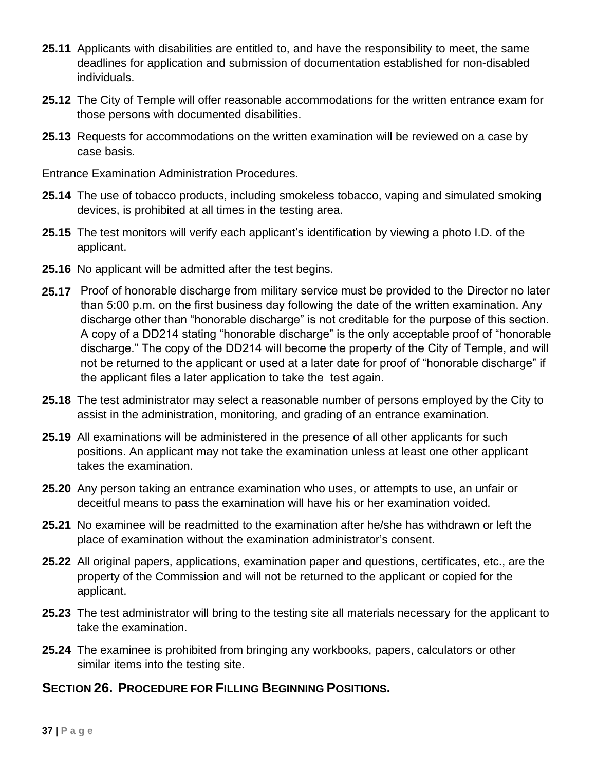**25.11** Applicants with disabilities are entitled to, and have the responsibility to meet, the same deadlines for application and submission of documentation established for non-disabled individuals.

**25.12** The City of Temple will offer reasonable accommodations for the written entrance exam for those persons with documented disabilities.

**25.13** Requests for accommodations on the written examination will be reviewed on a case by case basis.

Entrance Examination Administration Procedures.

**25.14** The use of tobacco products, including smokeless tobacco, vaping and simulated smoking devices, is prohibited at all times in the testing area.

**25.15** The test monitors will verify each applicant's identification by viewing a photo I.D. of the applicant.

**25.16** No applicant will be admitted after the test begins.

**25.17** Proof of honorable discharge from military service must be provided to the Director no later than 5:00 p.m. on the first business day following the date of the written examination. Any discharge other than "honorable discharge" is not creditable for the purpose of this section. A copy of a DD214 stating "honorable discharge" is the only acceptable proof of "honorable discharge." The copy of the DD214 will become the property of the City of Temple, and will not be returned to the applicant or used at a later date for proof of "honorable discharge" if the applicant files a later application to take the test again.

**25.18** The test administrator may select a reasonable number of persons employed by the City to assist in the administration, monitoring, and grading of an entrance examination.

**25.19** All examinations will be administered in the presence of all other applicants for such positions. An applicant may not take the examination unless at least one other applicant takes the examination.

**25.20** Any person taking an entrance examination who uses, or attempts to use, an unfair or deceitful means to pass the examination will have his or her examination voided.

**25.21** No examinee will be readmitted to the examination after he/she has withdrawn or left the place of examination without the examination administrator's consent.

**25.22** All original papers, applications, examination paper and questions, certificates, etc., are the property of the Commission and will not be returned to the applicant or copied for the applicant.

**25.23** The test administrator will bring to the testing site all materials necessary for the applicant to take the examination.

**25.24** The examinee is prohibited from bringing any workbooks, papers, calculators or other similar items into the testing site.

## SECTION 26. PROCEDURE FOR FILLING BEGINNING POSITIONS.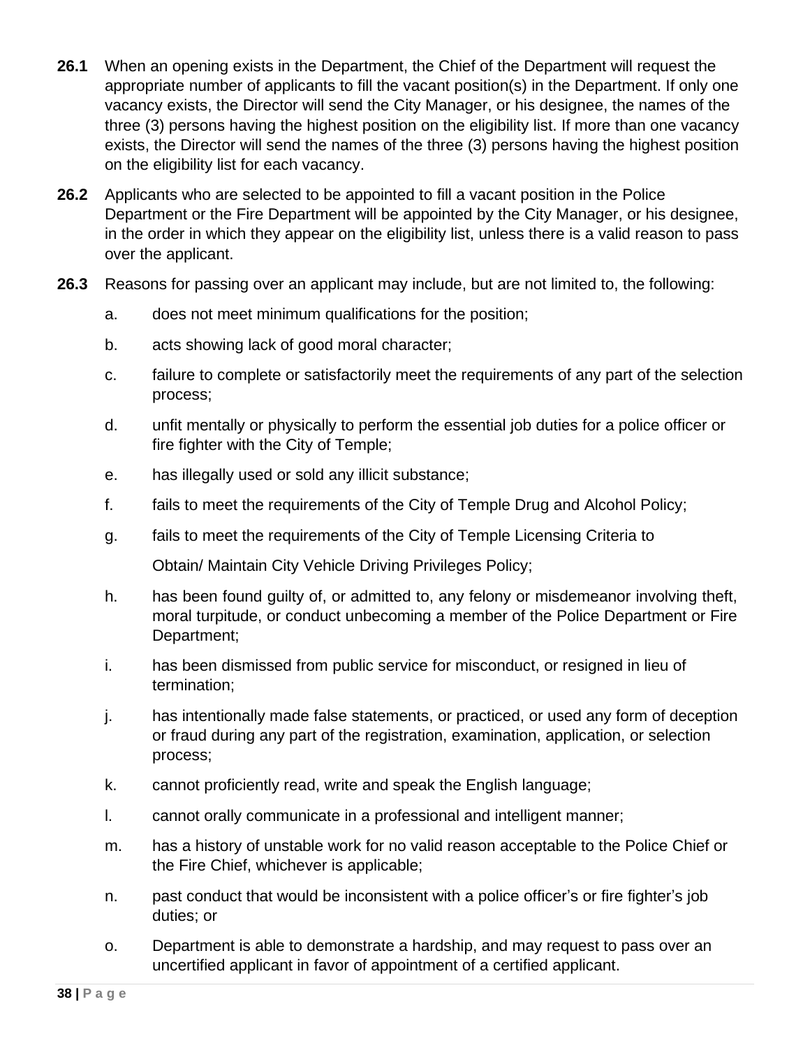**26.1** When an opening exists in the Department, the Chief of the Department will request the appropriate number of applicants to fill the vacant position(s) in the Department. If only one vacancy exists, the Director will send the City Manager, or his designee, the names of the three (3) persons having the highest position on the eligibility list. If more than one vacancy exists, the Director will send the names of the three (3) persons having the highest position on the eligibility list for each vacancy.

**26.2** Applicants who are selected to be appointed to fill a vacant position in the Police Department or the Fire Department will be appointed by the City Manager, or his designee, in the order in which they appear on the eligibility list, unless there is a valid reason to pass over the applicant.

**26.3** Reasons for passing over an applicant may include, but are not limited to, the following:

a. does not meet minimum qualifications for the position;

b. acts showing lack of good moral character;

c. failure to complete or satisfactorily meet the requirements of any part of the selection process;

d. unfit mentally or physically to perform the essential job duties for a police officer or fire fighter with the City of Temple;

e. has illegally used or sold any illicit substance;

f. fails to meet the requirements of the City of Temple Drug and Alcohol Policy;

g. fails to meet the requirements of the City of Temple Licensing Criteria to Obtain/ Maintain City Vehicle Driving Privileges Policy;

h. has been found guilty of, or admitted to, any felony or misdemeanor involving theft, moral turpitude, or conduct unbecoming a member of the Police Department or Fire Department;

i. has been dismissed from public service for misconduct, or resigned in lieu of termination;

j. has intentionally made false statements, or practiced, or used any form of deception or fraud during any part of the registration, examination, application, or selection process;

k. cannot proficiently read, write and speak the English language;

l. cannot orally communicate in a professional and intelligent manner;

m. has a history of unstable work for no valid reason acceptable to the Police Chief or the Fire Chief, whichever is applicable;

n. past conduct that would be inconsistent with a police officer's or fire fighter's job duties; or

o. Department is able to demonstrate a hardship, and may request to pass over an uncertified applicant in favor of appointment of a certified applicant.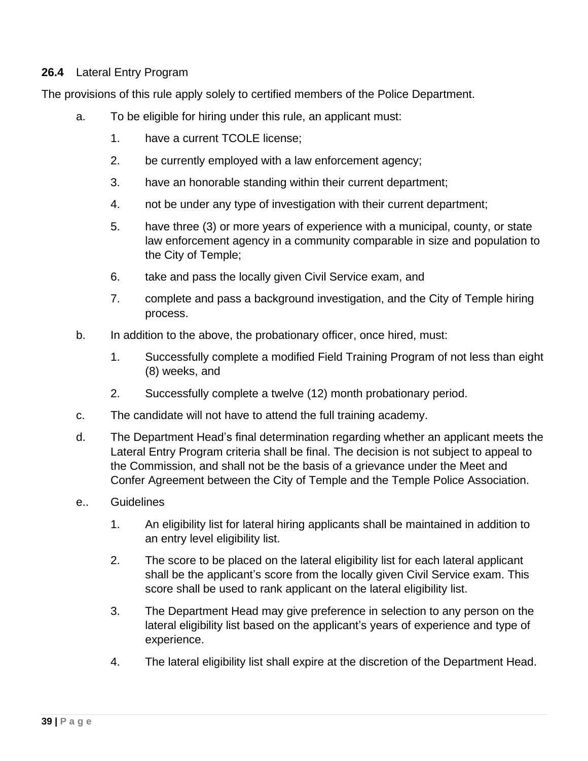**26.4** Lateral Entry Program

The provisions of this rule apply solely to certified members of the Police Department.

a. To be eligible for hiring under this rule, an applicant must:

   1. have a current TCOLE license;
   2. be currently employed with a law enforcement agency;
   3. have an honorable standing within their current department;
   4. not be under any type of investigation with their current department;
   5. have three (3) or more years of experience with a municipal, county, or state law enforcement agency in a community comparable in size and population to the City of Temple;
   6. take and pass the locally given Civil Service exam, and
   7. complete and pass a background investigation, and the City of Temple hiring process.

b. In addition to the above, the probationary officer, once hired, must:

   1. Successfully complete a modified Field Training Program of not less than eight (8) weeks, and
   2. Successfully complete a twelve (12) month probationary period.

c. The candidate will not have to attend the full training academy.

d. The Department Head's final determination regarding whether an applicant meets the Lateral Entry Program criteria shall be final. The decision is not subject to appeal to the Commission, and shall not be the basis of a grievance under the Meet and Confer Agreement between the City of Temple and the Temple Police Association.

e.. Guidelines

   1. An eligibility list for lateral hiring applicants shall be maintained in addition to an entry level eligibility list.
   2. The score to be placed on the lateral eligibility list for each lateral applicant shall be the applicant's score from the locally given Civil Service exam. This score shall be used to rank applicant on the lateral eligibility list.
   3. The Department Head may give preference in selection to any person on the lateral eligibility list based on the applicant's years of experience and type of experience.
   4. The lateral eligibility list shall expire at the discretion of the Department Head.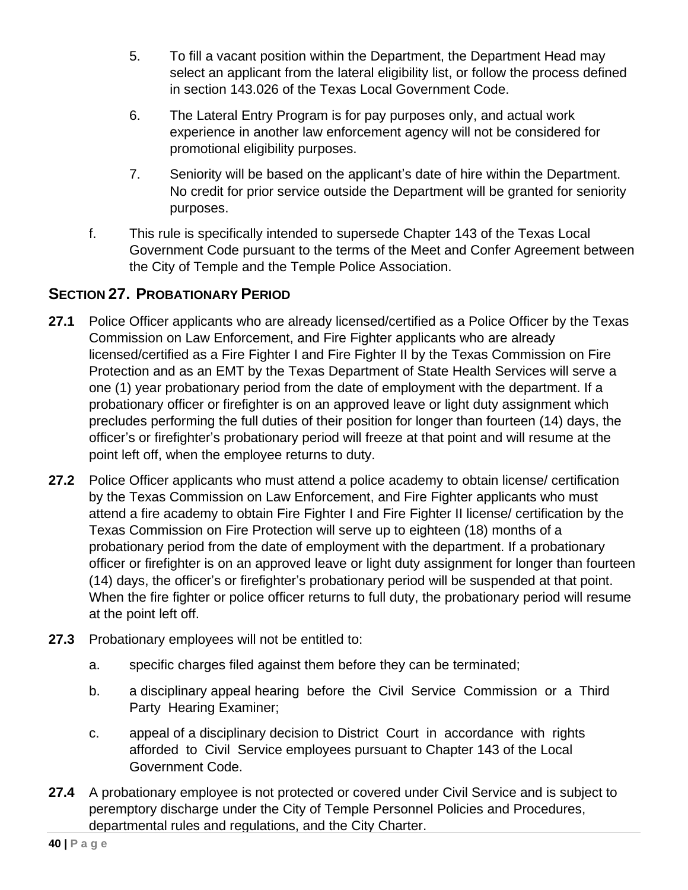5. To fill a vacant position within the Department, the Department Head may select an applicant from the lateral eligibility list, or follow the process defined in section 143.026 of the Texas Local Government Code.

6. The Lateral Entry Program is for pay purposes only, and actual work experience in another law enforcement agency will not be considered for promotional eligibility purposes.

7. Seniority will be based on the applicant's date of hire within the Department. No credit for prior service outside the Department will be granted for seniority purposes.

f. This rule is specifically intended to supersede Chapter 143 of the Texas Local Government Code pursuant to the terms of the Meet and Confer Agreement between the City of Temple and the Temple Police Association.

## SECTION 27. PROBATIONARY PERIOD

**27.1** Police Officer applicants who are already licensed/certified as a Police Officer by the Texas Commission on Law Enforcement, and Fire Fighter applicants who are already licensed/certified as a Fire Fighter I and Fire Fighter II by the Texas Commission on Fire Protection and as an EMT by the Texas Department of State Health Services will serve a one (1) year probationary period from the date of employment with the department. If a probationary officer or firefighter is on an approved leave or light duty assignment which precludes performing the full duties of their position for longer than fourteen (14) days, the officer's or firefighter's probationary period will freeze at that point and will resume at the point left off, when the employee returns to duty.

**27.2** Police Officer applicants who must attend a police academy to obtain license/ certification by the Texas Commission on Law Enforcement, and Fire Fighter applicants who must attend a fire academy to obtain Fire Fighter I and Fire Fighter II license/ certification by the Texas Commission on Fire Protection will serve up to eighteen (18) months of a probationary period from the date of employment with the department. If a probationary officer or firefighter is on an approved leave or light duty assignment for longer than fourteen (14) days, the officer's or firefighter's probationary period will be suspended at that point. When the fire fighter or police officer returns to full duty, the probationary period will resume at the point left off.

**27.3** Probationary employees will not be entitled to:

a. specific charges filed against them before they can be terminated;

b. a disciplinary appeal hearing before the Civil Service Commission or a Third Party Hearing Examiner;

c. appeal of a disciplinary decision to District Court in accordance with rights afforded to Civil Service employees pursuant to Chapter 143 of the Local Government Code.

**27.4** A probationary employee is not protected or covered under Civil Service and is subject to peremptory discharge under the City of Temple Personnel Policies and Procedures, departmental rules and regulations, and the City Charter.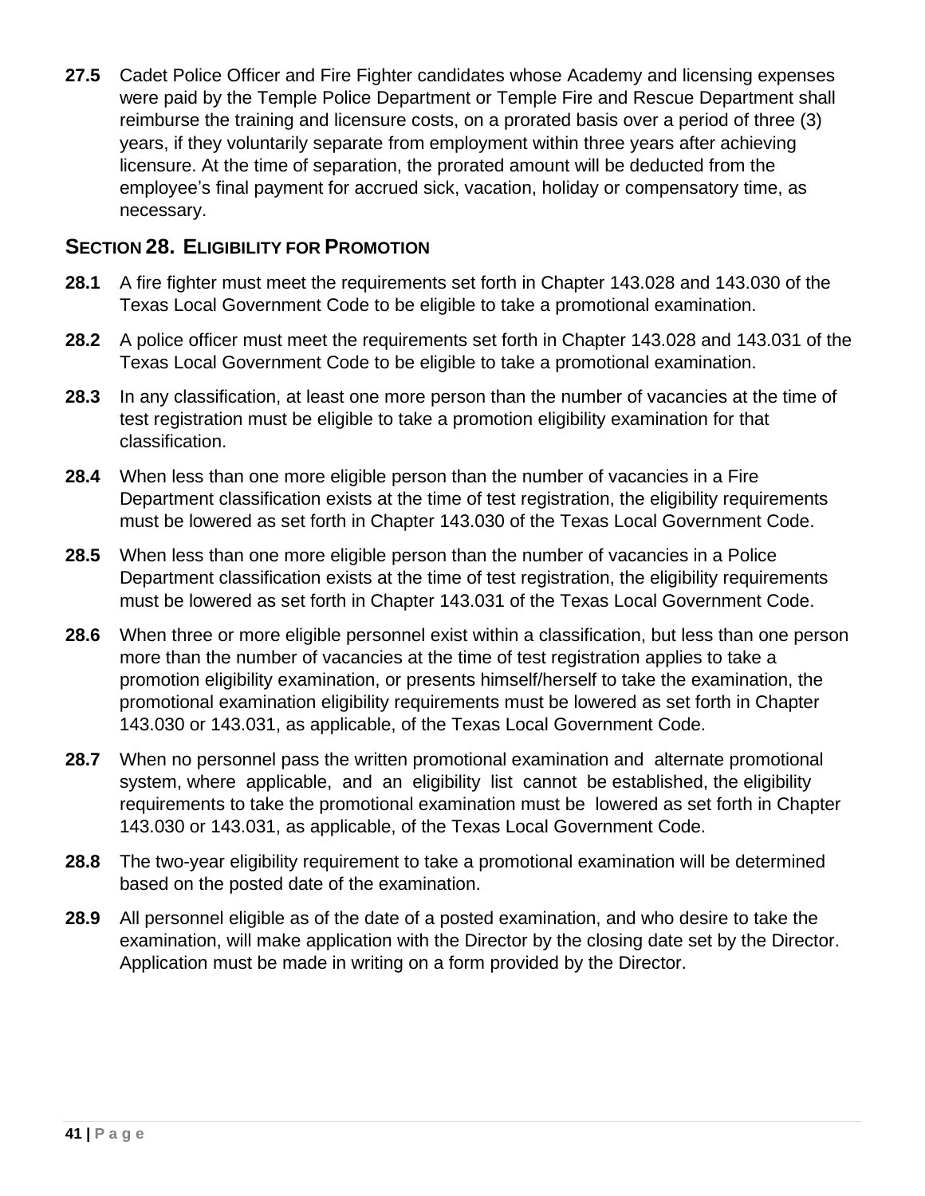**27.5** Cadet Police Officer and Fire Fighter candidates whose Academy and licensing expenses were paid by the Temple Police Department or Temple Fire and Rescue Department shall reimburse the training and licensure costs, on a prorated basis over a period of three (3) years, if they voluntarily separate from employment within three years after achieving licensure. At the time of separation, the prorated amount will be deducted from the employee's final payment for accrued sick, vacation, holiday or compensatory time, as necessary.

## SECTION 28. ELIGIBILITY FOR PROMOTION

**28.1** A fire fighter must meet the requirements set forth in Chapter 143.028 and 143.030 of the Texas Local Government Code to be eligible to take a promotional examination.

**28.2** A police officer must meet the requirements set forth in Chapter 143.028 and 143.031 of the Texas Local Government Code to be eligible to take a promotional examination.

**28.3** In any classification, at least one more person than the number of vacancies at the time of test registration must be eligible to take a promotion eligibility examination for that classification.

**28.4** When less than one more eligible person than the number of vacancies in a Fire Department classification exists at the time of test registration, the eligibility requirements must be lowered as set forth in Chapter 143.030 of the Texas Local Government Code.

**28.5** When less than one more eligible person than the number of vacancies in a Police Department classification exists at the time of test registration, the eligibility requirements must be lowered as set forth in Chapter 143.031 of the Texas Local Government Code.

**28.6** When three or more eligible personnel exist within a classification, but less than one person more than the number of vacancies at the time of test registration applies to take a promotion eligibility examination, or presents himself/herself to take the examination, the promotional examination eligibility requirements must be lowered as set forth in Chapter 143.030 or 143.031, as applicable, of the Texas Local Government Code.

**28.7** When no personnel pass the written promotional examination and alternate promotional system, where applicable, and an eligibility list cannot be established, the eligibility requirements to take the promotional examination must be lowered as set forth in Chapter 143.030 or 143.031, as applicable, of the Texas Local Government Code.

**28.8** The two-year eligibility requirement to take a promotional examination will be determined based on the posted date of the examination.

**28.9** All personnel eligible as of the date of a posted examination, and who desire to take the examination, will make application with the Director by the closing date set by the Director. Application must be made in writing on a form provided by the Director.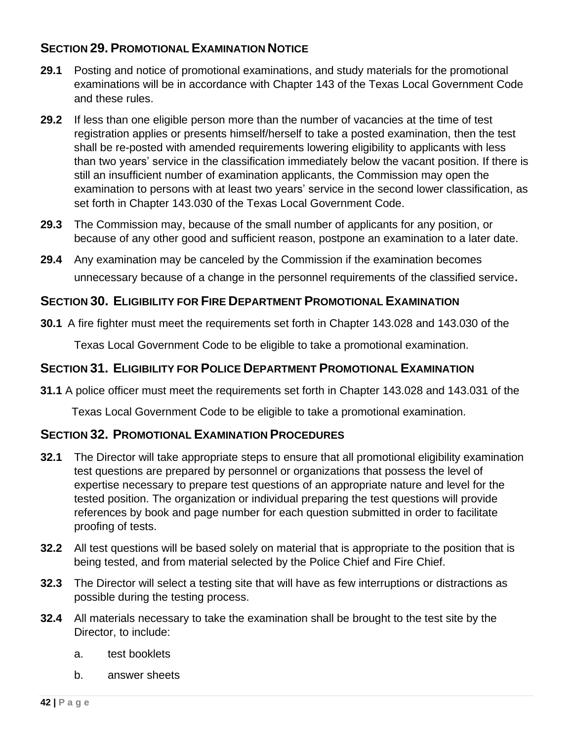## Section 29. Promotional Examination Notice

**29.1** Posting and notice of promotional examinations, and study materials for the promotional examinations will be in accordance with Chapter 143 of the Texas Local Government Code and these rules.

**29.2** If less than one eligible person more than the number of vacancies at the time of test registration applies or presents himself/herself to take a posted examination, then the test shall be re-posted with amended requirements lowering eligibility to applicants with less than two years' service in the classification immediately below the vacant position. If there is still an insufficient number of examination applicants, the Commission may open the examination to persons with at least two years' service in the second lower classification, as set forth in Chapter 143.030 of the Texas Local Government Code.

**29.3** The Commission may, because of the small number of applicants for any position, or because of any other good and sufficient reason, postpone an examination to a later date.

**29.4** Any examination may be canceled by the Commission if the examination becomes unnecessary because of a change in the personnel requirements of the classified service.

## Section 30. Eligibility for Fire Department Promotional Examination

**30.1** A fire fighter must meet the requirements set forth in Chapter 143.028 and 143.030 of the Texas Local Government Code to be eligible to take a promotional examination.

## Section 31. Eligibility for Police Department Promotional Examination

**31.1** A police officer must meet the requirements set forth in Chapter 143.028 and 143.031 of the Texas Local Government Code to be eligible to take a promotional examination.

## Section 32. Promotional Examination Procedures

**32.1** The Director will take appropriate steps to ensure that all promotional eligibility examination test questions are prepared by personnel or organizations that possess the level of expertise necessary to prepare test questions of an appropriate nature and level for the tested position. The organization or individual preparing the test questions will provide references by book and page number for each question submitted in order to facilitate proofing of tests.

**32.2** All test questions will be based solely on material that is appropriate to the position that is being tested, and from material selected by the Police Chief and Fire Chief.

**32.3** The Director will select a testing site that will have as few interruptions or distractions as possible during the testing process.

**32.4** All materials necessary to take the examination shall be brought to the test site by the Director, to include:

a. test booklets

b. answer sheets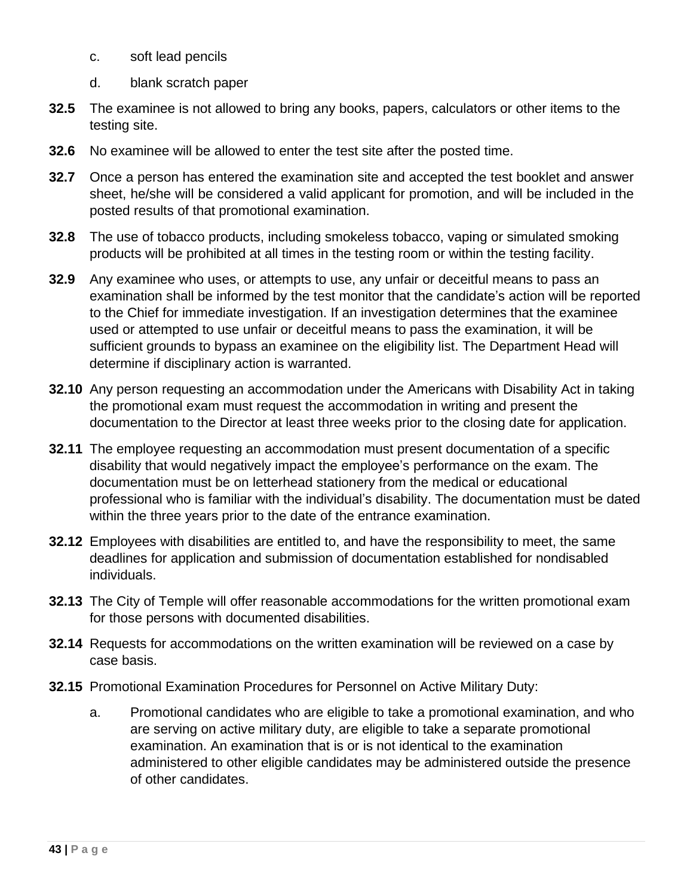c. soft lead pencils

d. blank scratch paper

**32.5** The examinee is not allowed to bring any books, papers, calculators or other items to the testing site.

**32.6** No examinee will be allowed to enter the test site after the posted time.

**32.7** Once a person has entered the examination site and accepted the test booklet and answer sheet, he/she will be considered a valid applicant for promotion, and will be included in the posted results of that promotional examination.

**32.8** The use of tobacco products, including smokeless tobacco, vaping or simulated smoking products will be prohibited at all times in the testing room or within the testing facility.

**32.9** Any examinee who uses, or attempts to use, any unfair or deceitful means to pass an examination shall be informed by the test monitor that the candidate's action will be reported to the Chief for immediate investigation. If an investigation determines that the examinee used or attempted to use unfair or deceitful means to pass the examination, it will be sufficient grounds to bypass an examinee on the eligibility list. The Department Head will determine if disciplinary action is warranted.

**32.10** Any person requesting an accommodation under the Americans with Disability Act in taking the promotional exam must request the accommodation in writing and present the documentation to the Director at least three weeks prior to the closing date for application.

**32.11** The employee requesting an accommodation must present documentation of a specific disability that would negatively impact the employee's performance on the exam. The documentation must be on letterhead stationery from the medical or educational professional who is familiar with the individual's disability. The documentation must be dated within the three years prior to the date of the entrance examination.

**32.12** Employees with disabilities are entitled to, and have the responsibility to meet, the same deadlines for application and submission of documentation established for nondisabled individuals.

**32.13** The City of Temple will offer reasonable accommodations for the written promotional exam for those persons with documented disabilities.

**32.14** Requests for accommodations on the written examination will be reviewed on a case by case basis.

**32.15** Promotional Examination Procedures for Personnel on Active Military Duty:

a. Promotional candidates who are eligible to take a promotional examination, and who are serving on active military duty, are eligible to take a separate promotional examination. An examination that is or is not identical to the examination administered to other eligible candidates may be administered outside the presence of other candidates.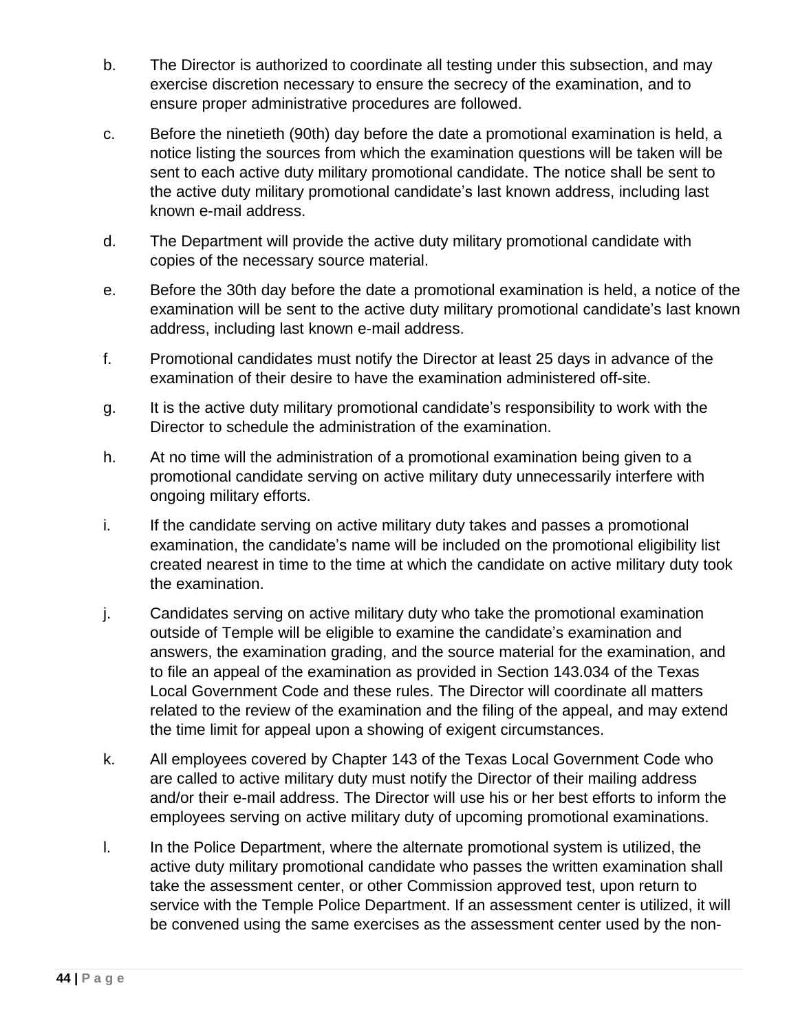b. The Director is authorized to coordinate all testing under this subsection, and may exercise discretion necessary to ensure the secrecy of the examination, and to ensure proper administrative procedures are followed.

c. Before the ninetieth (90th) day before the date a promotional examination is held, a notice listing the sources from which the examination questions will be taken will be sent to each active duty military promotional candidate. The notice shall be sent to the active duty military promotional candidate's last known address, including last known e-mail address.

d. The Department will provide the active duty military promotional candidate with copies of the necessary source material.

e. Before the 30th day before the date a promotional examination is held, a notice of the examination will be sent to the active duty military promotional candidate's last known address, including last known e-mail address.

f. Promotional candidates must notify the Director at least 25 days in advance of the examination of their desire to have the examination administered off-site.

g. It is the active duty military promotional candidate's responsibility to work with the Director to schedule the administration of the examination.

h. At no time will the administration of a promotional examination being given to a promotional candidate serving on active military duty unnecessarily interfere with ongoing military efforts.

i. If the candidate serving on active military duty takes and passes a promotional examination, the candidate's name will be included on the promotional eligibility list created nearest in time to the time at which the candidate on active military duty took the examination.

j. Candidates serving on active military duty who take the promotional examination outside of Temple will be eligible to examine the candidate's examination and answers, the examination grading, and the source material for the examination, and to file an appeal of the examination as provided in Section 143.034 of the Texas Local Government Code and these rules. The Director will coordinate all matters related to the review of the examination and the filing of the appeal, and may extend the time limit for appeal upon a showing of exigent circumstances.

k. All employees covered by Chapter 143 of the Texas Local Government Code who are called to active military duty must notify the Director of their mailing address and/or their e-mail address. The Director will use his or her best efforts to inform the employees serving on active military duty of upcoming promotional examinations.

l. In the Police Department, where the alternate promotional system is utilized, the active duty military promotional candidate who passes the written examination shall take the assessment center, or other Commission approved test, upon return to service with the Temple Police Department. If an assessment center is utilized, it will be convened using the same exercises as the assessment center used by the non-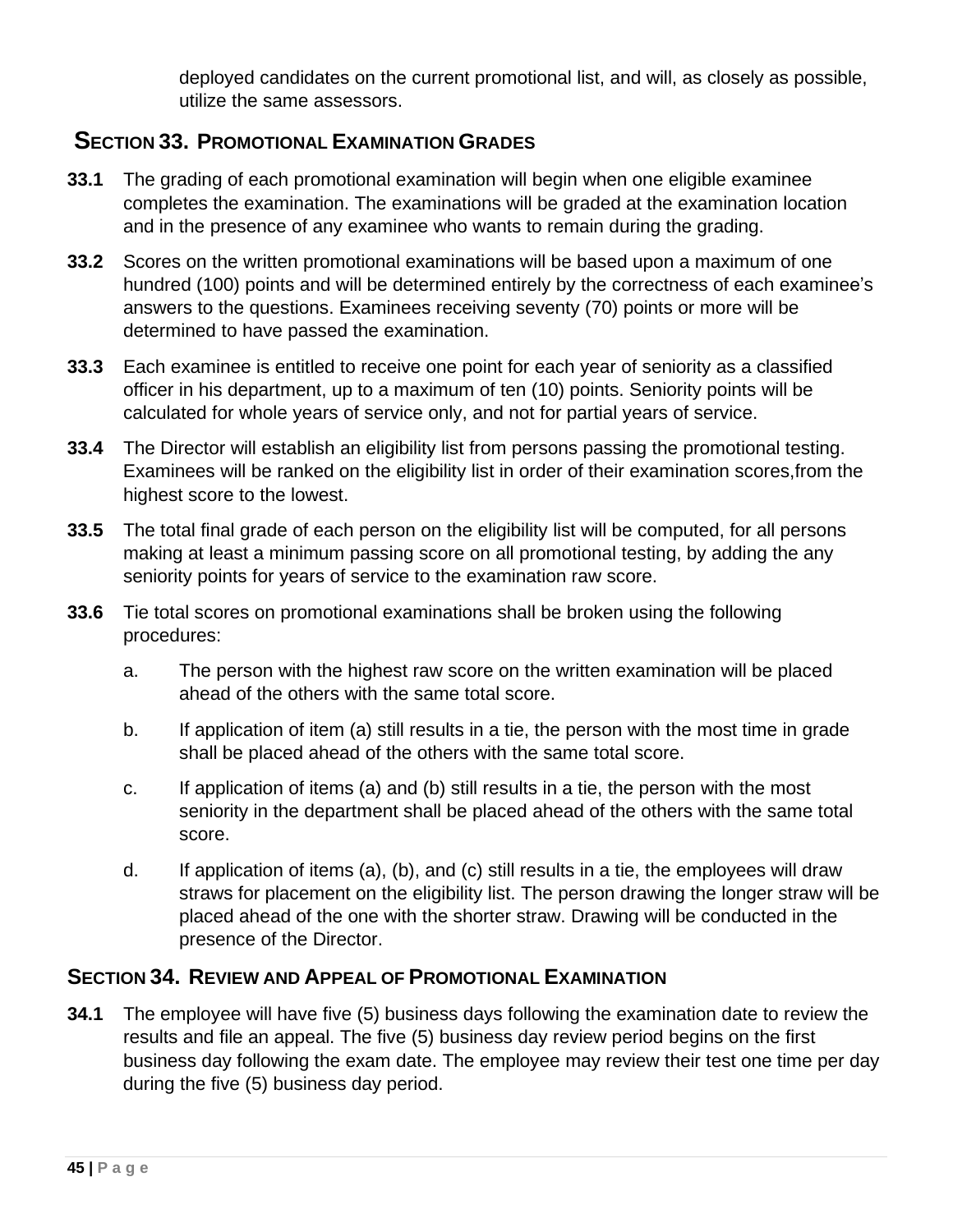deployed candidates on the current promotional list, and will, as closely as possible, utilize the same assessors.

## SECTION 33. PROMOTIONAL EXAMINATION GRADES

**33.1** The grading of each promotional examination will begin when one eligible examinee completes the examination. The examinations will be graded at the examination location and in the presence of any examinee who wants to remain during the grading.

**33.2** Scores on the written promotional examinations will be based upon a maximum of one hundred (100) points and will be determined entirely by the correctness of each examinee's answers to the questions. Examinees receiving seventy (70) points or more will be determined to have passed the examination.

**33.3** Each examinee is entitled to receive one point for each year of seniority as a classified officer in his department, up to a maximum of ten (10) points. Seniority points will be calculated for whole years of service only, and not for partial years of service.

**33.4** The Director will establish an eligibility list from persons passing the promotional testing. Examinees will be ranked on the eligibility list in order of their examination scores,from the highest score to the lowest.

**33.5** The total final grade of each person on the eligibility list will be computed, for all persons making at least a minimum passing score on all promotional testing, by adding the any seniority points for years of service to the examination raw score.

**33.6** Tie total scores on promotional examinations shall be broken using the following procedures:

a. The person with the highest raw score on the written examination will be placed ahead of the others with the same total score.

b. If application of item (a) still results in a tie, the person with the most time in grade shall be placed ahead of the others with the same total score.

c. If application of items (a) and (b) still results in a tie, the person with the most seniority in the department shall be placed ahead of the others with the same total score.

d. If application of items (a), (b), and (c) still results in a tie, the employees will draw straws for placement on the eligibility list. The person drawing the longer straw will be placed ahead of the one with the shorter straw. Drawing will be conducted in the presence of the Director.

## SECTION 34. REVIEW AND APPEAL OF PROMOTIONAL EXAMINATION

**34.1** The employee will have five (5) business days following the examination date to review the results and file an appeal. The five (5) business day review period begins on the first business day following the exam date. The employee may review their test one time per day during the five (5) business day period.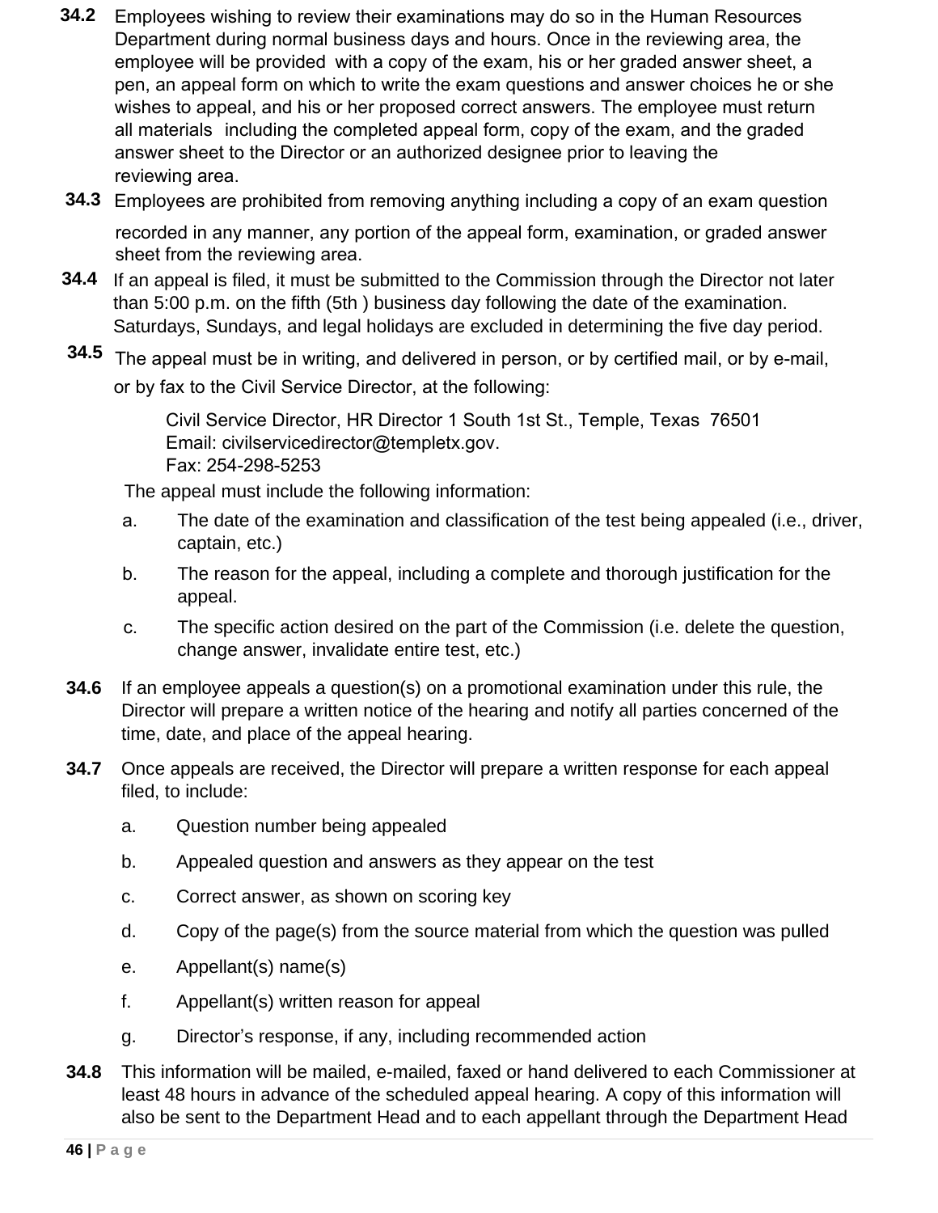**34.2** Employees wishing to review their examinations may do so in the Human Resources Department during normal business days and hours. Once in the reviewing area, the employee will be provided with a copy of the exam, his or her graded answer sheet, a pen, an appeal form on which to write the exam questions and answer choices he or she wishes to appeal, and his or her proposed correct answers. The employee must return all materials including the completed appeal form, copy of the exam, and the graded answer sheet to the Director or an authorized designee prior to leaving the reviewing area.

**34.3** Employees are prohibited from removing anything including a copy of an exam question recorded in any manner, any portion of the appeal form, examination, or graded answer sheet from the reviewing area.

**34.4** If an appeal is filed, it must be submitted to the Commission through the Director not later than 5:00 p.m. on the fifth (5th ) business day following the date of the examination. Saturdays, Sundays, and legal holidays are excluded in determining the five day period.

**34.5** The appeal must be in writing, and delivered in person, or by certified mail, or by e-mail, or by fax to the Civil Service Director, at the following:

Civil Service Director, HR Director 1 South 1st St., Temple, Texas 76501
Email: civilservicedirector@templetx.gov.
Fax: 254-298-5253

The appeal must include the following information:

a. The date of the examination and classification of the test being appealed (i.e., driver, captain, etc.)

b. The reason for the appeal, including a complete and thorough justification for the appeal.

c. The specific action desired on the part of the Commission (i.e. delete the question, change answer, invalidate entire test, etc.)

**34.6** If an employee appeals a question(s) on a promotional examination under this rule, the Director will prepare a written notice of the hearing and notify all parties concerned of the time, date, and place of the appeal hearing.

**34.7** Once appeals are received, the Director will prepare a written response for each appeal filed, to include:

a. Question number being appealed

b. Appealed question and answers as they appear on the test

c. Correct answer, as shown on scoring key

d. Copy of the page(s) from the source material from which the question was pulled

e. Appellant(s) name(s)

f. Appellant(s) written reason for appeal

g. Director's response, if any, including recommended action

**34.8** This information will be mailed, e-mailed, faxed or hand delivered to each Commissioner at least 48 hours in advance of the scheduled appeal hearing. A copy of this information will also be sent to the Department Head and to each appellant through the Department Head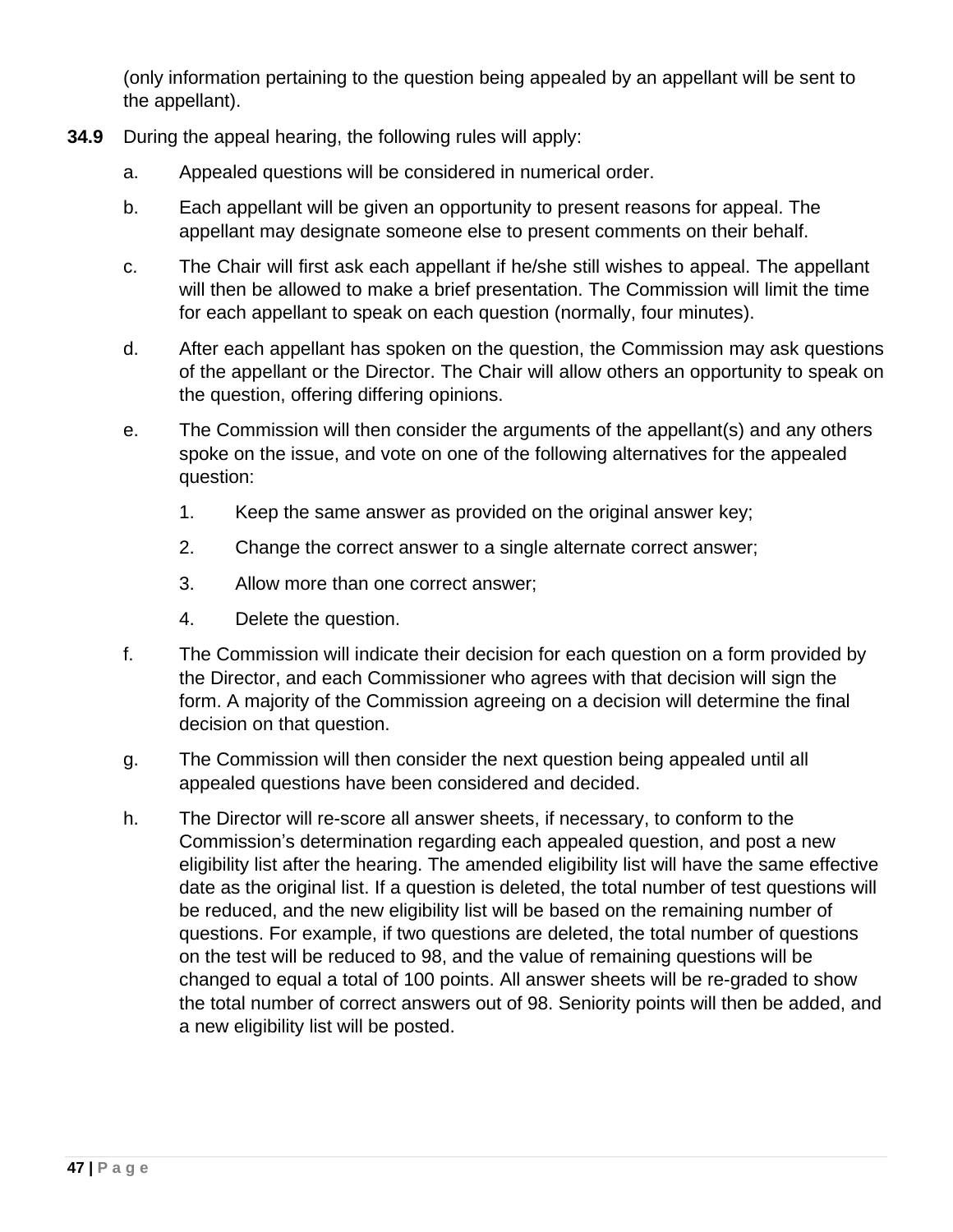(only information pertaining to the question being appealed by an appellant will be sent to the appellant).

**34.9** During the appeal hearing, the following rules will apply:

a. Appealed questions will be considered in numerical order.

b. Each appellant will be given an opportunity to present reasons for appeal. The appellant may designate someone else to present comments on their behalf.

c. The Chair will first ask each appellant if he/she still wishes to appeal. The appellant will then be allowed to make a brief presentation. The Commission will limit the time for each appellant to speak on each question (normally, four minutes).

d. After each appellant has spoken on the question, the Commission may ask questions of the appellant or the Director. The Chair will allow others an opportunity to speak on the question, offering differing opinions.

e. The Commission will then consider the arguments of the appellant(s) and any others spoke on the issue, and vote on one of the following alternatives for the appealed question:

   1. Keep the same answer as provided on the original answer key;

   2. Change the correct answer to a single alternate correct answer;

   3. Allow more than one correct answer;

   4. Delete the question.

f. The Commission will indicate their decision for each question on a form provided by the Director, and each Commissioner who agrees with that decision will sign the form. A majority of the Commission agreeing on a decision will determine the final decision on that question.

g. The Commission will then consider the next question being appealed until all appealed questions have been considered and decided.

h. The Director will re-score all answer sheets, if necessary, to conform to the Commission's determination regarding each appealed question, and post a new eligibility list after the hearing. The amended eligibility list will have the same effective date as the original list. If a question is deleted, the total number of test questions will be reduced, and the new eligibility list will be based on the remaining number of questions. For example, if two questions are deleted, the total number of questions on the test will be reduced to 98, and the value of remaining questions will be changed to equal a total of 100 points. All answer sheets will be re-graded to show the total number of correct answers out of 98. Seniority points will then be added, and a new eligibility list will be posted.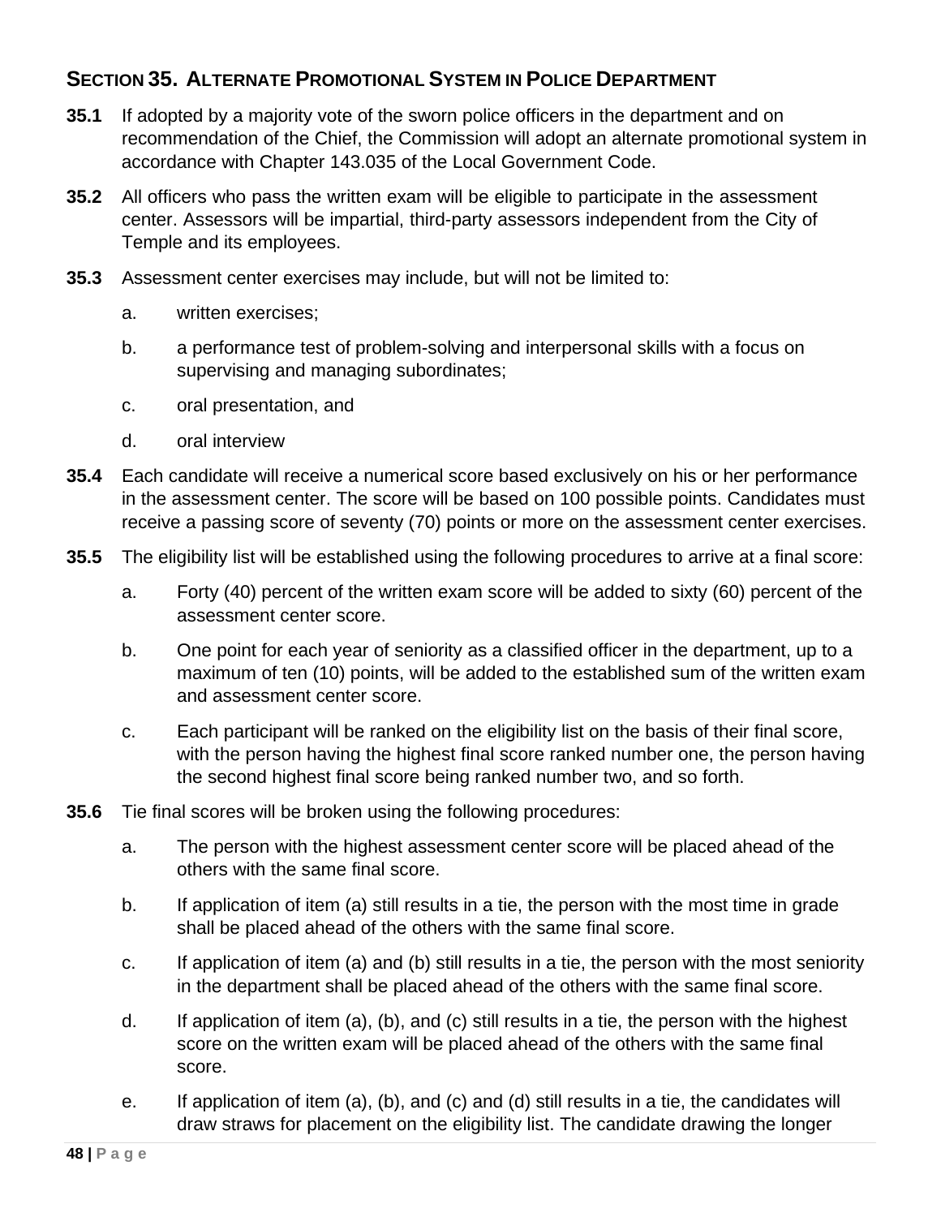## SECTION 35. ALTERNATE PROMOTIONAL SYSTEM IN POLICE DEPARTMENT

**35.1** If adopted by a majority vote of the sworn police officers in the department and on recommendation of the Chief, the Commission will adopt an alternate promotional system in accordance with Chapter 143.035 of the Local Government Code.

**35.2** All officers who pass the written exam will be eligible to participate in the assessment center. Assessors will be impartial, third-party assessors independent from the City of Temple and its employees.

**35.3** Assessment center exercises may include, but will not be limited to:

a. written exercises;

b. a performance test of problem-solving and interpersonal skills with a focus on supervising and managing subordinates;

c. oral presentation, and

d. oral interview

**35.4** Each candidate will receive a numerical score based exclusively on his or her performance in the assessment center. The score will be based on 100 possible points. Candidates must receive a passing score of seventy (70) points or more on the assessment center exercises.

**35.5** The eligibility list will be established using the following procedures to arrive at a final score:

a. Forty (40) percent of the written exam score will be added to sixty (60) percent of the assessment center score.

b. One point for each year of seniority as a classified officer in the department, up to a maximum of ten (10) points, will be added to the established sum of the written exam and assessment center score.

c. Each participant will be ranked on the eligibility list on the basis of their final score, with the person having the highest final score ranked number one, the person having the second highest final score being ranked number two, and so forth.

**35.6** Tie final scores will be broken using the following procedures:

a. The person with the highest assessment center score will be placed ahead of the others with the same final score.

b. If application of item (a) still results in a tie, the person with the most time in grade shall be placed ahead of the others with the same final score.

c. If application of item (a) and (b) still results in a tie, the person with the most seniority in the department shall be placed ahead of the others with the same final score.

d. If application of item (a), (b), and (c) still results in a tie, the person with the highest score on the written exam will be placed ahead of the others with the same final score.

e. If application of item (a), (b), and (c) and (d) still results in a tie, the candidates will draw straws for placement on the eligibility list. The candidate drawing the longer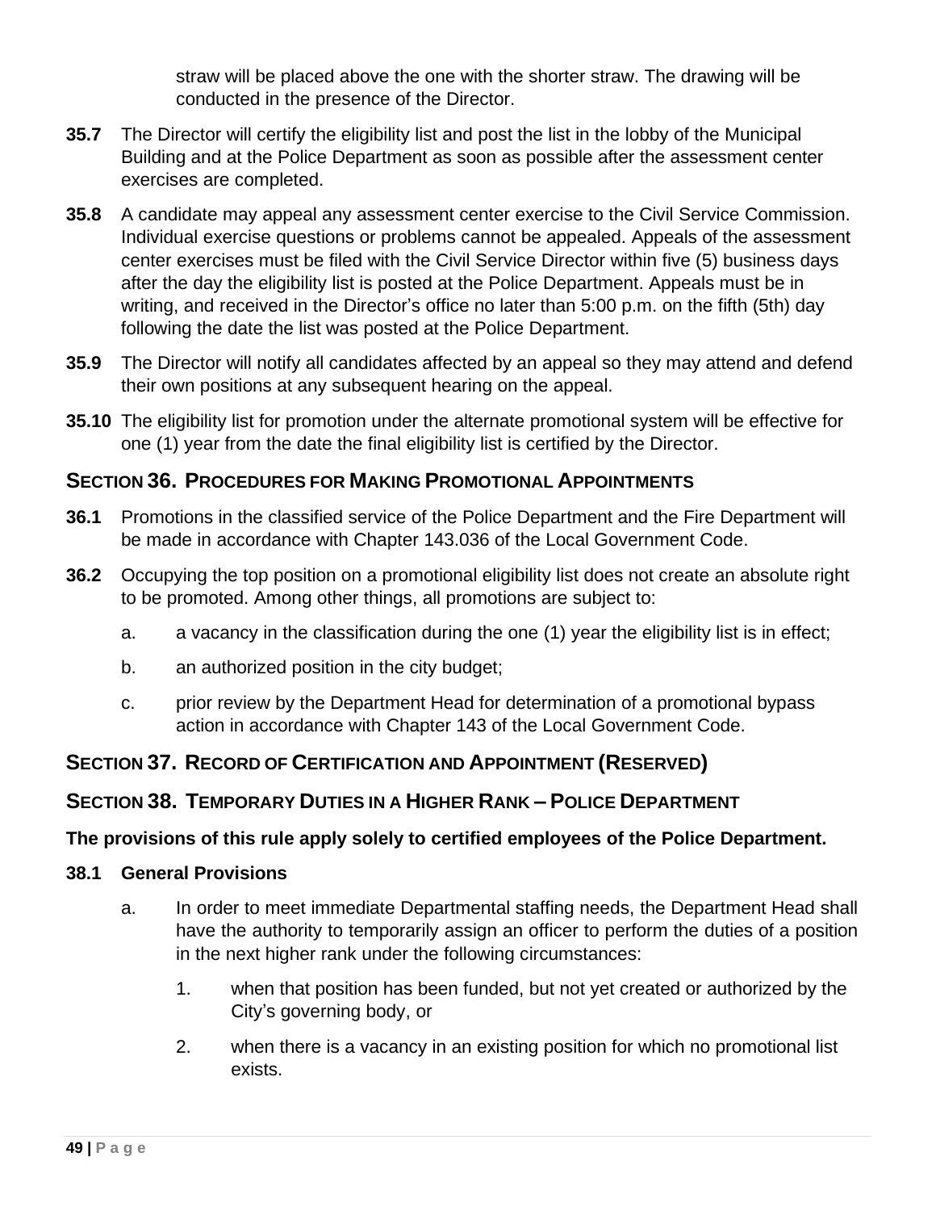straw will be placed above the one with the shorter straw. The drawing will be conducted in the presence of the Director.

**35.7** The Director will certify the eligibility list and post the list in the lobby of the Municipal Building and at the Police Department as soon as possible after the assessment center exercises are completed.

**35.8** A candidate may appeal any assessment center exercise to the Civil Service Commission. Individual exercise questions or problems cannot be appealed. Appeals of the assessment center exercises must be filed with the Civil Service Director within five (5) business days after the day the eligibility list is posted at the Police Department. Appeals must be in writing, and received in the Director's office no later than 5:00 p.m. on the fifth (5th) day following the date the list was posted at the Police Department.

**35.9** The Director will notify all candidates affected by an appeal so they may attend and defend their own positions at any subsequent hearing on the appeal.

**35.10** The eligibility list for promotion under the alternate promotional system will be effective for one (1) year from the date the final eligibility list is certified by the Director.

## SECTION 36. PROCEDURES FOR MAKING PROMOTIONAL APPOINTMENTS

**36.1** Promotions in the classified service of the Police Department and the Fire Department will be made in accordance with Chapter 143.036 of the Local Government Code.

**36.2** Occupying the top position on a promotional eligibility list does not create an absolute right to be promoted. Among other things, all promotions are subject to:

a. a vacancy in the classification during the one (1) year the eligibility list is in effect;

b. an authorized position in the city budget;

c. prior review by the Department Head for determination of a promotional bypass action in accordance with Chapter 143 of the Local Government Code.

## SECTION 37. RECORD OF CERTIFICATION AND APPOINTMENT (RESERVED)

## SECTION 38. TEMPORARY DUTIES IN A HIGHER RANK – POLICE DEPARTMENT

**The provisions of this rule apply solely to certified employees of the Police Department.**

**38.1 General Provisions**

a. In order to meet immediate Departmental staffing needs, the Department Head shall have the authority to temporarily assign an officer to perform the duties of a position in the next higher rank under the following circumstances:

1. when that position has been funded, but not yet created or authorized by the City's governing body, or

2. when there is a vacancy in an existing position for which no promotional list exists.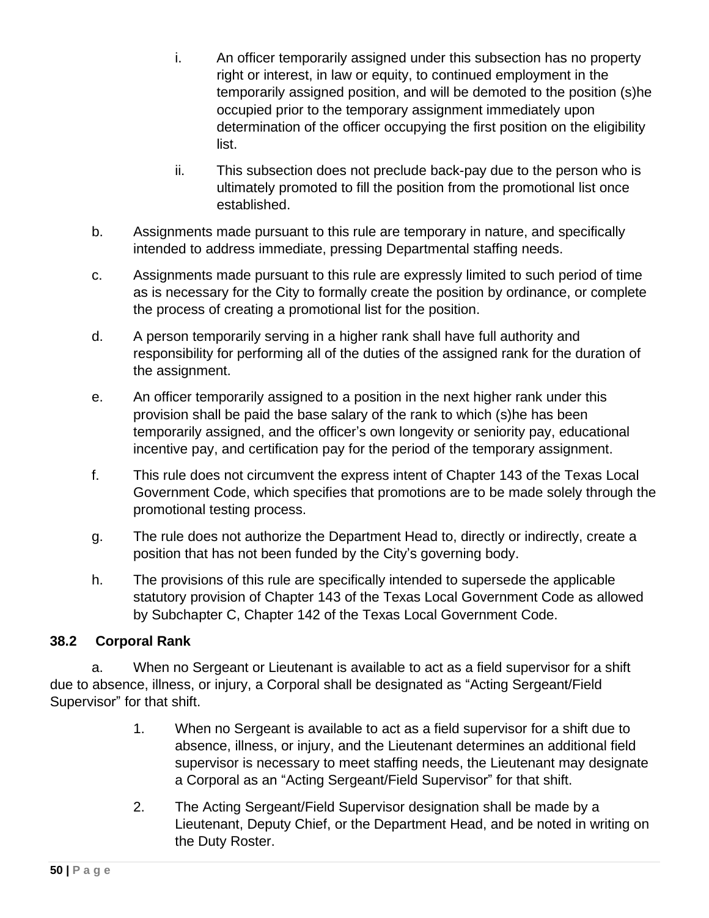i. An officer temporarily assigned under this subsection has no property right or interest, in law or equity, to continued employment in the temporarily assigned position, and will be demoted to the position (s)he occupied prior to the temporary assignment immediately upon determination of the officer occupying the first position on the eligibility list.

ii. This subsection does not preclude back-pay due to the person who is ultimately promoted to fill the position from the promotional list once established.

b. Assignments made pursuant to this rule are temporary in nature, and specifically intended to address immediate, pressing Departmental staffing needs.

c. Assignments made pursuant to this rule are expressly limited to such period of time as is necessary for the City to formally create the position by ordinance, or complete the process of creating a promotional list for the position.

d. A person temporarily serving in a higher rank shall have full authority and responsibility for performing all of the duties of the assigned rank for the duration of the assignment.

e. An officer temporarily assigned to a position in the next higher rank under this provision shall be paid the base salary of the rank to which (s)he has been temporarily assigned, and the officer's own longevity or seniority pay, educational incentive pay, and certification pay for the period of the temporary assignment.

f. This rule does not circumvent the express intent of Chapter 143 of the Texas Local Government Code, which specifies that promotions are to be made solely through the promotional testing process.

g. The rule does not authorize the Department Head to, directly or indirectly, create a position that has not been funded by the City's governing body.

h. The provisions of this rule are specifically intended to supersede the applicable statutory provision of Chapter 143 of the Texas Local Government Code as allowed by Subchapter C, Chapter 142 of the Texas Local Government Code.

### 38.2 Corporal Rank

a. When no Sergeant or Lieutenant is available to act as a field supervisor for a shift due to absence, illness, or injury, a Corporal shall be designated as "Acting Sergeant/Field Supervisor" for that shift.

1. When no Sergeant is available to act as a field supervisor for a shift due to absence, illness, or injury, and the Lieutenant determines an additional field supervisor is necessary to meet staffing needs, the Lieutenant may designate a Corporal as an "Acting Sergeant/Field Supervisor" for that shift.

2. The Acting Sergeant/Field Supervisor designation shall be made by a Lieutenant, Deputy Chief, or the Department Head, and be noted in writing on the Duty Roster.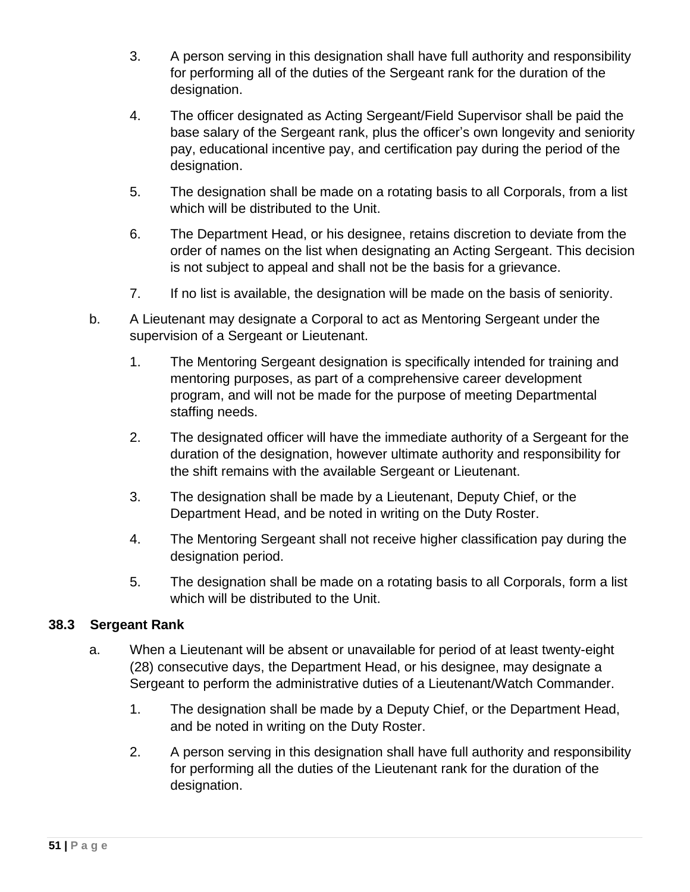3. A person serving in this designation shall have full authority and responsibility for performing all of the duties of the Sergeant rank for the duration of the designation.

4. The officer designated as Acting Sergeant/Field Supervisor shall be paid the base salary of the Sergeant rank, plus the officer's own longevity and seniority pay, educational incentive pay, and certification pay during the period of the designation.

5. The designation shall be made on a rotating basis to all Corporals, from a list which will be distributed to the Unit.

6. The Department Head, or his designee, retains discretion to deviate from the order of names on the list when designating an Acting Sergeant. This decision is not subject to appeal and shall not be the basis for a grievance.

7. If no list is available, the designation will be made on the basis of seniority.

b. A Lieutenant may designate a Corporal to act as Mentoring Sergeant under the supervision of a Sergeant or Lieutenant.

1. The Mentoring Sergeant designation is specifically intended for training and mentoring purposes, as part of a comprehensive career development program, and will not be made for the purpose of meeting Departmental staffing needs.

2. The designated officer will have the immediate authority of a Sergeant for the duration of the designation, however ultimate authority and responsibility for the shift remains with the available Sergeant or Lieutenant.

3. The designation shall be made by a Lieutenant, Deputy Chief, or the Department Head, and be noted in writing on the Duty Roster.

4. The Mentoring Sergeant shall not receive higher classification pay during the designation period.

5. The designation shall be made on a rotating basis to all Corporals, form a list which will be distributed to the Unit.

**38.3 Sergeant Rank**

a. When a Lieutenant will be absent or unavailable for period of at least twenty-eight (28) consecutive days, the Department Head, or his designee, may designate a Sergeant to perform the administrative duties of a Lieutenant/Watch Commander.

1. The designation shall be made by a Deputy Chief, or the Department Head, and be noted in writing on the Duty Roster.

2. A person serving in this designation shall have full authority and responsibility for performing all the duties of the Lieutenant rank for the duration of the designation.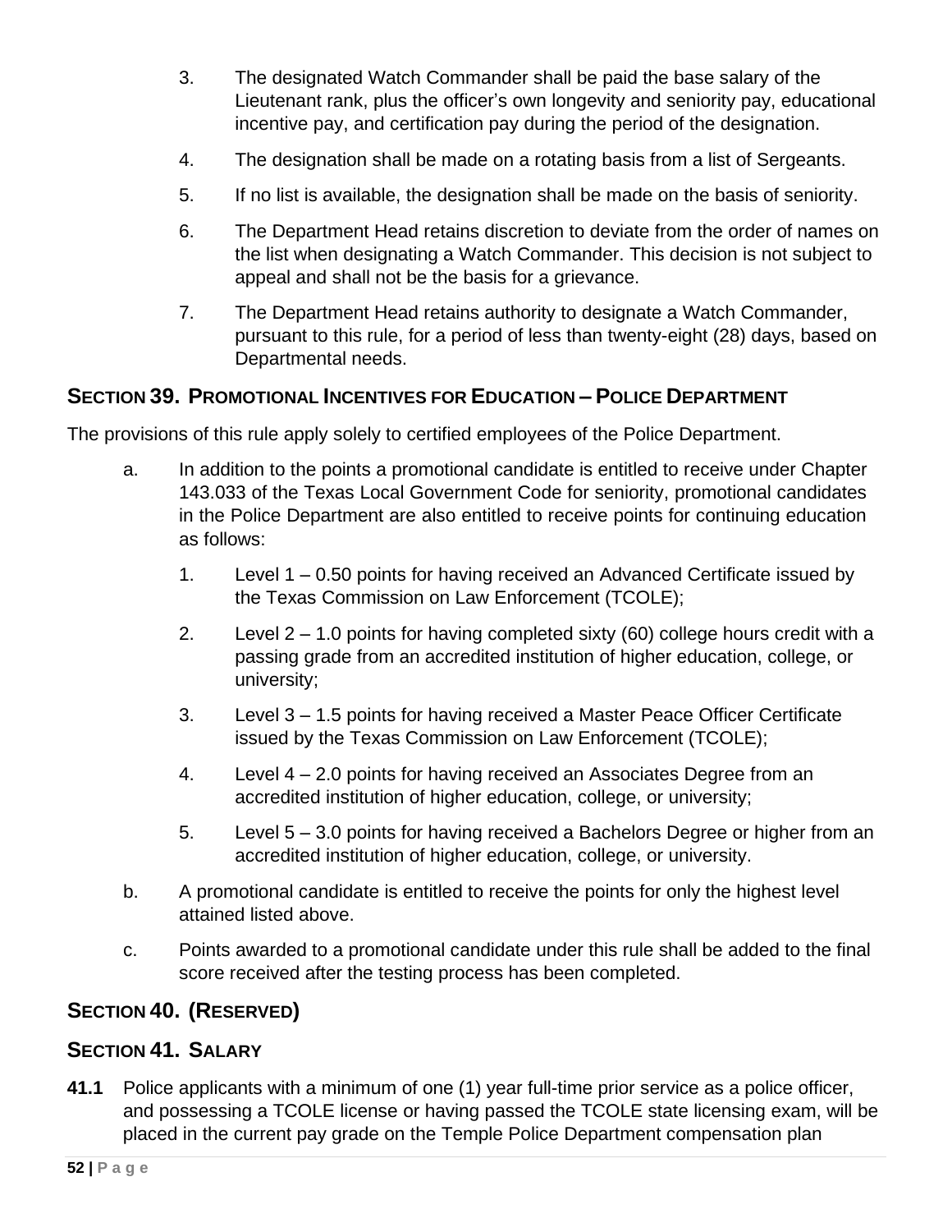3. The designated Watch Commander shall be paid the base salary of the Lieutenant rank, plus the officer's own longevity and seniority pay, educational incentive pay, and certification pay during the period of the designation.

4. The designation shall be made on a rotating basis from a list of Sergeants.

5. If no list is available, the designation shall be made on the basis of seniority.

6. The Department Head retains discretion to deviate from the order of names on the list when designating a Watch Commander. This decision is not subject to appeal and shall not be the basis for a grievance.

7. The Department Head retains authority to designate a Watch Commander, pursuant to this rule, for a period of less than twenty-eight (28) days, based on Departmental needs.

## SECTION 39. PROMOTIONAL INCENTIVES FOR EDUCATION – POLICE DEPARTMENT

The provisions of this rule apply solely to certified employees of the Police Department.

a. In addition to the points a promotional candidate is entitled to receive under Chapter 143.033 of the Texas Local Government Code for seniority, promotional candidates in the Police Department are also entitled to receive points for continuing education as follows:

   1. Level 1 – 0.50 points for having received an Advanced Certificate issued by the Texas Commission on Law Enforcement (TCOLE);

   2. Level 2 – 1.0 points for having completed sixty (60) college hours credit with a passing grade from an accredited institution of higher education, college, or university;

   3. Level 3 – 1.5 points for having received a Master Peace Officer Certificate issued by the Texas Commission on Law Enforcement (TCOLE);

   4. Level 4 – 2.0 points for having received an Associates Degree from an accredited institution of higher education, college, or university;

   5. Level 5 – 3.0 points for having received a Bachelors Degree or higher from an accredited institution of higher education, college, or university.

b. A promotional candidate is entitled to receive the points for only the highest level attained listed above.

c. Points awarded to a promotional candidate under this rule shall be added to the final score received after the testing process has been completed.

## SECTION 40. (RESERVED)

## SECTION 41. SALARY

**41.1** Police applicants with a minimum of one (1) year full-time prior service as a police officer, and possessing a TCOLE license or having passed the TCOLE state licensing exam, will be placed in the current pay grade on the Temple Police Department compensation plan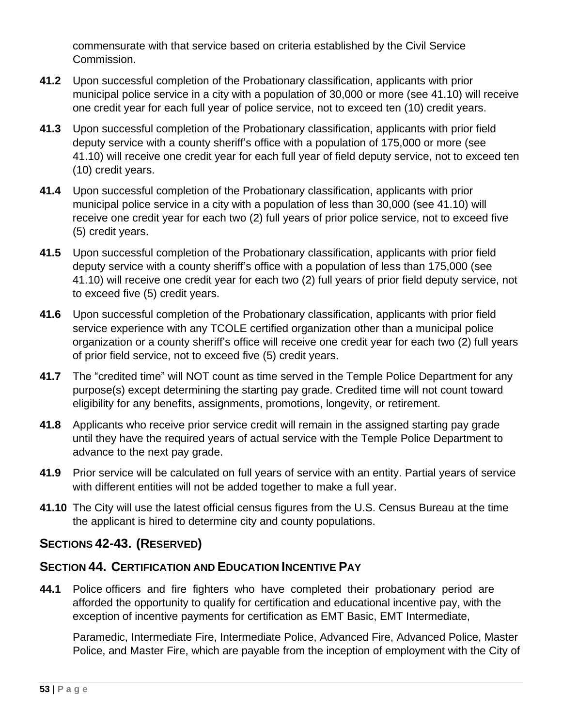commensurate with that service based on criteria established by the Civil Service Commission.

**41.2** Upon successful completion of the Probationary classification, applicants with prior municipal police service in a city with a population of 30,000 or more (see 41.10) will receive one credit year for each full year of police service, not to exceed ten (10) credit years.

**41.3** Upon successful completion of the Probationary classification, applicants with prior field deputy service with a county sheriff's office with a population of 175,000 or more (see 41.10) will receive one credit year for each full year of field deputy service, not to exceed ten (10) credit years.

**41.4** Upon successful completion of the Probationary classification, applicants with prior municipal police service in a city with a population of less than 30,000 (see 41.10) will receive one credit year for each two (2) full years of prior police service, not to exceed five (5) credit years.

**41.5** Upon successful completion of the Probationary classification, applicants with prior field deputy service with a county sheriff's office with a population of less than 175,000 (see 41.10) will receive one credit year for each two (2) full years of prior field deputy service, not to exceed five (5) credit years.

**41.6** Upon successful completion of the Probationary classification, applicants with prior field service experience with any TCOLE certified organization other than a municipal police organization or a county sheriff's office will receive one credit year for each two (2) full years of prior field service, not to exceed five (5) credit years.

**41.7** The "credited time" will NOT count as time served in the Temple Police Department for any purpose(s) except determining the starting pay grade. Credited time will not count toward eligibility for any benefits, assignments, promotions, longevity, or retirement.

**41.8** Applicants who receive prior service credit will remain in the assigned starting pay grade until they have the required years of actual service with the Temple Police Department to advance to the next pay grade.

**41.9** Prior service will be calculated on full years of service with an entity. Partial years of service with different entities will not be added together to make a full year.

**41.10** The City will use the latest official census figures from the U.S. Census Bureau at the time the applicant is hired to determine city and county populations.

## SECTIONS 42-43. (RESERVED)

## SECTION 44. CERTIFICATION AND EDUCATION INCENTIVE PAY

**44.1** Police officers and fire fighters who have completed their probationary period are afforded the opportunity to qualify for certification and educational incentive pay, with the exception of incentive payments for certification as EMT Basic, EMT Intermediate,

Paramedic, Intermediate Fire, Intermediate Police, Advanced Fire, Advanced Police, Master Police, and Master Fire, which are payable from the inception of employment with the City of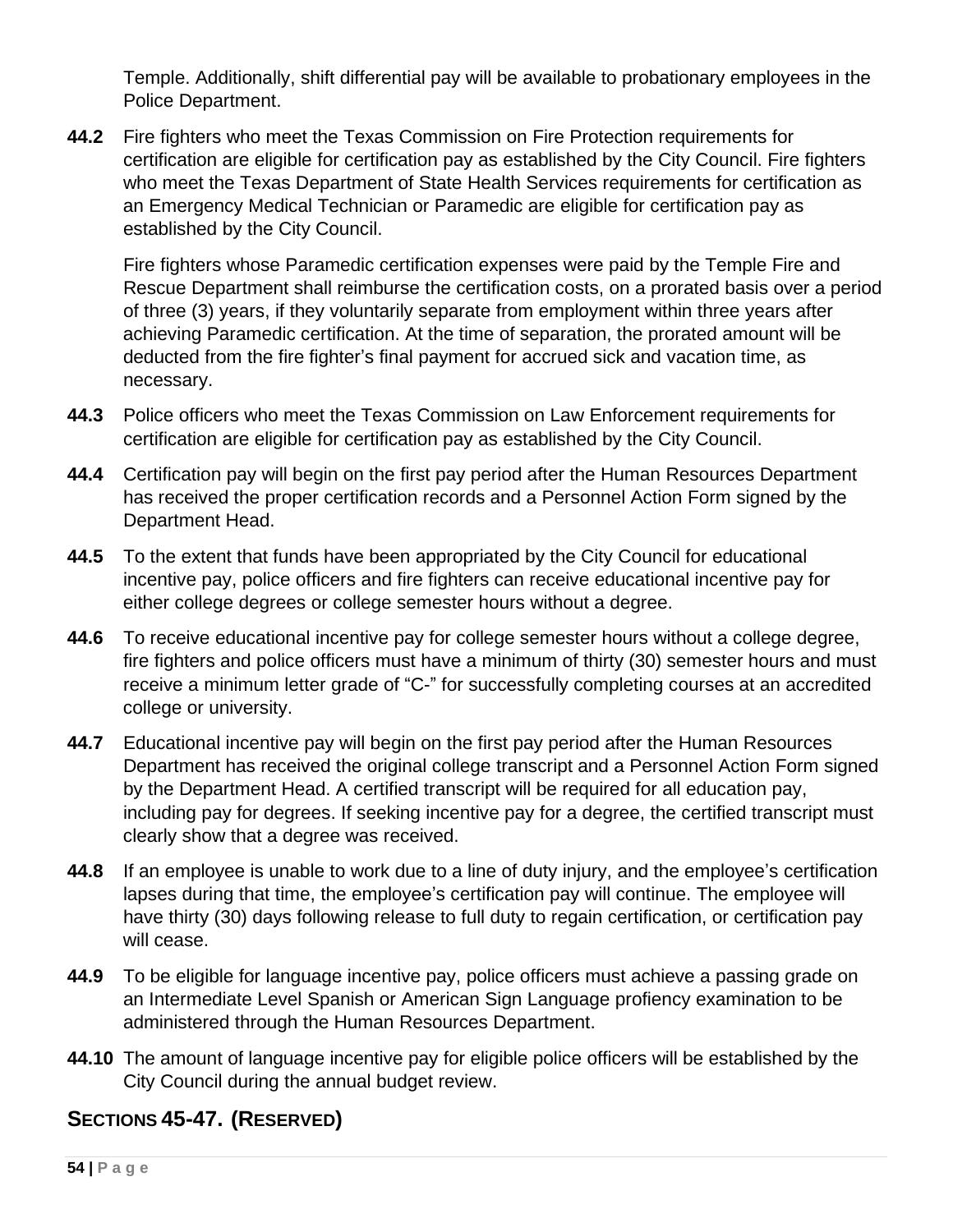Temple. Additionally, shift differential pay will be available to probationary employees in the Police Department.

**44.2** Fire fighters who meet the Texas Commission on Fire Protection requirements for certification are eligible for certification pay as established by the City Council. Fire fighters who meet the Texas Department of State Health Services requirements for certification as an Emergency Medical Technician or Paramedic are eligible for certification pay as established by the City Council.

Fire fighters whose Paramedic certification expenses were paid by the Temple Fire and Rescue Department shall reimburse the certification costs, on a prorated basis over a period of three (3) years, if they voluntarily separate from employment within three years after achieving Paramedic certification. At the time of separation, the prorated amount will be deducted from the fire fighter's final payment for accrued sick and vacation time, as necessary.

**44.3** Police officers who meet the Texas Commission on Law Enforcement requirements for certification are eligible for certification pay as established by the City Council.

**44.4** Certification pay will begin on the first pay period after the Human Resources Department has received the proper certification records and a Personnel Action Form signed by the Department Head.

**44.5** To the extent that funds have been appropriated by the City Council for educational incentive pay, police officers and fire fighters can receive educational incentive pay for either college degrees or college semester hours without a degree.

**44.6** To receive educational incentive pay for college semester hours without a college degree, fire fighters and police officers must have a minimum of thirty (30) semester hours and must receive a minimum letter grade of "C-" for successfully completing courses at an accredited college or university.

**44.7** Educational incentive pay will begin on the first pay period after the Human Resources Department has received the original college transcript and a Personnel Action Form signed by the Department Head. A certified transcript will be required for all education pay, including pay for degrees. If seeking incentive pay for a degree, the certified transcript must clearly show that a degree was received.

**44.8** If an employee is unable to work due to a line of duty injury, and the employee's certification lapses during that time, the employee's certification pay will continue. The employee will have thirty (30) days following release to full duty to regain certification, or certification pay will cease.

**44.9** To be eligible for language incentive pay, police officers must achieve a passing grade on an Intermediate Level Spanish or American Sign Language profiency examination to be administered through the Human Resources Department.

**44.10** The amount of language incentive pay for eligible police officers will be established by the City Council during the annual budget review.

## SECTIONS 45-47. (RESERVED)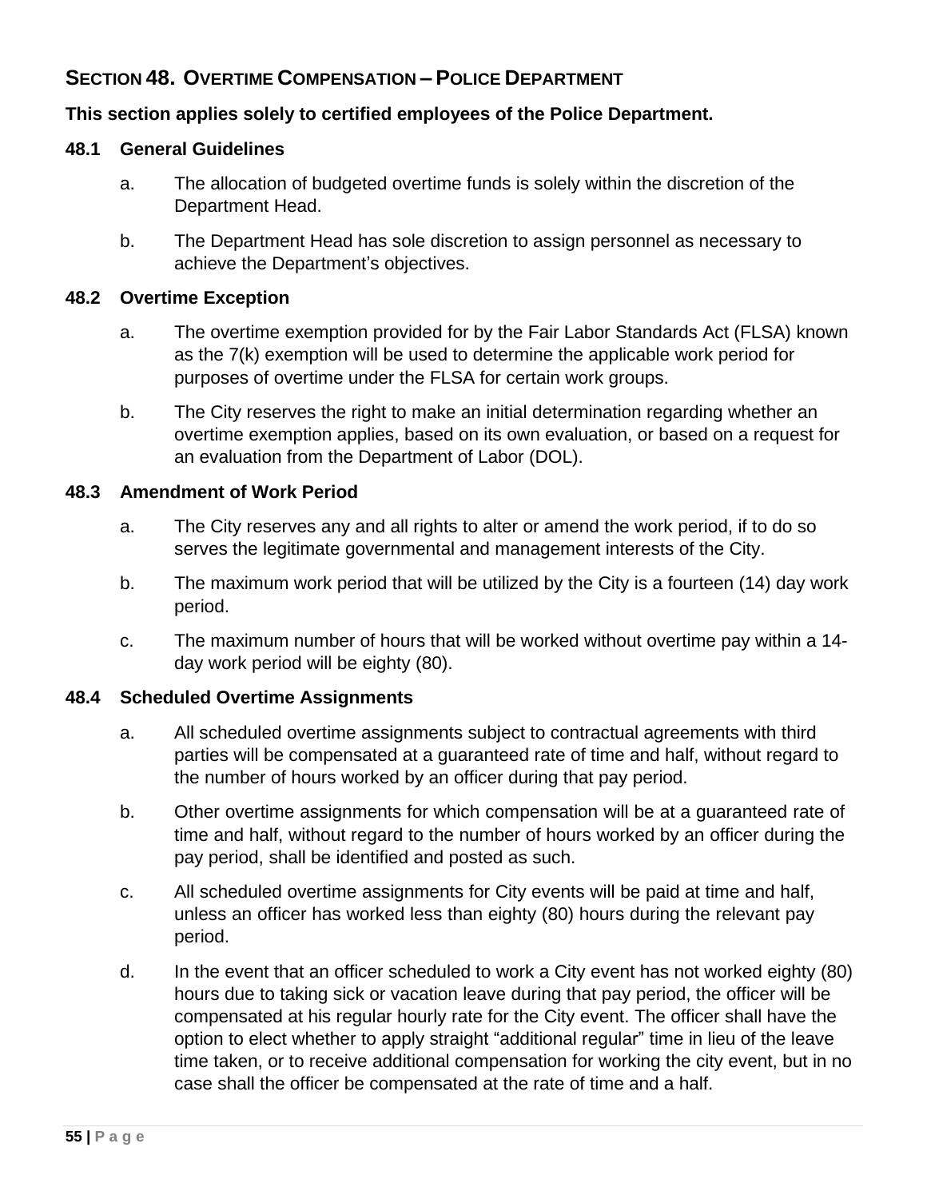## SECTION 48. OVERTIME COMPENSATION – POLICE DEPARTMENT

**This section applies solely to certified employees of the Police Department.**

### 48.1 General Guidelines

a. The allocation of budgeted overtime funds is solely within the discretion of the Department Head.

b. The Department Head has sole discretion to assign personnel as necessary to achieve the Department's objectives.

### 48.2 Overtime Exception

a. The overtime exemption provided for by the Fair Labor Standards Act (FLSA) known as the 7(k) exemption will be used to determine the applicable work period for purposes of overtime under the FLSA for certain work groups.

b. The City reserves the right to make an initial determination regarding whether an overtime exemption applies, based on its own evaluation, or based on a request for an evaluation from the Department of Labor (DOL).

### 48.3 Amendment of Work Period

a. The City reserves any and all rights to alter or amend the work period, if to do so serves the legitimate governmental and management interests of the City.

b. The maximum work period that will be utilized by the City is a fourteen (14) day work period.

c. The maximum number of hours that will be worked without overtime pay within a 14-day work period will be eighty (80).

### 48.4 Scheduled Overtime Assignments

a. All scheduled overtime assignments subject to contractual agreements with third parties will be compensated at a guaranteed rate of time and half, without regard to the number of hours worked by an officer during that pay period.

b. Other overtime assignments for which compensation will be at a guaranteed rate of time and half, without regard to the number of hours worked by an officer during the pay period, shall be identified and posted as such.

c. All scheduled overtime assignments for City events will be paid at time and half, unless an officer has worked less than eighty (80) hours during the relevant pay period.

d. In the event that an officer scheduled to work a City event has not worked eighty (80) hours due to taking sick or vacation leave during that pay period, the officer will be compensated at his regular hourly rate for the City event. The officer shall have the option to elect whether to apply straight "additional regular" time in lieu of the leave time taken, or to receive additional compensation for working the city event, but in no case shall the officer be compensated at the rate of time and a half.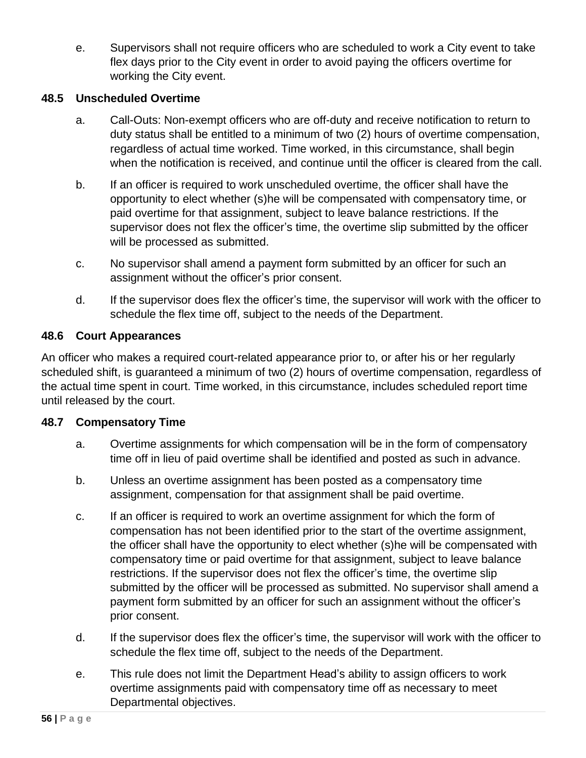e. Supervisors shall not require officers who are scheduled to work a City event to take flex days prior to the City event in order to avoid paying the officers overtime for working the City event.

### 48.5 Unscheduled Overtime

a. Call-Outs: Non-exempt officers who are off-duty and receive notification to return to duty status shall be entitled to a minimum of two (2) hours of overtime compensation, regardless of actual time worked. Time worked, in this circumstance, shall begin when the notification is received, and continue until the officer is cleared from the call.

b. If an officer is required to work unscheduled overtime, the officer shall have the opportunity to elect whether (s)he will be compensated with compensatory time, or paid overtime for that assignment, subject to leave balance restrictions. If the supervisor does not flex the officer's time, the overtime slip submitted by the officer will be processed as submitted.

c. No supervisor shall amend a payment form submitted by an officer for such an assignment without the officer's prior consent.

d. If the supervisor does flex the officer's time, the supervisor will work with the officer to schedule the flex time off, subject to the needs of the Department.

### 48.6 Court Appearances

An officer who makes a required court-related appearance prior to, or after his or her regularly scheduled shift, is guaranteed a minimum of two (2) hours of overtime compensation, regardless of the actual time spent in court. Time worked, in this circumstance, includes scheduled report time until released by the court.

### 48.7 Compensatory Time

a. Overtime assignments for which compensation will be in the form of compensatory time off in lieu of paid overtime shall be identified and posted as such in advance.

b. Unless an overtime assignment has been posted as a compensatory time assignment, compensation for that assignment shall be paid overtime.

c. If an officer is required to work an overtime assignment for which the form of compensation has not been identified prior to the start of the overtime assignment, the officer shall have the opportunity to elect whether (s)he will be compensated with compensatory time or paid overtime for that assignment, subject to leave balance restrictions. If the supervisor does not flex the officer's time, the overtime slip submitted by the officer will be processed as submitted. No supervisor shall amend a payment form submitted by an officer for such an assignment without the officer's prior consent.

d. If the supervisor does flex the officer's time, the supervisor will work with the officer to schedule the flex time off, subject to the needs of the Department.

e. This rule does not limit the Department Head's ability to assign officers to work overtime assignments paid with compensatory time off as necessary to meet Departmental objectives.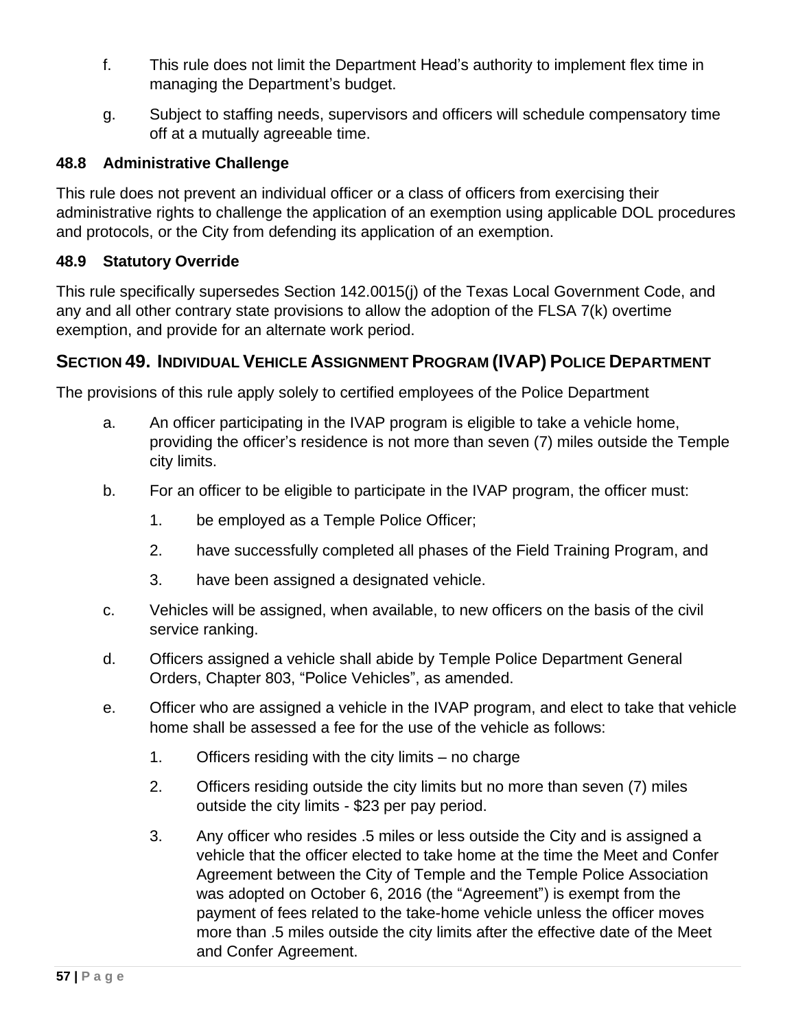f. This rule does not limit the Department Head’s authority to implement flex time in managing the Department’s budget.

g. Subject to staffing needs, supervisors and officers will schedule compensatory time off at a mutually agreeable time.

### 48.8 Administrative Challenge

This rule does not prevent an individual officer or a class of officers from exercising their administrative rights to challenge the application of an exemption using applicable DOL procedures and protocols, or the City from defending its application of an exemption.

### 48.9 Statutory Override

This rule specifically supersedes Section 142.0015(j) of the Texas Local Government Code, and any and all other contrary state provisions to allow the adoption of the FLSA 7(k) overtime exemption, and provide for an alternate work period.

## SECTION 49. INDIVIDUAL VEHICLE ASSIGNMENT PROGRAM (IVAP) POLICE DEPARTMENT

The provisions of this rule apply solely to certified employees of the Police Department

a. An officer participating in the IVAP program is eligible to take a vehicle home, providing the officer’s residence is not more than seven (7) miles outside the Temple city limits.

b. For an officer to be eligible to participate in the IVAP program, the officer must:

   1. be employed as a Temple Police Officer;

   2. have successfully completed all phases of the Field Training Program, and

   3. have been assigned a designated vehicle.

c. Vehicles will be assigned, when available, to new officers on the basis of the civil service ranking.

d. Officers assigned a vehicle shall abide by Temple Police Department General Orders, Chapter 803, “Police Vehicles”, as amended.

e. Officer who are assigned a vehicle in the IVAP program, and elect to take that vehicle home shall be assessed a fee for the use of the vehicle as follows:

   1. Officers residing with the city limits – no charge

   2. Officers residing outside the city limits but no more than seven (7) miles outside the city limits - $23 per pay period.

   3. Any officer who resides .5 miles or less outside the City and is assigned a vehicle that the officer elected to take home at the time the Meet and Confer Agreement between the City of Temple and the Temple Police Association was adopted on October 6, 2016 (the “Agreement”) is exempt from the payment of fees related to the take-home vehicle unless the officer moves more than .5 miles outside the city limits after the effective date of the Meet and Confer Agreement.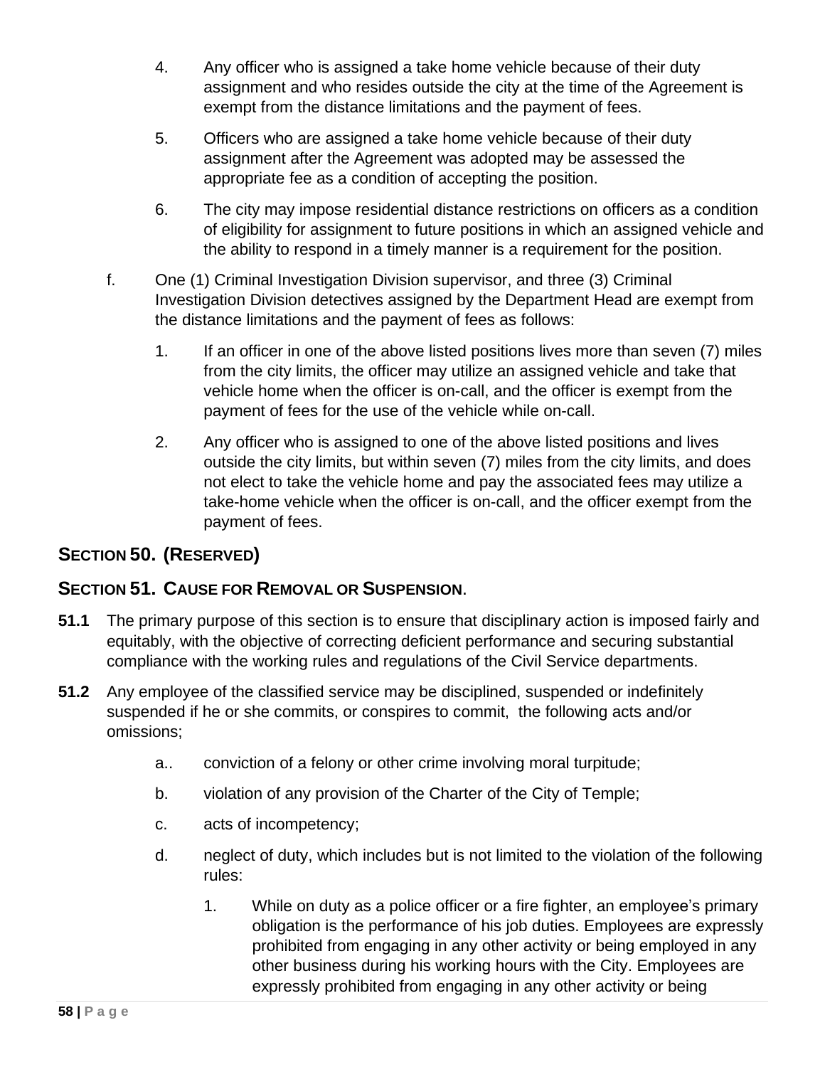4. Any officer who is assigned a take home vehicle because of their duty assignment and who resides outside the city at the time of the Agreement is exempt from the distance limitations and the payment of fees.

5. Officers who are assigned a take home vehicle because of their duty assignment after the Agreement was adopted may be assessed the appropriate fee as a condition of accepting the position.

6. The city may impose residential distance restrictions on officers as a condition of eligibility for assignment to future positions in which an assigned vehicle and the ability to respond in a timely manner is a requirement for the position.

f. One (1) Criminal Investigation Division supervisor, and three (3) Criminal Investigation Division detectives assigned by the Department Head are exempt from the distance limitations and the payment of fees as follows:

   1. If an officer in one of the above listed positions lives more than seven (7) miles from the city limits, the officer may utilize an assigned vehicle and take that vehicle home when the officer is on-call, and the officer is exempt from the payment of fees for the use of the vehicle while on-call.

   2. Any officer who is assigned to one of the above listed positions and lives outside the city limits, but within seven (7) miles from the city limits, and does not elect to take the vehicle home and pay the associated fees may utilize a take-home vehicle when the officer is on-call, and the officer exempt from the payment of fees.

## SECTION 50. (RESERVED)

## SECTION 51. CAUSE FOR REMOVAL OR SUSPENSION.

**51.1** The primary purpose of this section is to ensure that disciplinary action is imposed fairly and equitably, with the objective of correcting deficient performance and securing substantial compliance with the working rules and regulations of the Civil Service departments.

**51.2** Any employee of the classified service may be disciplined, suspended or indefinitely suspended if he or she commits, or conspires to commit, the following acts and/or omissions;

   a.. conviction of a felony or other crime involving moral turpitude;

   b. violation of any provision of the Charter of the City of Temple;

   c. acts of incompetency;

   d. neglect of duty, which includes but is not limited to the violation of the following rules:

      1. While on duty as a police officer or a fire fighter, an employee's primary obligation is the performance of his job duties. Employees are expressly prohibited from engaging in any other activity or being employed in any other business during his working hours with the City. Employees are expressly prohibited from engaging in any other activity or being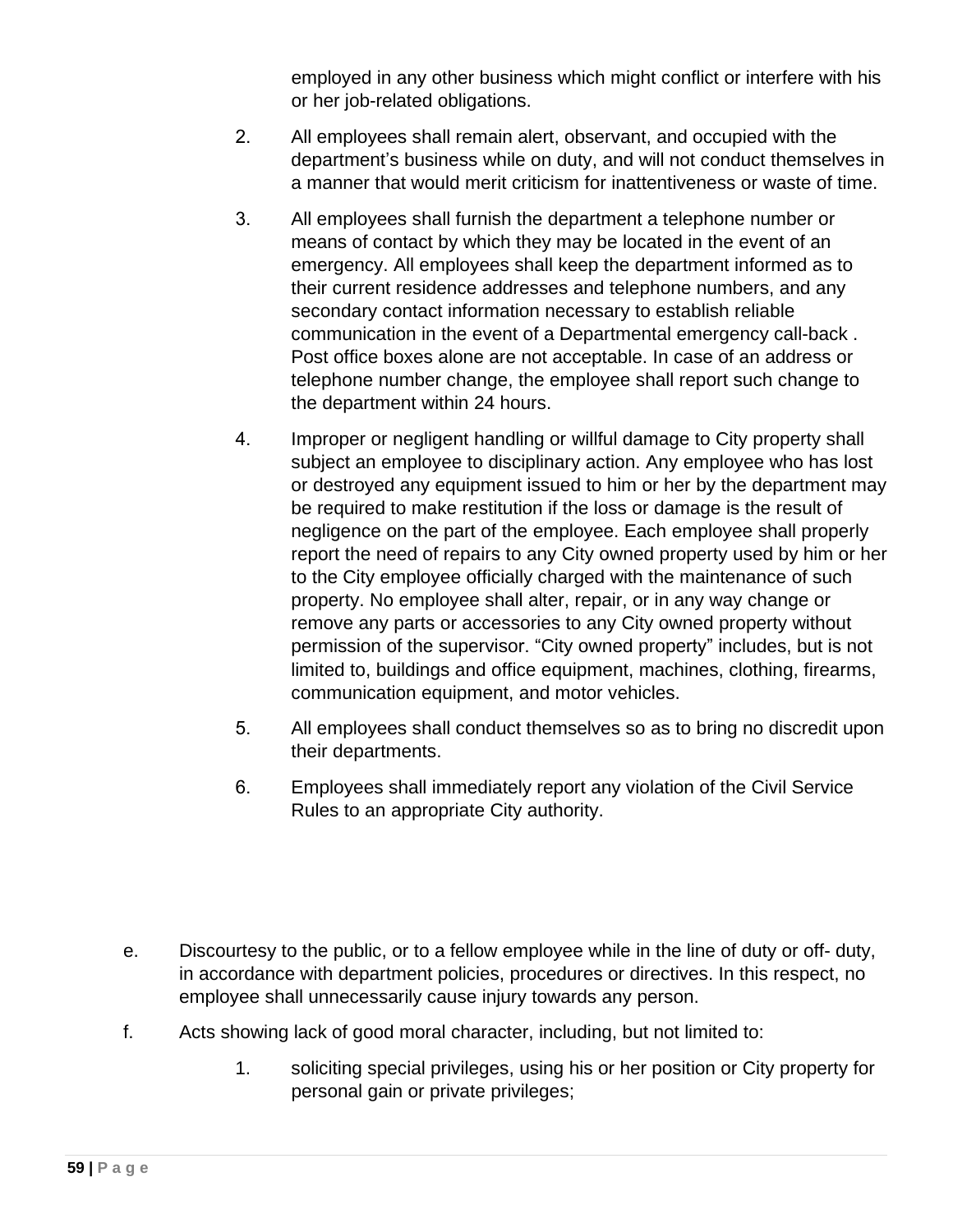employed in any other business which might conflict or interfere with his or her job-related obligations.

2. All employees shall remain alert, observant, and occupied with the department's business while on duty, and will not conduct themselves in a manner that would merit criticism for inattentiveness or waste of time.

3. All employees shall furnish the department a telephone number or means of contact by which they may be located in the event of an emergency. All employees shall keep the department informed as to their current residence addresses and telephone numbers, and any secondary contact information necessary to establish reliable communication in the event of a Departmental emergency call-back . Post office boxes alone are not acceptable. In case of an address or telephone number change, the employee shall report such change to the department within 24 hours.

4. Improper or negligent handling or willful damage to City property shall subject an employee to disciplinary action. Any employee who has lost or destroyed any equipment issued to him or her by the department may be required to make restitution if the loss or damage is the result of negligence on the part of the employee. Each employee shall properly report the need of repairs to any City owned property used by him or her to the City employee officially charged with the maintenance of such property. No employee shall alter, repair, or in any way change or remove any parts or accessories to any City owned property without permission of the supervisor. "City owned property" includes, but is not limited to, buildings and office equipment, machines, clothing, firearms, communication equipment, and motor vehicles.

5. All employees shall conduct themselves so as to bring no discredit upon their departments.

6. Employees shall immediately report any violation of the Civil Service Rules to an appropriate City authority.

e. Discourtesy to the public, or to a fellow employee while in the line of duty or off- duty, in accordance with department policies, procedures or directives. In this respect, no employee shall unnecessarily cause injury towards any person.

f. Acts showing lack of good moral character, including, but not limited to:

   1. soliciting special privileges, using his or her position or City property for personal gain or private privileges;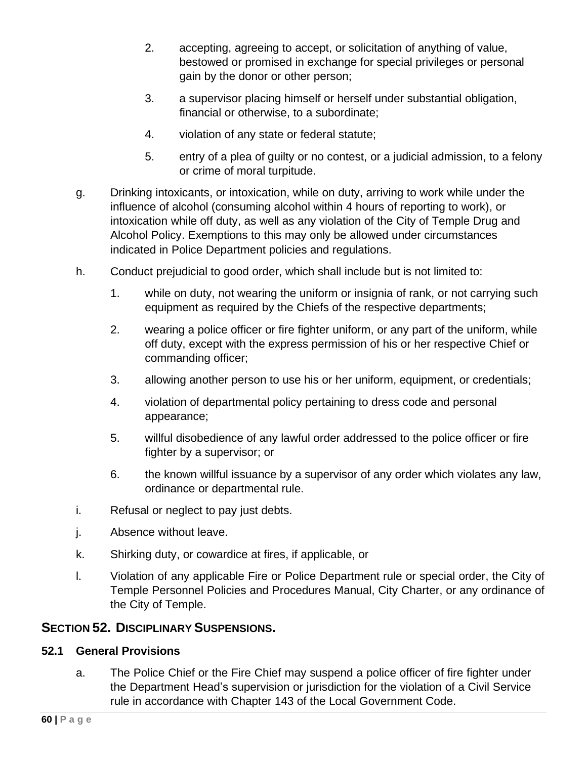2. accepting, agreeing to accept, or solicitation of anything of value, bestowed or promised in exchange for special privileges or personal gain by the donor or other person;

3. a supervisor placing himself or herself under substantial obligation, financial or otherwise, to a subordinate;

4. violation of any state or federal statute;

5. entry of a plea of guilty or no contest, or a judicial admission, to a felony or crime of moral turpitude.

g. Drinking intoxicants, or intoxication, while on duty, arriving to work while under the influence of alcohol (consuming alcohol within 4 hours of reporting to work), or intoxication while off duty, as well as any violation of the City of Temple Drug and Alcohol Policy. Exemptions to this may only be allowed under circumstances indicated in Police Department policies and regulations.

h. Conduct prejudicial to good order, which shall include but is not limited to:

1. while on duty, not wearing the uniform or insignia of rank, or not carrying such equipment as required by the Chiefs of the respective departments;

2. wearing a police officer or fire fighter uniform, or any part of the uniform, while off duty, except with the express permission of his or her respective Chief or commanding officer;

3. allowing another person to use his or her uniform, equipment, or credentials;

4. violation of departmental policy pertaining to dress code and personal appearance;

5. willful disobedience of any lawful order addressed to the police officer or fire fighter by a supervisor; or

6. the known willful issuance by a supervisor of any order which violates any law, ordinance or departmental rule.

i. Refusal or neglect to pay just debts.

j. Absence without leave.

k. Shirking duty, or cowardice at fires, if applicable, or

l. Violation of any applicable Fire or Police Department rule or special order, the City of Temple Personnel Policies and Procedures Manual, City Charter, or any ordinance of the City of Temple.

## SECTION 52. DISCIPLINARY SUSPENSIONS.

### 52.1 General Provisions

a. The Police Chief or the Fire Chief may suspend a police officer of fire fighter under the Department Head's supervision or jurisdiction for the violation of a Civil Service rule in accordance with Chapter 143 of the Local Government Code.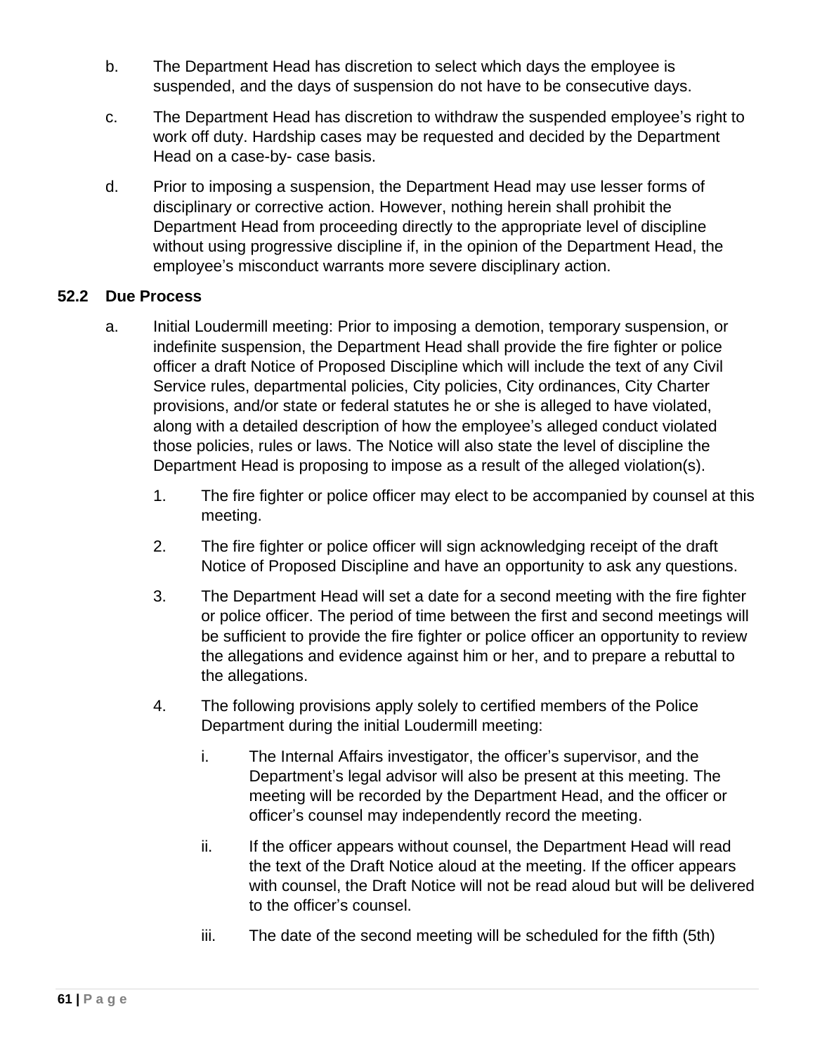b. The Department Head has discretion to select which days the employee is suspended, and the days of suspension do not have to be consecutive days.

c. The Department Head has discretion to withdraw the suspended employee's right to work off duty. Hardship cases may be requested and decided by the Department Head on a case-by- case basis.

d. Prior to imposing a suspension, the Department Head may use lesser forms of disciplinary or corrective action. However, nothing herein shall prohibit the Department Head from proceeding directly to the appropriate level of discipline without using progressive discipline if, in the opinion of the Department Head, the employee's misconduct warrants more severe disciplinary action.

### 52.2 Due Process

a. Initial Loudermill meeting: Prior to imposing a demotion, temporary suspension, or indefinite suspension, the Department Head shall provide the fire fighter or police officer a draft Notice of Proposed Discipline which will include the text of any Civil Service rules, departmental policies, City policies, City ordinances, City Charter provisions, and/or state or federal statutes he or she is alleged to have violated, along with a detailed description of how the employee's alleged conduct violated those policies, rules or laws. The Notice will also state the level of discipline the Department Head is proposing to impose as a result of the alleged violation(s).

   1. The fire fighter or police officer may elect to be accompanied by counsel at this meeting.

   2. The fire fighter or police officer will sign acknowledging receipt of the draft Notice of Proposed Discipline and have an opportunity to ask any questions.

   3. The Department Head will set a date for a second meeting with the fire fighter or police officer. The period of time between the first and second meetings will be sufficient to provide the fire fighter or police officer an opportunity to review the allegations and evidence against him or her, and to prepare a rebuttal to the allegations.

   4. The following provisions apply solely to certified members of the Police Department during the initial Loudermill meeting:

      i. The Internal Affairs investigator, the officer's supervisor, and the Department's legal advisor will also be present at this meeting. The meeting will be recorded by the Department Head, and the officer or officer's counsel may independently record the meeting.

      ii. If the officer appears without counsel, the Department Head will read the text of the Draft Notice aloud at the meeting. If the officer appears with counsel, the Draft Notice will not be read aloud but will be delivered to the officer's counsel.

      iii. The date of the second meeting will be scheduled for the fifth (5th)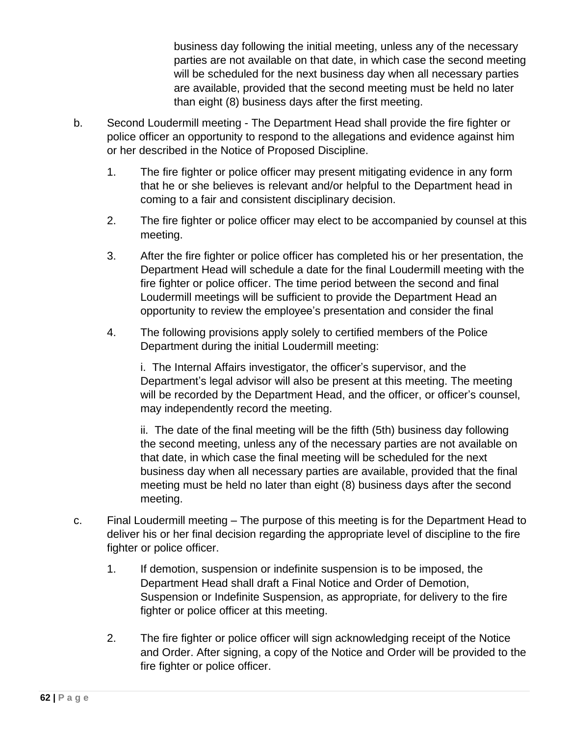business day following the initial meeting, unless any of the necessary parties are not available on that date, in which case the second meeting will be scheduled for the next business day when all necessary parties are available, provided that the second meeting must be held no later than eight (8) business days after the first meeting.

b. Second Loudermill meeting - The Department Head shall provide the fire fighter or police officer an opportunity to respond to the allegations and evidence against him or her described in the Notice of Proposed Discipline.

   1. The fire fighter or police officer may present mitigating evidence in any form that he or she believes is relevant and/or helpful to the Department head in coming to a fair and consistent disciplinary decision.

   2. The fire fighter or police officer may elect to be accompanied by counsel at this meeting.

   3. After the fire fighter or police officer has completed his or her presentation, the Department Head will schedule a date for the final Loudermill meeting with the fire fighter or police officer. The time period between the second and final Loudermill meetings will be sufficient to provide the Department Head an opportunity to review the employee's presentation and consider the final

   4. The following provisions apply solely to certified members of the Police Department during the initial Loudermill meeting:

      i. The Internal Affairs investigator, the officer's supervisor, and the Department's legal advisor will also be present at this meeting. The meeting will be recorded by the Department Head, and the officer, or officer's counsel, may independently record the meeting.

      ii. The date of the final meeting will be the fifth (5th) business day following the second meeting, unless any of the necessary parties are not available on that date, in which case the final meeting will be scheduled for the next business day when all necessary parties are available, provided that the final meeting must be held no later than eight (8) business days after the second meeting.

c. Final Loudermill meeting – The purpose of this meeting is for the Department Head to deliver his or her final decision regarding the appropriate level of discipline to the fire fighter or police officer.

   1. If demotion, suspension or indefinite suspension is to be imposed, the Department Head shall draft a Final Notice and Order of Demotion, Suspension or Indefinite Suspension, as appropriate, for delivery to the fire fighter or police officer at this meeting.

   2. The fire fighter or police officer will sign acknowledging receipt of the Notice and Order. After signing, a copy of the Notice and Order will be provided to the fire fighter or police officer.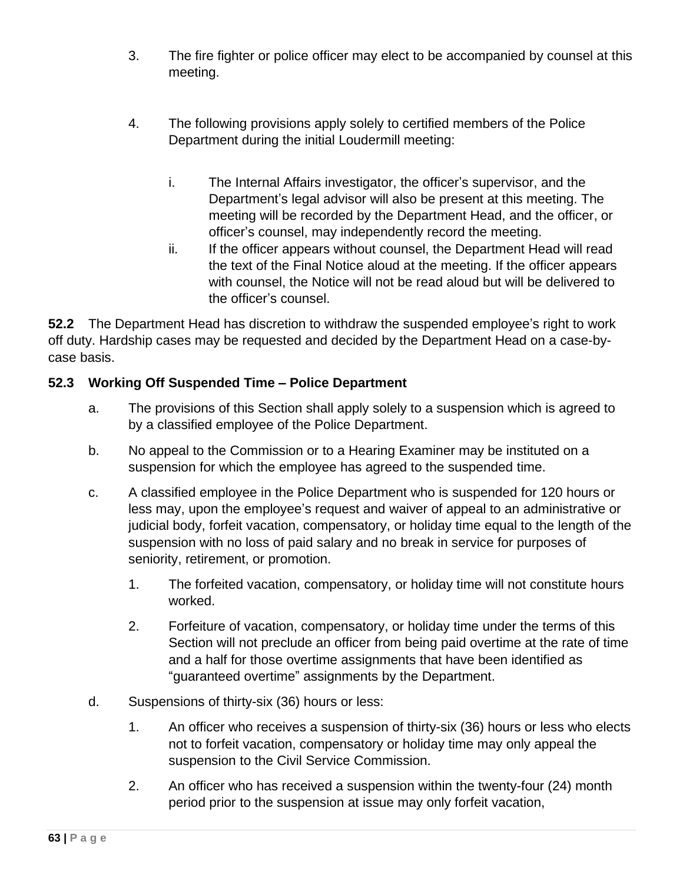3. The fire fighter or police officer may elect to be accompanied by counsel at this meeting.

4. The following provisions apply solely to certified members of the Police Department during the initial Loudermill meeting:

   i. The Internal Affairs investigator, the officer's supervisor, and the Department's legal advisor will also be present at this meeting. The meeting will be recorded by the Department Head, and the officer, or officer's counsel, may independently record the meeting.

   ii. If the officer appears without counsel, the Department Head will read the text of the Final Notice aloud at the meeting. If the officer appears with counsel, the Notice will not be read aloud but will be delivered to the officer's counsel.

**52.2** The Department Head has discretion to withdraw the suspended employee's right to work off duty. Hardship cases may be requested and decided by the Department Head on a case-by-case basis.

**52.3 Working Off Suspended Time – Police Department**

a. The provisions of this Section shall apply solely to a suspension which is agreed to by a classified employee of the Police Department.

b. No appeal to the Commission or to a Hearing Examiner may be instituted on a suspension for which the employee has agreed to the suspended time.

c. A classified employee in the Police Department who is suspended for 120 hours or less may, upon the employee's request and waiver of appeal to an administrative or judicial body, forfeit vacation, compensatory, or holiday time equal to the length of the suspension with no loss of paid salary and no break in service for purposes of seniority, retirement, or promotion.

   1. The forfeited vacation, compensatory, or holiday time will not constitute hours worked.

   2. Forfeiture of vacation, compensatory, or holiday time under the terms of this Section will not preclude an officer from being paid overtime at the rate of time and a half for those overtime assignments that have been identified as "guaranteed overtime" assignments by the Department.

d. Suspensions of thirty-six (36) hours or less:

   1. An officer who receives a suspension of thirty-six (36) hours or less who elects not to forfeit vacation, compensatory or holiday time may only appeal the suspension to the Civil Service Commission.

   2. An officer who has received a suspension within the twenty-four (24) month period prior to the suspension at issue may only forfeit vacation,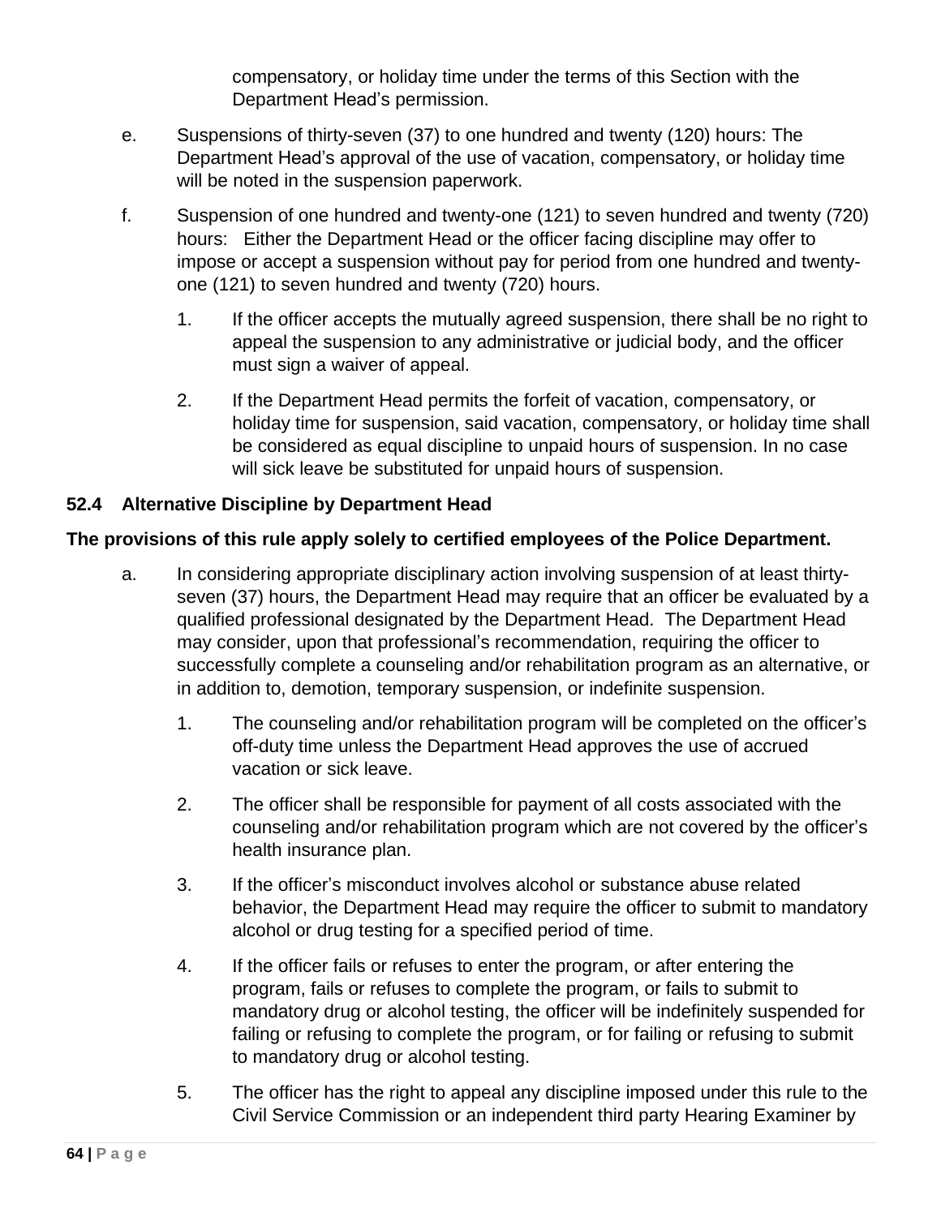compensatory, or holiday time under the terms of this Section with the Department Head's permission.

e. Suspensions of thirty-seven (37) to one hundred and twenty (120) hours: The Department Head's approval of the use of vacation, compensatory, or holiday time will be noted in the suspension paperwork.

f. Suspension of one hundred and twenty-one (121) to seven hundred and twenty (720) hours: Either the Department Head or the officer facing discipline may offer to impose or accept a suspension without pay for period from one hundred and twenty-one (121) to seven hundred and twenty (720) hours.

   1. If the officer accepts the mutually agreed suspension, there shall be no right to appeal the suspension to any administrative or judicial body, and the officer must sign a waiver of appeal.

   2. If the Department Head permits the forfeit of vacation, compensatory, or holiday time for suspension, said vacation, compensatory, or holiday time shall be considered as equal discipline to unpaid hours of suspension. In no case will sick leave be substituted for unpaid hours of suspension.

### 52.4 Alternative Discipline by Department Head

**The provisions of this rule apply solely to certified employees of the Police Department.**

a. In considering appropriate disciplinary action involving suspension of at least thirty-seven (37) hours, the Department Head may require that an officer be evaluated by a qualified professional designated by the Department Head. The Department Head may consider, upon that professional's recommendation, requiring the officer to successfully complete a counseling and/or rehabilitation program as an alternative, or in addition to, demotion, temporary suspension, or indefinite suspension.

   1. The counseling and/or rehabilitation program will be completed on the officer's off-duty time unless the Department Head approves the use of accrued vacation or sick leave.

   2. The officer shall be responsible for payment of all costs associated with the counseling and/or rehabilitation program which are not covered by the officer's health insurance plan.

   3. If the officer's misconduct involves alcohol or substance abuse related behavior, the Department Head may require the officer to submit to mandatory alcohol or drug testing for a specified period of time.

   4. If the officer fails or refuses to enter the program, or after entering the program, fails or refuses to complete the program, or fails to submit to mandatory drug or alcohol testing, the officer will be indefinitely suspended for failing or refusing to complete the program, or for failing or refusing to submit to mandatory drug or alcohol testing.

   5. The officer has the right to appeal any discipline imposed under this rule to the Civil Service Commission or an independent third party Hearing Examiner by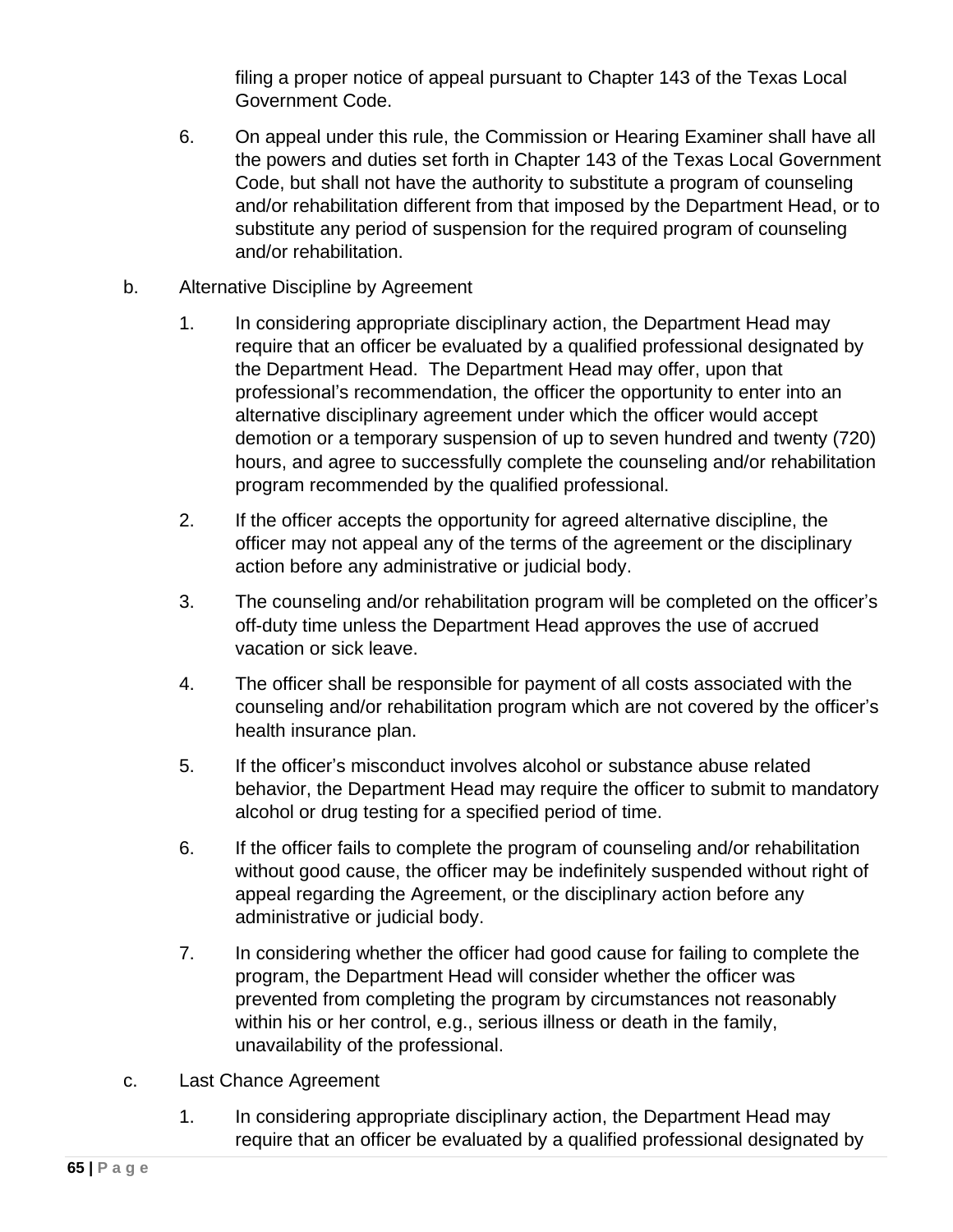filing a proper notice of appeal pursuant to Chapter 143 of the Texas Local Government Code.

6. On appeal under this rule, the Commission or Hearing Examiner shall have all the powers and duties set forth in Chapter 143 of the Texas Local Government Code, but shall not have the authority to substitute a program of counseling and/or rehabilitation different from that imposed by the Department Head, or to substitute any period of suspension for the required program of counseling and/or rehabilitation.

b. Alternative Discipline by Agreement

1. In considering appropriate disciplinary action, the Department Head may require that an officer be evaluated by a qualified professional designated by the Department Head. The Department Head may offer, upon that professional's recommendation, the officer the opportunity to enter into an alternative disciplinary agreement under which the officer would accept demotion or a temporary suspension of up to seven hundred and twenty (720) hours, and agree to successfully complete the counseling and/or rehabilitation program recommended by the qualified professional.

2. If the officer accepts the opportunity for agreed alternative discipline, the officer may not appeal any of the terms of the agreement or the disciplinary action before any administrative or judicial body.

3. The counseling and/or rehabilitation program will be completed on the officer's off-duty time unless the Department Head approves the use of accrued vacation or sick leave.

4. The officer shall be responsible for payment of all costs associated with the counseling and/or rehabilitation program which are not covered by the officer's health insurance plan.

5. If the officer's misconduct involves alcohol or substance abuse related behavior, the Department Head may require the officer to submit to mandatory alcohol or drug testing for a specified period of time.

6. If the officer fails to complete the program of counseling and/or rehabilitation without good cause, the officer may be indefinitely suspended without right of appeal regarding the Agreement, or the disciplinary action before any administrative or judicial body.

7. In considering whether the officer had good cause for failing to complete the program, the Department Head will consider whether the officer was prevented from completing the program by circumstances not reasonably within his or her control, e.g., serious illness or death in the family, unavailability of the professional.

c. Last Chance Agreement

1. In considering appropriate disciplinary action, the Department Head may require that an officer be evaluated by a qualified professional designated by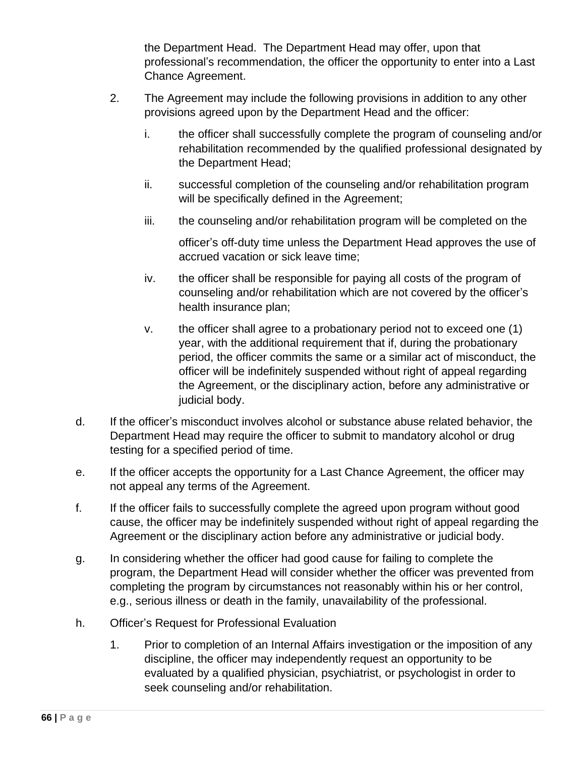the Department Head. The Department Head may offer, upon that professional's recommendation, the officer the opportunity to enter into a Last Chance Agreement.

2. The Agreement may include the following provisions in addition to any other provisions agreed upon by the Department Head and the officer:

   i. the officer shall successfully complete the program of counseling and/or rehabilitation recommended by the qualified professional designated by the Department Head;

   ii. successful completion of the counseling and/or rehabilitation program will be specifically defined in the Agreement;

   iii. the counseling and/or rehabilitation program will be completed on the officer's off-duty time unless the Department Head approves the use of accrued vacation or sick leave time;

   iv. the officer shall be responsible for paying all costs of the program of counseling and/or rehabilitation which are not covered by the officer's health insurance plan;

   v. the officer shall agree to a probationary period not to exceed one (1) year, with the additional requirement that if, during the probationary period, the officer commits the same or a similar act of misconduct, the officer will be indefinitely suspended without right of appeal regarding the Agreement, or the disciplinary action, before any administrative or judicial body.

d. If the officer's misconduct involves alcohol or substance abuse related behavior, the Department Head may require the officer to submit to mandatory alcohol or drug testing for a specified period of time.

e. If the officer accepts the opportunity for a Last Chance Agreement, the officer may not appeal any terms of the Agreement.

f. If the officer fails to successfully complete the agreed upon program without good cause, the officer may be indefinitely suspended without right of appeal regarding the Agreement or the disciplinary action before any administrative or judicial body.

g. In considering whether the officer had good cause for failing to complete the program, the Department Head will consider whether the officer was prevented from completing the program by circumstances not reasonably within his or her control, e.g., serious illness or death in the family, unavailability of the professional.

h. Officer's Request for Professional Evaluation

   1. Prior to completion of an Internal Affairs investigation or the imposition of any discipline, the officer may independently request an opportunity to be evaluated by a qualified physician, psychiatrist, or psychologist in order to seek counseling and/or rehabilitation.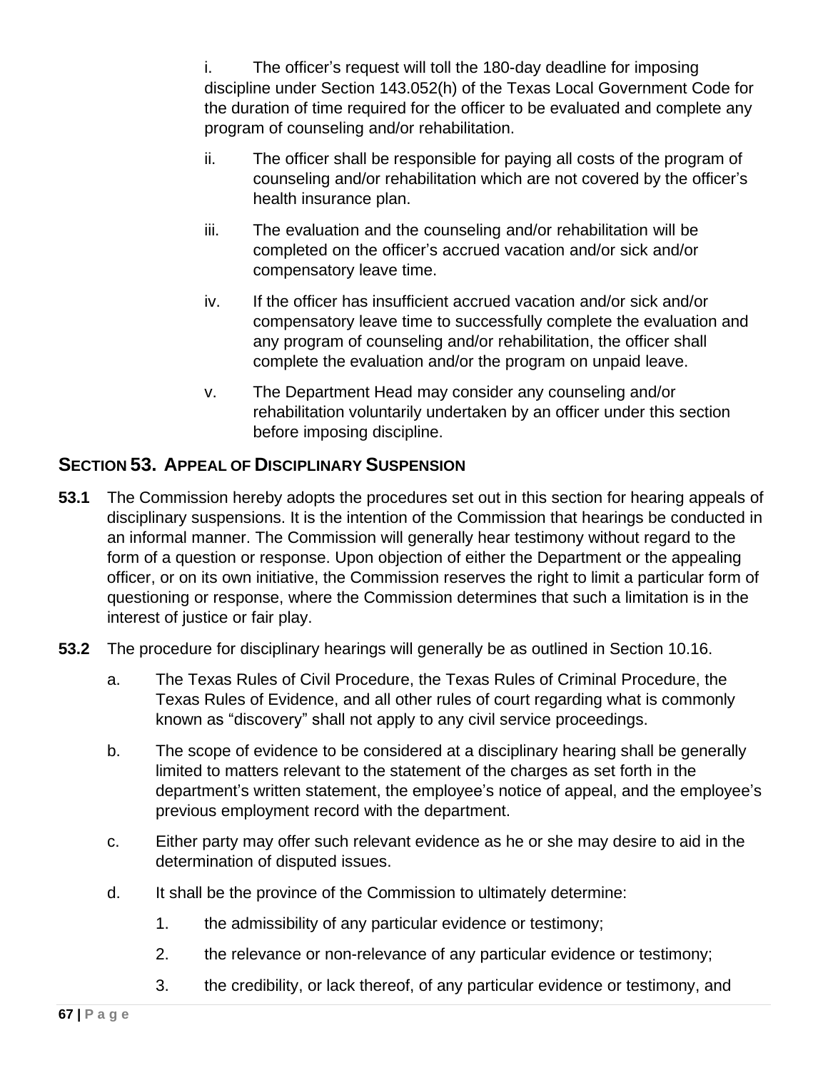i. The officer's request will toll the 180-day deadline for imposing discipline under Section 143.052(h) of the Texas Local Government Code for the duration of time required for the officer to be evaluated and complete any program of counseling and/or rehabilitation.

ii. The officer shall be responsible for paying all costs of the program of counseling and/or rehabilitation which are not covered by the officer's health insurance plan.

iii. The evaluation and the counseling and/or rehabilitation will be completed on the officer's accrued vacation and/or sick and/or compensatory leave time.

iv. If the officer has insufficient accrued vacation and/or sick and/or compensatory leave time to successfully complete the evaluation and any program of counseling and/or rehabilitation, the officer shall complete the evaluation and/or the program on unpaid leave.

v. The Department Head may consider any counseling and/or rehabilitation voluntarily undertaken by an officer under this section before imposing discipline.

## SECTION 53. APPEAL OF DISCIPLINARY SUSPENSION

**53.1** The Commission hereby adopts the procedures set out in this section for hearing appeals of disciplinary suspensions. It is the intention of the Commission that hearings be conducted in an informal manner. The Commission will generally hear testimony without regard to the form of a question or response. Upon objection of either the Department or the appealing officer, or on its own initiative, the Commission reserves the right to limit a particular form of questioning or response, where the Commission determines that such a limitation is in the interest of justice or fair play.

**53.2** The procedure for disciplinary hearings will generally be as outlined in Section 10.16.

a. The Texas Rules of Civil Procedure, the Texas Rules of Criminal Procedure, the Texas Rules of Evidence, and all other rules of court regarding what is commonly known as "discovery" shall not apply to any civil service proceedings.

b. The scope of evidence to be considered at a disciplinary hearing shall be generally limited to matters relevant to the statement of the charges as set forth in the department's written statement, the employee's notice of appeal, and the employee's previous employment record with the department.

c. Either party may offer such relevant evidence as he or she may desire to aid in the determination of disputed issues.

d. It shall be the province of the Commission to ultimately determine:

1. the admissibility of any particular evidence or testimony;
2. the relevance or non-relevance of any particular evidence or testimony;
3. the credibility, or lack thereof, of any particular evidence or testimony, and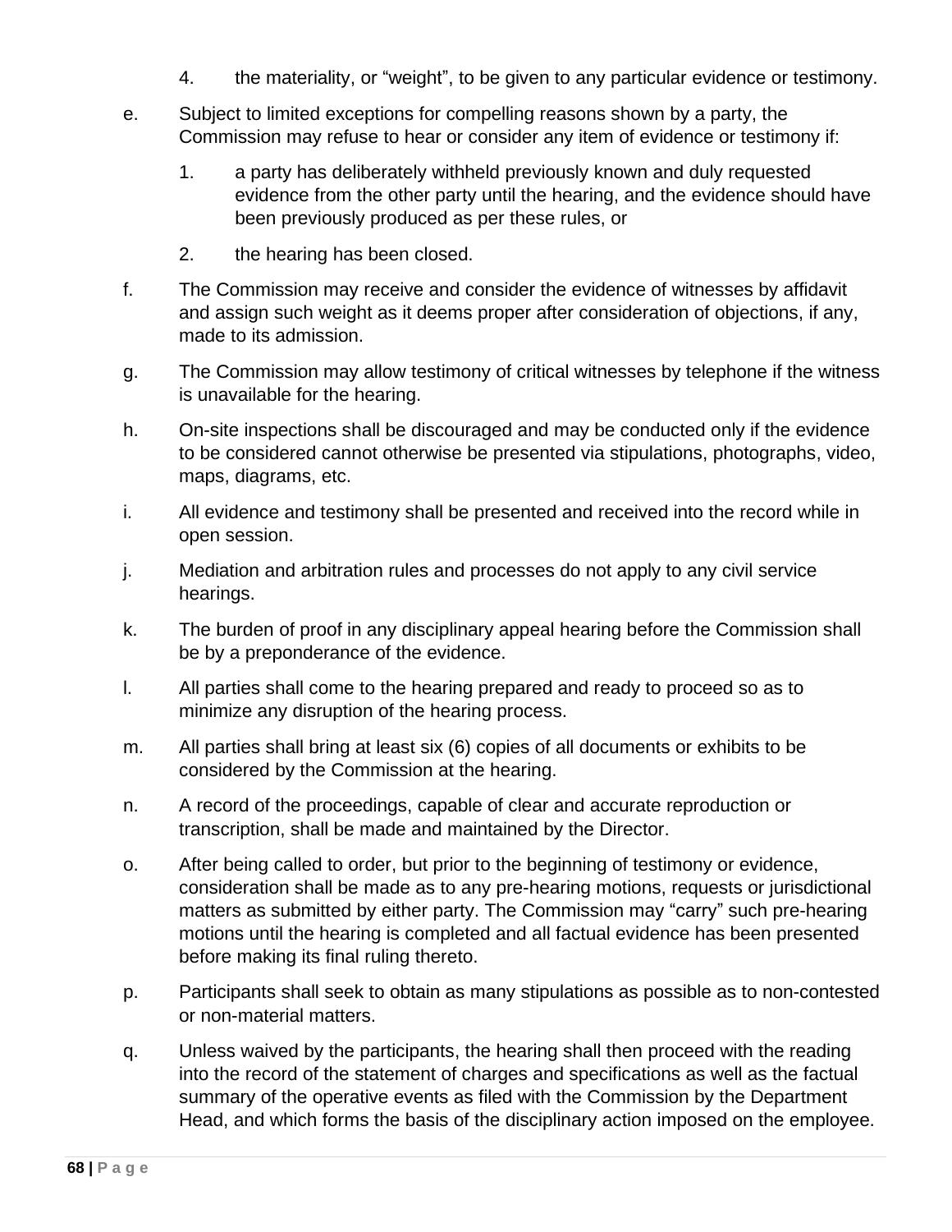4. the materiality, or "weight", to be given to any particular evidence or testimony.

e. Subject to limited exceptions for compelling reasons shown by a party, the Commission may refuse to hear or consider any item of evidence or testimony if:

   1. a party has deliberately withheld previously known and duly requested evidence from the other party until the hearing, and the evidence should have been previously produced as per these rules, or

   2. the hearing has been closed.

f. The Commission may receive and consider the evidence of witnesses by affidavit and assign such weight as it deems proper after consideration of objections, if any, made to its admission.

g. The Commission may allow testimony of critical witnesses by telephone if the witness is unavailable for the hearing.

h. On-site inspections shall be discouraged and may be conducted only if the evidence to be considered cannot otherwise be presented via stipulations, photographs, video, maps, diagrams, etc.

i. All evidence and testimony shall be presented and received into the record while in open session.

j. Mediation and arbitration rules and processes do not apply to any civil service hearings.

k. The burden of proof in any disciplinary appeal hearing before the Commission shall be by a preponderance of the evidence.

l. All parties shall come to the hearing prepared and ready to proceed so as to minimize any disruption of the hearing process.

m. All parties shall bring at least six (6) copies of all documents or exhibits to be considered by the Commission at the hearing.

n. A record of the proceedings, capable of clear and accurate reproduction or transcription, shall be made and maintained by the Director.

o. After being called to order, but prior to the beginning of testimony or evidence, consideration shall be made as to any pre-hearing motions, requests or jurisdictional matters as submitted by either party. The Commission may "carry" such pre-hearing motions until the hearing is completed and all factual evidence has been presented before making its final ruling thereto.

p. Participants shall seek to obtain as many stipulations as possible as to non-contested or non-material matters.

q. Unless waived by the participants, the hearing shall then proceed with the reading into the record of the statement of charges and specifications as well as the factual summary of the operative events as filed with the Commission by the Department Head, and which forms the basis of the disciplinary action imposed on the employee.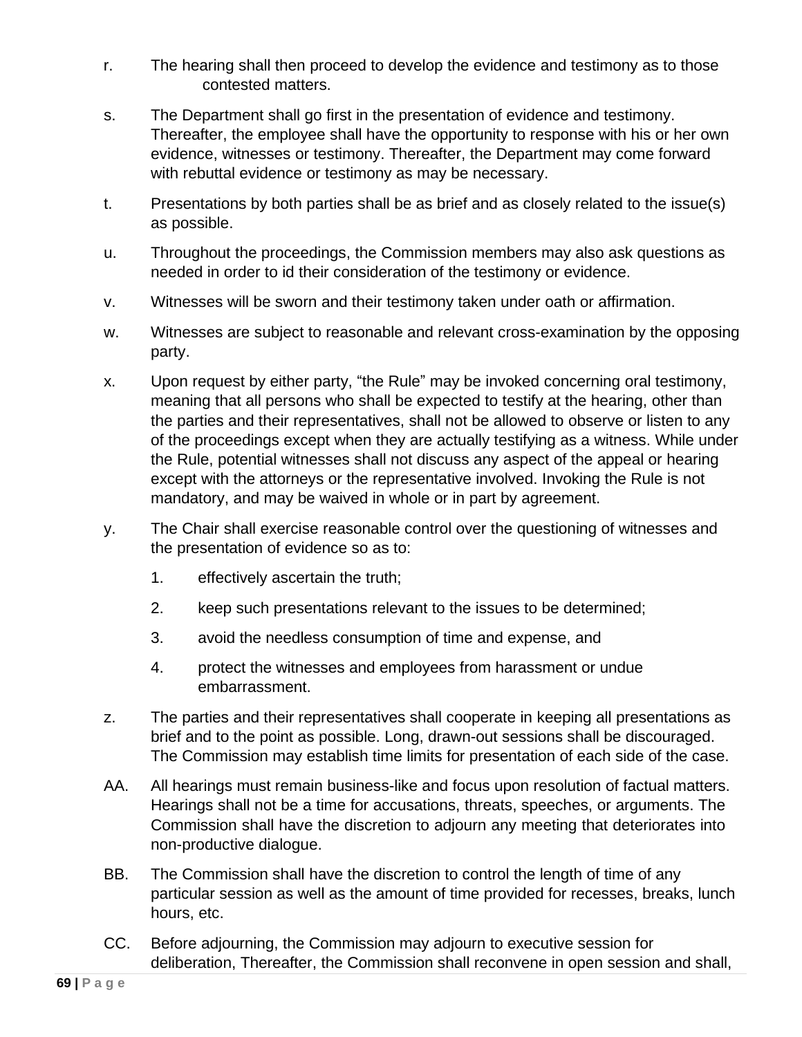r. The hearing shall then proceed to develop the evidence and testimony as to those contested matters.

s. The Department shall go first in the presentation of evidence and testimony. Thereafter, the employee shall have the opportunity to response with his or her own evidence, witnesses or testimony. Thereafter, the Department may come forward with rebuttal evidence or testimony as may be necessary.

t. Presentations by both parties shall be as brief and as closely related to the issue(s) as possible.

u. Throughout the proceedings, the Commission members may also ask questions as needed in order to id their consideration of the testimony or evidence.

v. Witnesses will be sworn and their testimony taken under oath or affirmation.

w. Witnesses are subject to reasonable and relevant cross-examination by the opposing party.

x. Upon request by either party, “the Rule” may be invoked concerning oral testimony, meaning that all persons who shall be expected to testify at the hearing, other than the parties and their representatives, shall not be allowed to observe or listen to any of the proceedings except when they are actually testifying as a witness. While under the Rule, potential witnesses shall not discuss any aspect of the appeal or hearing except with the attorneys or the representative involved. Invoking the Rule is not mandatory, and may be waived in whole or in part by agreement.

y. The Chair shall exercise reasonable control over the questioning of witnesses and the presentation of evidence so as to:

   1. effectively ascertain the truth;

   2. keep such presentations relevant to the issues to be determined;

   3. avoid the needless consumption of time and expense, and

   4. protect the witnesses and employees from harassment or undue embarrassment.

z. The parties and their representatives shall cooperate in keeping all presentations as brief and to the point as possible. Long, drawn-out sessions shall be discouraged. The Commission may establish time limits for presentation of each side of the case.

AA. All hearings must remain business-like and focus upon resolution of factual matters. Hearings shall not be a time for accusations, threats, speeches, or arguments. The Commission shall have the discretion to adjourn any meeting that deteriorates into non-productive dialogue.

BB. The Commission shall have the discretion to control the length of time of any particular session as well as the amount of time provided for recesses, breaks, lunch hours, etc.

CC. Before adjourning, the Commission may adjourn to executive session for deliberation, Thereafter, the Commission shall reconvene in open session and shall,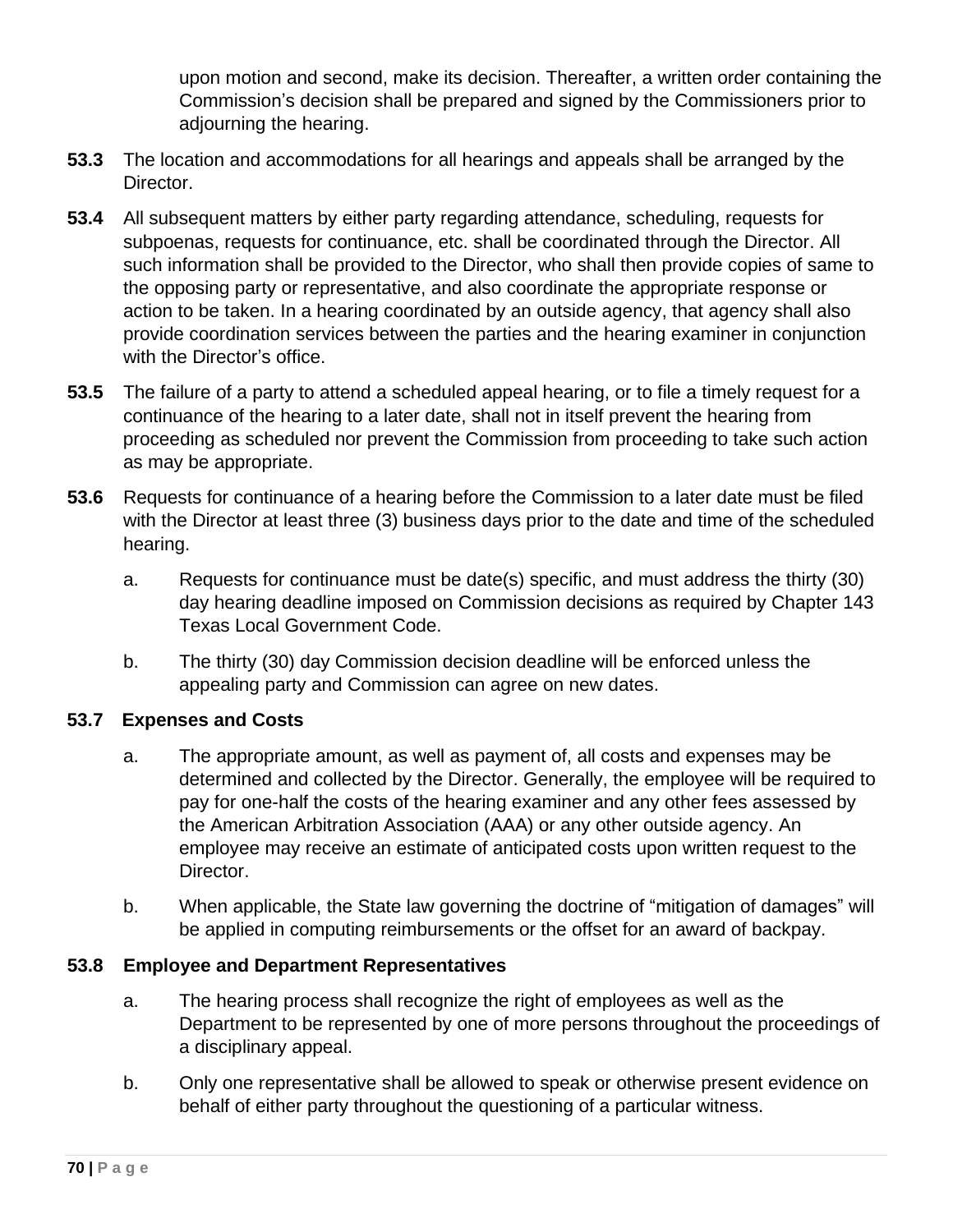upon motion and second, make its decision. Thereafter, a written order containing the Commission's decision shall be prepared and signed by the Commissioners prior to adjourning the hearing.

**53.3** The location and accommodations for all hearings and appeals shall be arranged by the Director.

**53.4** All subsequent matters by either party regarding attendance, scheduling, requests for subpoenas, requests for continuance, etc. shall be coordinated through the Director. All such information shall be provided to the Director, who shall then provide copies of same to the opposing party or representative, and also coordinate the appropriate response or action to be taken. In a hearing coordinated by an outside agency, that agency shall also provide coordination services between the parties and the hearing examiner in conjunction with the Director's office.

**53.5** The failure of a party to attend a scheduled appeal hearing, or to file a timely request for a continuance of the hearing to a later date, shall not in itself prevent the hearing from proceeding as scheduled nor prevent the Commission from proceeding to take such action as may be appropriate.

**53.6** Requests for continuance of a hearing before the Commission to a later date must be filed with the Director at least three (3) business days prior to the date and time of the scheduled hearing.

a. Requests for continuance must be date(s) specific, and must address the thirty (30) day hearing deadline imposed on Commission decisions as required by Chapter 143 Texas Local Government Code.

b. The thirty (30) day Commission decision deadline will be enforced unless the appealing party and Commission can agree on new dates.

### 53.7 Expenses and Costs

a. The appropriate amount, as well as payment of, all costs and expenses may be determined and collected by the Director. Generally, the employee will be required to pay for one-half the costs of the hearing examiner and any other fees assessed by the American Arbitration Association (AAA) or any other outside agency. An employee may receive an estimate of anticipated costs upon written request to the Director.

b. When applicable, the State law governing the doctrine of "mitigation of damages" will be applied in computing reimbursements or the offset for an award of backpay.

### 53.8 Employee and Department Representatives

a. The hearing process shall recognize the right of employees as well as the Department to be represented by one of more persons throughout the proceedings of a disciplinary appeal.

b. Only one representative shall be allowed to speak or otherwise present evidence on behalf of either party throughout the questioning of a particular witness.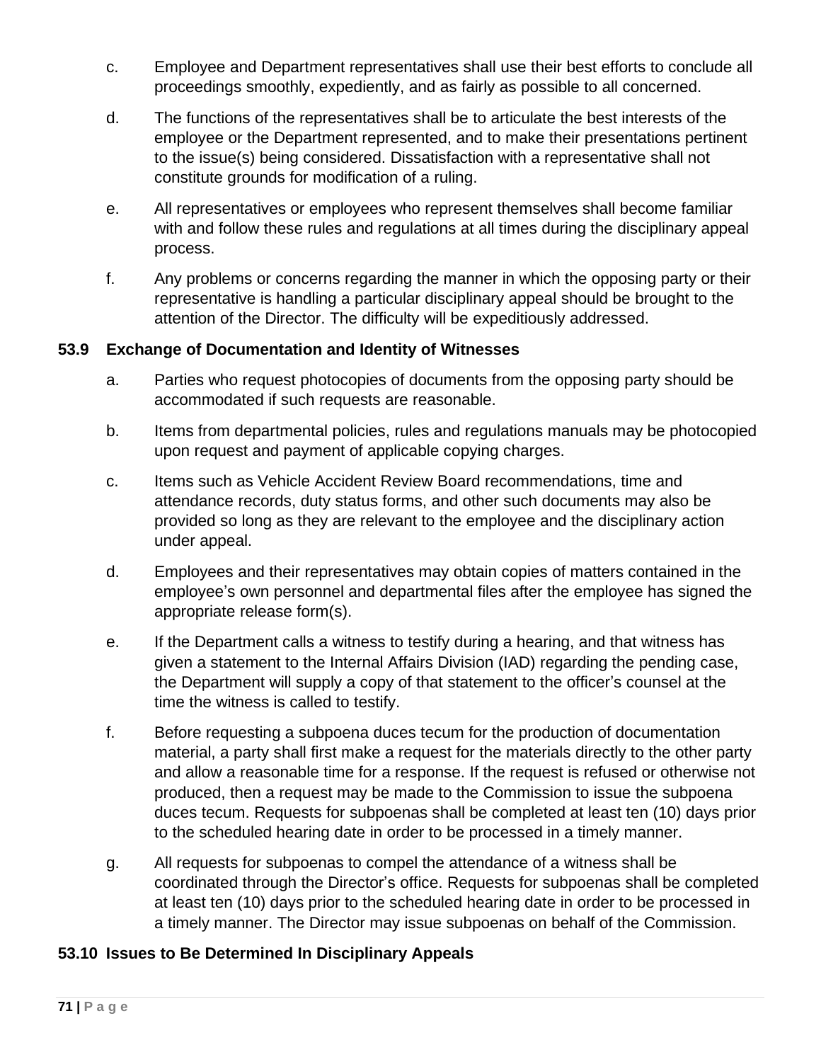c. Employee and Department representatives shall use their best efforts to conclude all proceedings smoothly, expediently, and as fairly as possible to all concerned.

d. The functions of the representatives shall be to articulate the best interests of the employee or the Department represented, and to make their presentations pertinent to the issue(s) being considered. Dissatisfaction with a representative shall not constitute grounds for modification of a ruling.

e. All representatives or employees who represent themselves shall become familiar with and follow these rules and regulations at all times during the disciplinary appeal process.

f. Any problems or concerns regarding the manner in which the opposing party or their representative is handling a particular disciplinary appeal should be brought to the attention of the Director. The difficulty will be expeditiously addressed.

### 53.9 Exchange of Documentation and Identity of Witnesses

a. Parties who request photocopies of documents from the opposing party should be accommodated if such requests are reasonable.

b. Items from departmental policies, rules and regulations manuals may be photocopied upon request and payment of applicable copying charges.

c. Items such as Vehicle Accident Review Board recommendations, time and attendance records, duty status forms, and other such documents may also be provided so long as they are relevant to the employee and the disciplinary action under appeal.

d. Employees and their representatives may obtain copies of matters contained in the employee's own personnel and departmental files after the employee has signed the appropriate release form(s).

e. If the Department calls a witness to testify during a hearing, and that witness has given a statement to the Internal Affairs Division (IAD) regarding the pending case, the Department will supply a copy of that statement to the officer's counsel at the time the witness is called to testify.

f. Before requesting a subpoena duces tecum for the production of documentation material, a party shall first make a request for the materials directly to the other party and allow a reasonable time for a response. If the request is refused or otherwise not produced, then a request may be made to the Commission to issue the subpoena duces tecum. Requests for subpoenas shall be completed at least ten (10) days prior to the scheduled hearing date in order to be processed in a timely manner.

g. All requests for subpoenas to compel the attendance of a witness shall be coordinated through the Director's office. Requests for subpoenas shall be completed at least ten (10) days prior to the scheduled hearing date in order to be processed in a timely manner. The Director may issue subpoenas on behalf of the Commission.

### 53.10 Issues to Be Determined In Disciplinary Appeals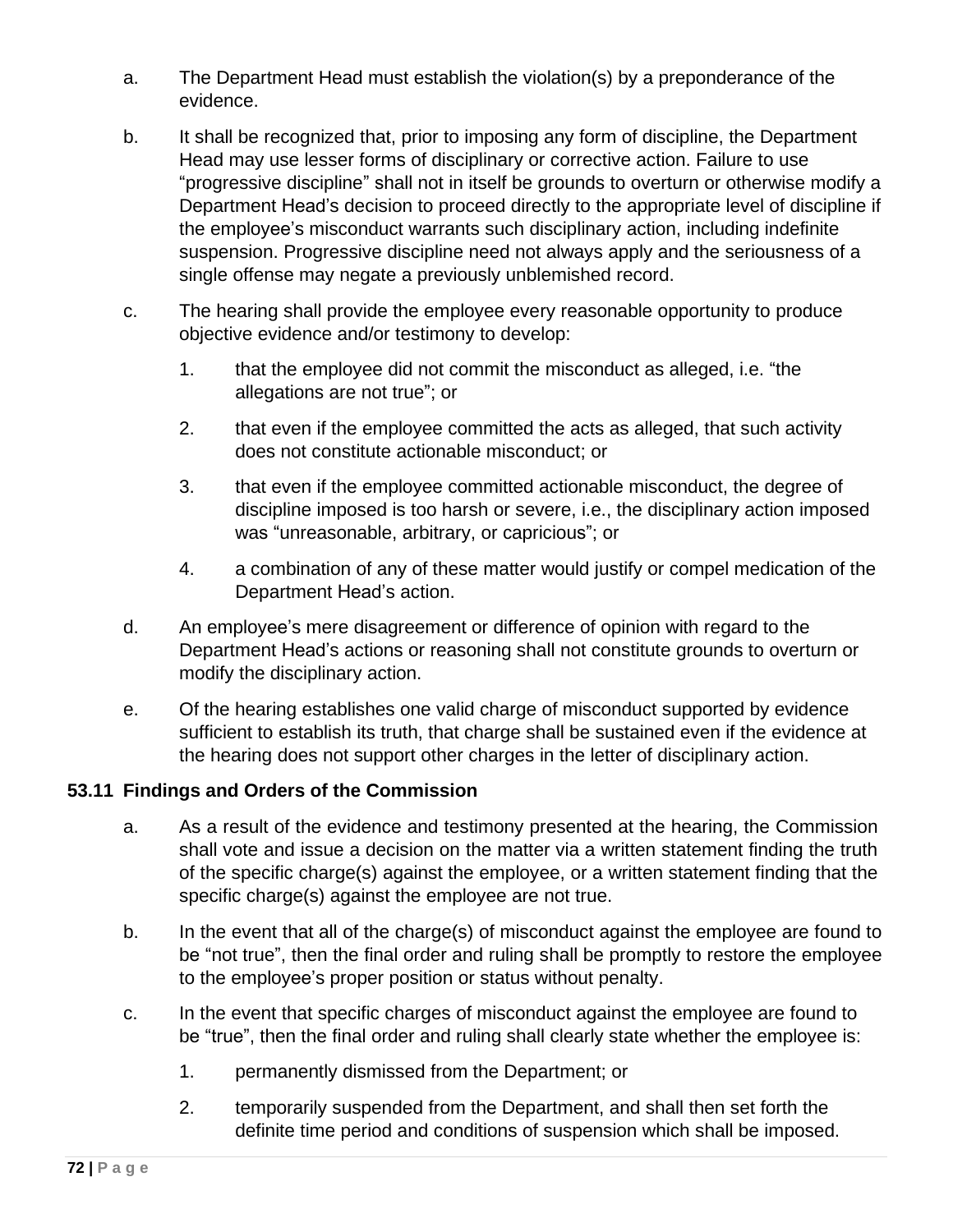a. The Department Head must establish the violation(s) by a preponderance of the evidence.

b. It shall be recognized that, prior to imposing any form of discipline, the Department Head may use lesser forms of disciplinary or corrective action. Failure to use "progressive discipline" shall not in itself be grounds to overturn or otherwise modify a Department Head's decision to proceed directly to the appropriate level of discipline if the employee's misconduct warrants such disciplinary action, including indefinite suspension. Progressive discipline need not always apply and the seriousness of a single offense may negate a previously unblemished record.

c. The hearing shall provide the employee every reasonable opportunity to produce objective evidence and/or testimony to develop:

   1. that the employee did not commit the misconduct as alleged, i.e. "the allegations are not true"; or

   2. that even if the employee committed the acts as alleged, that such activity does not constitute actionable misconduct; or

   3. that even if the employee committed actionable misconduct, the degree of discipline imposed is too harsh or severe, i.e., the disciplinary action imposed was "unreasonable, arbitrary, or capricious"; or

   4. a combination of any of these matter would justify or compel medication of the Department Head's action.

d. An employee's mere disagreement or difference of opinion with regard to the Department Head's actions or reasoning shall not constitute grounds to overturn or modify the disciplinary action.

e. Of the hearing establishes one valid charge of misconduct supported by evidence sufficient to establish its truth, that charge shall be sustained even if the evidence at the hearing does not support other charges in the letter of disciplinary action.

### 53.11 Findings and Orders of the Commission

a. As a result of the evidence and testimony presented at the hearing, the Commission shall vote and issue a decision on the matter via a written statement finding the truth of the specific charge(s) against the employee, or a written statement finding that the specific charge(s) against the employee are not true.

b. In the event that all of the charge(s) of misconduct against the employee are found to be "not true", then the final order and ruling shall be promptly to restore the employee to the employee's proper position or status without penalty.

c. In the event that specific charges of misconduct against the employee are found to be "true", then the final order and ruling shall clearly state whether the employee is:

   1. permanently dismissed from the Department; or

   2. temporarily suspended from the Department, and shall then set forth the definite time period and conditions of suspension which shall be imposed.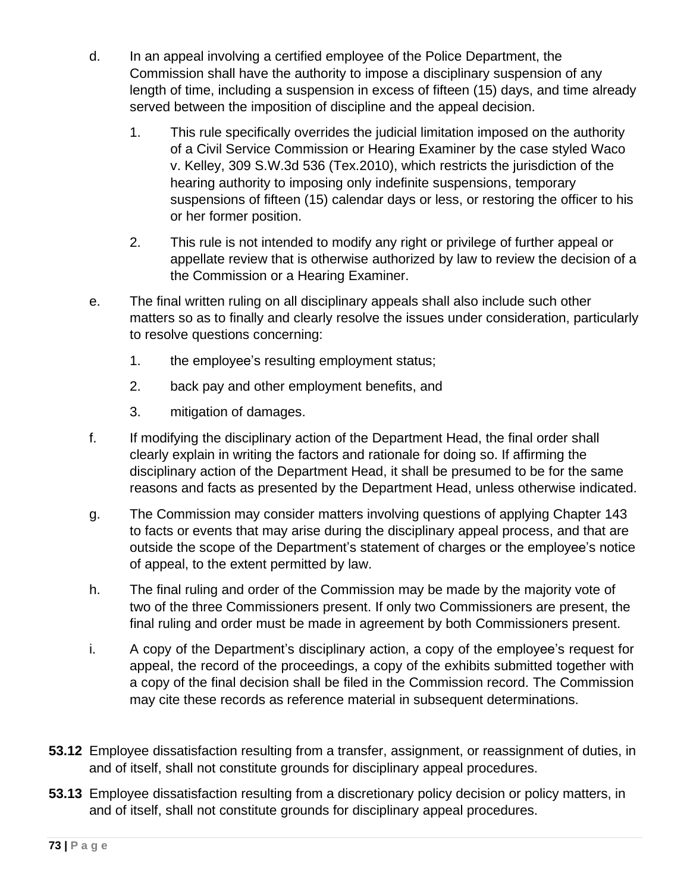d. In an appeal involving a certified employee of the Police Department, the Commission shall have the authority to impose a disciplinary suspension of any length of time, including a suspension in excess of fifteen (15) days, and time already served between the imposition of discipline and the appeal decision.

   1. This rule specifically overrides the judicial limitation imposed on the authority of a Civil Service Commission or Hearing Examiner by the case styled Waco v. Kelley, 309 S.W.3d 536 (Tex.2010), which restricts the jurisdiction of the hearing authority to imposing only indefinite suspensions, temporary suspensions of fifteen (15) calendar days or less, or restoring the officer to his or her former position.

   2. This rule is not intended to modify any right or privilege of further appeal or appellate review that is otherwise authorized by law to review the decision of a the Commission or a Hearing Examiner.

e. The final written ruling on all disciplinary appeals shall also include such other matters so as to finally and clearly resolve the issues under consideration, particularly to resolve questions concerning:

   1. the employee's resulting employment status;

   2. back pay and other employment benefits, and

   3. mitigation of damages.

f. If modifying the disciplinary action of the Department Head, the final order shall clearly explain in writing the factors and rationale for doing so. If affirming the disciplinary action of the Department Head, it shall be presumed to be for the same reasons and facts as presented by the Department Head, unless otherwise indicated.

g. The Commission may consider matters involving questions of applying Chapter 143 to facts or events that may arise during the disciplinary appeal process, and that are outside the scope of the Department's statement of charges or the employee's notice of appeal, to the extent permitted by law.

h. The final ruling and order of the Commission may be made by the majority vote of two of the three Commissioners present. If only two Commissioners are present, the final ruling and order must be made in agreement by both Commissioners present.

i. A copy of the Department's disciplinary action, a copy of the employee's request for appeal, the record of the proceedings, a copy of the exhibits submitted together with a copy of the final decision shall be filed in the Commission record. The Commission may cite these records as reference material in subsequent determinations.

**53.12** Employee dissatisfaction resulting from a transfer, assignment, or reassignment of duties, in and of itself, shall not constitute grounds for disciplinary appeal procedures.

**53.13** Employee dissatisfaction resulting from a discretionary policy decision or policy matters, in and of itself, shall not constitute grounds for disciplinary appeal procedures.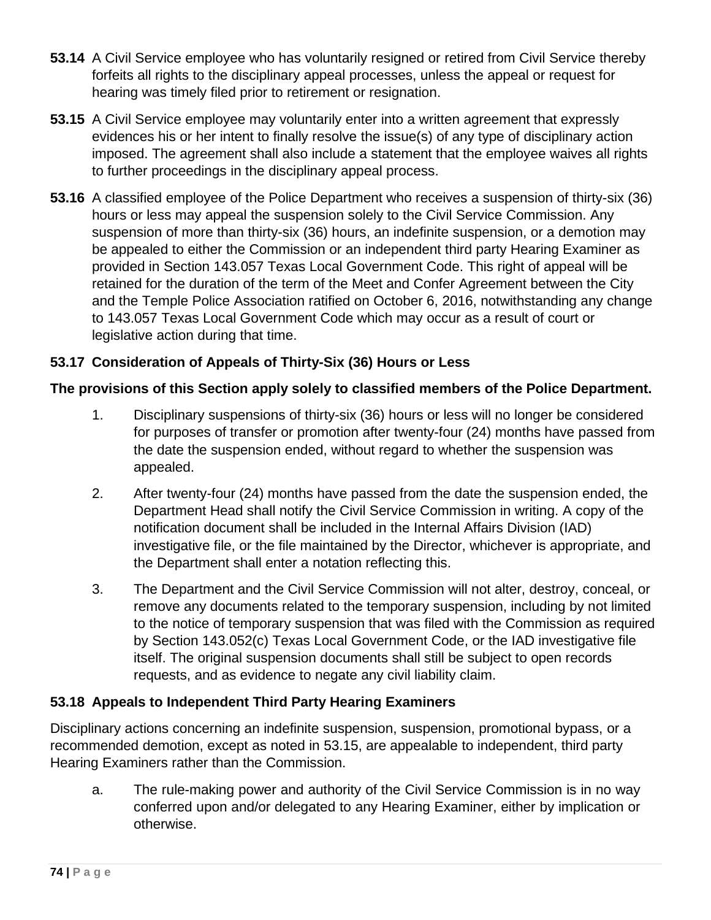**53.14** A Civil Service employee who has voluntarily resigned or retired from Civil Service thereby forfeits all rights to the disciplinary appeal processes, unless the appeal or request for hearing was timely filed prior to retirement or resignation.

**53.15** A Civil Service employee may voluntarily enter into a written agreement that expressly evidences his or her intent to finally resolve the issue(s) of any type of disciplinary action imposed. The agreement shall also include a statement that the employee waives all rights to further proceedings in the disciplinary appeal process.

**53.16** A classified employee of the Police Department who receives a suspension of thirty-six (36) hours or less may appeal the suspension solely to the Civil Service Commission. Any suspension of more than thirty-six (36) hours, an indefinite suspension, or a demotion may be appealed to either the Commission or an independent third party Hearing Examiner as provided in Section 143.057 Texas Local Government Code. This right of appeal will be retained for the duration of the term of the Meet and Confer Agreement between the City and the Temple Police Association ratified on October 6, 2016, notwithstanding any change to 143.057 Texas Local Government Code which may occur as a result of court or legislative action during that time.

**53.17 Consideration of Appeals of Thirty-Six (36) Hours or Less**

**The provisions of this Section apply solely to classified members of the Police Department.**

1. Disciplinary suspensions of thirty-six (36) hours or less will no longer be considered for purposes of transfer or promotion after twenty-four (24) months have passed from the date the suspension ended, without regard to whether the suspension was appealed.
2. After twenty-four (24) months have passed from the date the suspension ended, the Department Head shall notify the Civil Service Commission in writing. A copy of the notification document shall be included in the Internal Affairs Division (IAD) investigative file, or the file maintained by the Director, whichever is appropriate, and the Department shall enter a notation reflecting this.
3. The Department and the Civil Service Commission will not alter, destroy, conceal, or remove any documents related to the temporary suspension, including by not limited to the notice of temporary suspension that was filed with the Commission as required by Section 143.052(c) Texas Local Government Code, or the IAD investigative file itself. The original suspension documents shall still be subject to open records requests, and as evidence to negate any civil liability claim.

**53.18 Appeals to Independent Third Party Hearing Examiners**

Disciplinary actions concerning an indefinite suspension, suspension, promotional bypass, or a recommended demotion, except as noted in 53.15, are appealable to independent, third party Hearing Examiners rather than the Commission.

a. The rule-making power and authority of the Civil Service Commission is in no way conferred upon and/or delegated to any Hearing Examiner, either by implication or otherwise.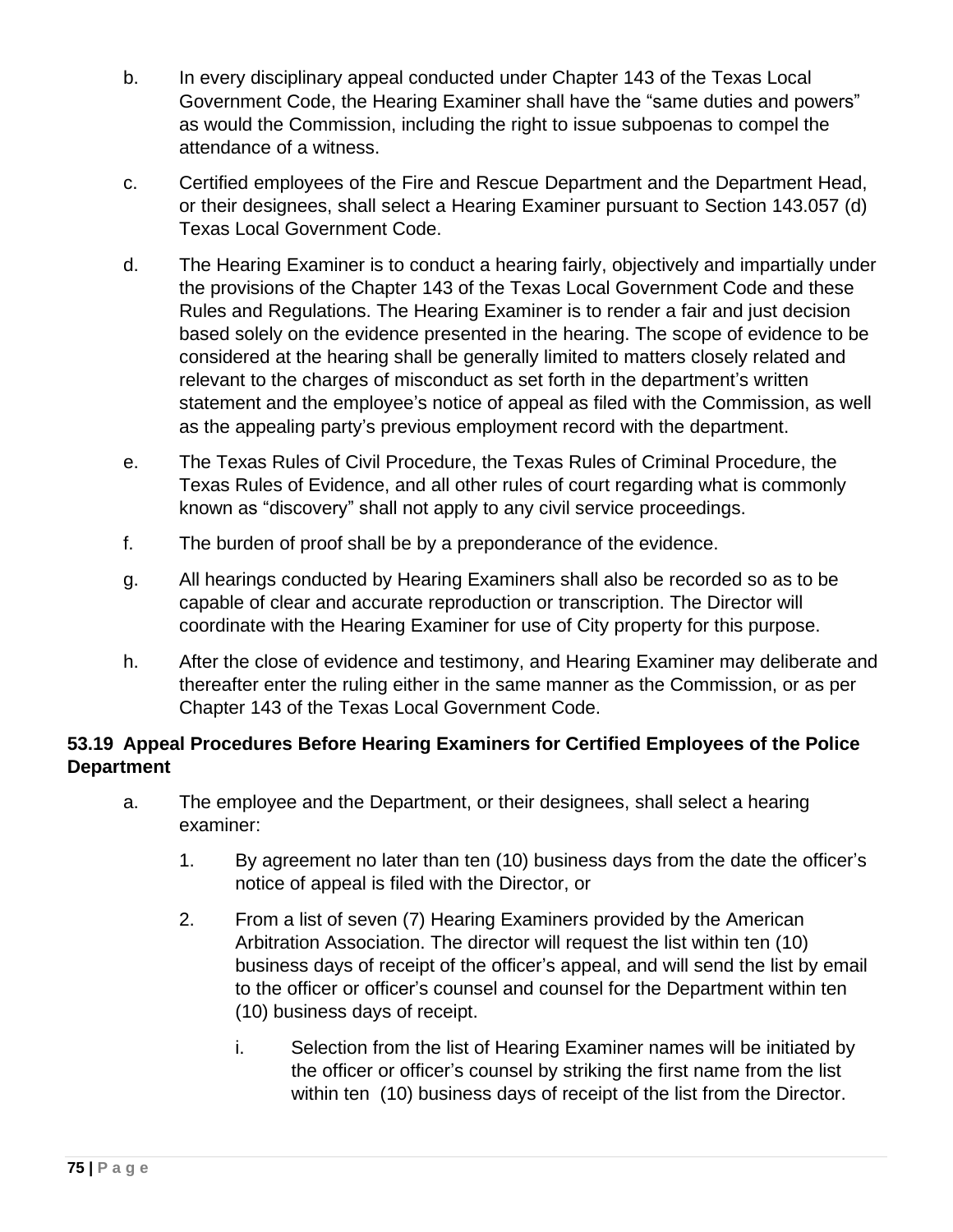b. In every disciplinary appeal conducted under Chapter 143 of the Texas Local Government Code, the Hearing Examiner shall have the "same duties and powers" as would the Commission, including the right to issue subpoenas to compel the attendance of a witness.

c. Certified employees of the Fire and Rescue Department and the Department Head, or their designees, shall select a Hearing Examiner pursuant to Section 143.057 (d) Texas Local Government Code.

d. The Hearing Examiner is to conduct a hearing fairly, objectively and impartially under the provisions of the Chapter 143 of the Texas Local Government Code and these Rules and Regulations. The Hearing Examiner is to render a fair and just decision based solely on the evidence presented in the hearing. The scope of evidence to be considered at the hearing shall be generally limited to matters closely related and relevant to the charges of misconduct as set forth in the department's written statement and the employee's notice of appeal as filed with the Commission, as well as the appealing party's previous employment record with the department.

e. The Texas Rules of Civil Procedure, the Texas Rules of Criminal Procedure, the Texas Rules of Evidence, and all other rules of court regarding what is commonly known as "discovery" shall not apply to any civil service proceedings.

f. The burden of proof shall be by a preponderance of the evidence.

g. All hearings conducted by Hearing Examiners shall also be recorded so as to be capable of clear and accurate reproduction or transcription. The Director will coordinate with the Hearing Examiner for use of City property for this purpose.

h. After the close of evidence and testimony, and Hearing Examiner may deliberate and thereafter enter the ruling either in the same manner as the Commission, or as per Chapter 143 of the Texas Local Government Code.

**53.19 Appeal Procedures Before Hearing Examiners for Certified Employees of the Police Department**

a. The employee and the Department, or their designees, shall select a hearing examiner:

   1. By agreement no later than ten (10) business days from the date the officer's notice of appeal is filed with the Director, or

   2. From a list of seven (7) Hearing Examiners provided by the American Arbitration Association. The director will request the list within ten (10) business days of receipt of the officer's appeal, and will send the list by email to the officer or officer's counsel and counsel for the Department within ten (10) business days of receipt.

      i. Selection from the list of Hearing Examiner names will be initiated by the officer or officer's counsel by striking the first name from the list within ten (10) business days of receipt of the list from the Director.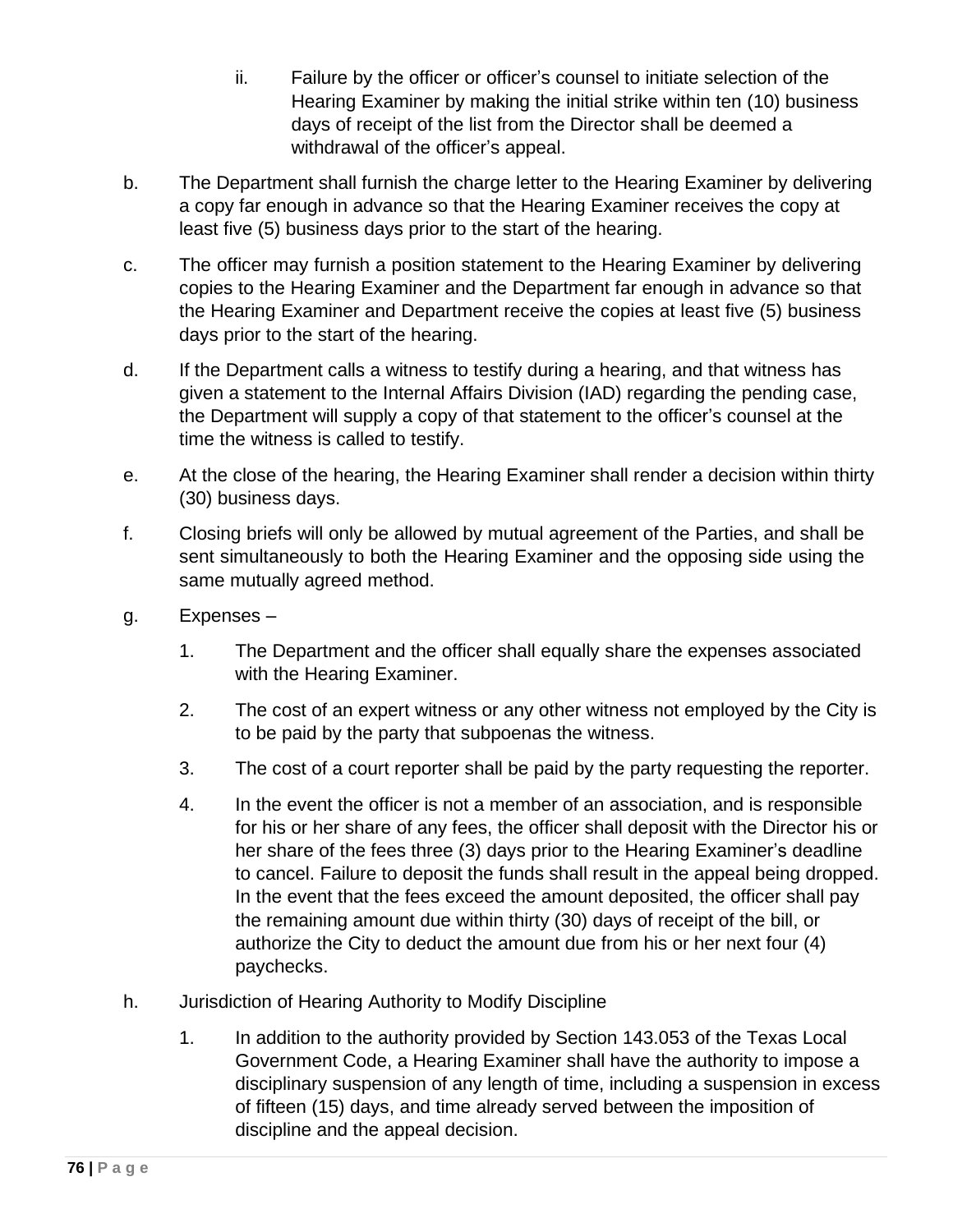ii. Failure by the officer or officer's counsel to initiate selection of the Hearing Examiner by making the initial strike within ten (10) business days of receipt of the list from the Director shall be deemed a withdrawal of the officer's appeal.

b. The Department shall furnish the charge letter to the Hearing Examiner by delivering a copy far enough in advance so that the Hearing Examiner receives the copy at least five (5) business days prior to the start of the hearing.

c. The officer may furnish a position statement to the Hearing Examiner by delivering copies to the Hearing Examiner and the Department far enough in advance so that the Hearing Examiner and Department receive the copies at least five (5) business days prior to the start of the hearing.

d. If the Department calls a witness to testify during a hearing, and that witness has given a statement to the Internal Affairs Division (IAD) regarding the pending case, the Department will supply a copy of that statement to the officer's counsel at the time the witness is called to testify.

e. At the close of the hearing, the Hearing Examiner shall render a decision within thirty (30) business days.

f. Closing briefs will only be allowed by mutual agreement of the Parties, and shall be sent simultaneously to both the Hearing Examiner and the opposing side using the same mutually agreed method.

g. Expenses –

1. The Department and the officer shall equally share the expenses associated with the Hearing Examiner.

2. The cost of an expert witness or any other witness not employed by the City is to be paid by the party that subpoenas the witness.

3. The cost of a court reporter shall be paid by the party requesting the reporter.

4. In the event the officer is not a member of an association, and is responsible for his or her share of any fees, the officer shall deposit with the Director his or her share of the fees three (3) days prior to the Hearing Examiner's deadline to cancel. Failure to deposit the funds shall result in the appeal being dropped. In the event that the fees exceed the amount deposited, the officer shall pay the remaining amount due within thirty (30) days of receipt of the bill, or authorize the City to deduct the amount due from his or her next four (4) paychecks.

h. Jurisdiction of Hearing Authority to Modify Discipline

1. In addition to the authority provided by Section 143.053 of the Texas Local Government Code, a Hearing Examiner shall have the authority to impose a disciplinary suspension of any length of time, including a suspension in excess of fifteen (15) days, and time already served between the imposition of discipline and the appeal decision.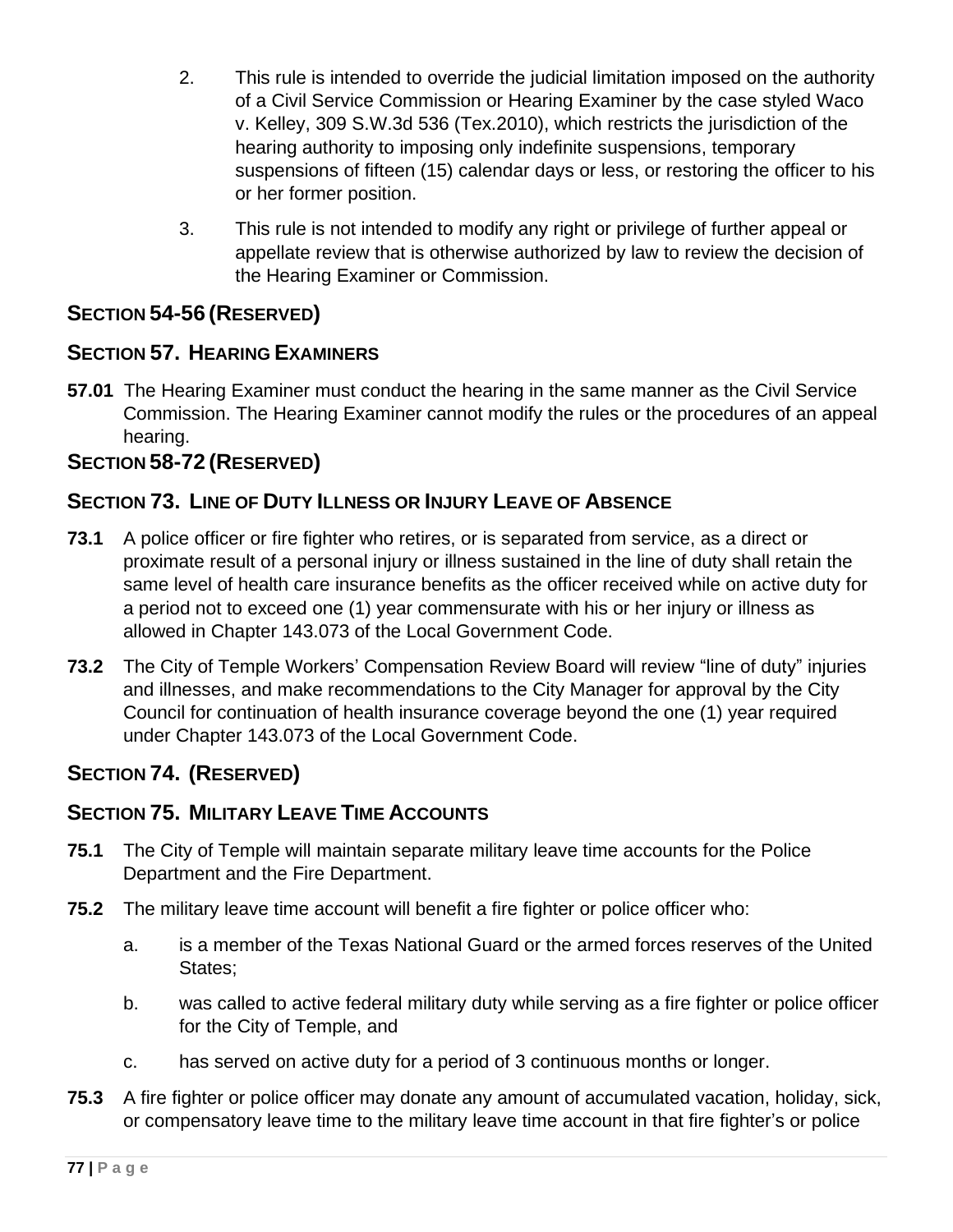2. This rule is intended to override the judicial limitation imposed on the authority of a Civil Service Commission or Hearing Examiner by the case styled Waco v. Kelley, 309 S.W.3d 536 (Tex.2010), which restricts the jurisdiction of the hearing authority to imposing only indefinite suspensions, temporary suspensions of fifteen (15) calendar days or less, or restoring the officer to his or her former position.

3. This rule is not intended to modify any right or privilege of further appeal or appellate review that is otherwise authorized by law to review the decision of the Hearing Examiner or Commission.

## SECTION 54-56 (RESERVED)

## SECTION 57. HEARING EXAMINERS

**57.01** The Hearing Examiner must conduct the hearing in the same manner as the Civil Service Commission. The Hearing Examiner cannot modify the rules or the procedures of an appeal hearing.

## SECTION 58-72 (RESERVED)

## SECTION 73. LINE OF DUTY ILLNESS OR INJURY LEAVE OF ABSENCE

**73.1** A police officer or fire fighter who retires, or is separated from service, as a direct or proximate result of a personal injury or illness sustained in the line of duty shall retain the same level of health care insurance benefits as the officer received while on active duty for a period not to exceed one (1) year commensurate with his or her injury or illness as allowed in Chapter 143.073 of the Local Government Code.

**73.2** The City of Temple Workers' Compensation Review Board will review "line of duty" injuries and illnesses, and make recommendations to the City Manager for approval by the City Council for continuation of health insurance coverage beyond the one (1) year required under Chapter 143.073 of the Local Government Code.

## SECTION 74. (RESERVED)

## SECTION 75. MILITARY LEAVE TIME ACCOUNTS

**75.1** The City of Temple will maintain separate military leave time accounts for the Police Department and the Fire Department.

**75.2** The military leave time account will benefit a fire fighter or police officer who:

a. is a member of the Texas National Guard or the armed forces reserves of the United States;

b. was called to active federal military duty while serving as a fire fighter or police officer for the City of Temple, and

c. has served on active duty for a period of 3 continuous months or longer.

**75.3** A fire fighter or police officer may donate any amount of accumulated vacation, holiday, sick, or compensatory leave time to the military leave time account in that fire fighter's or police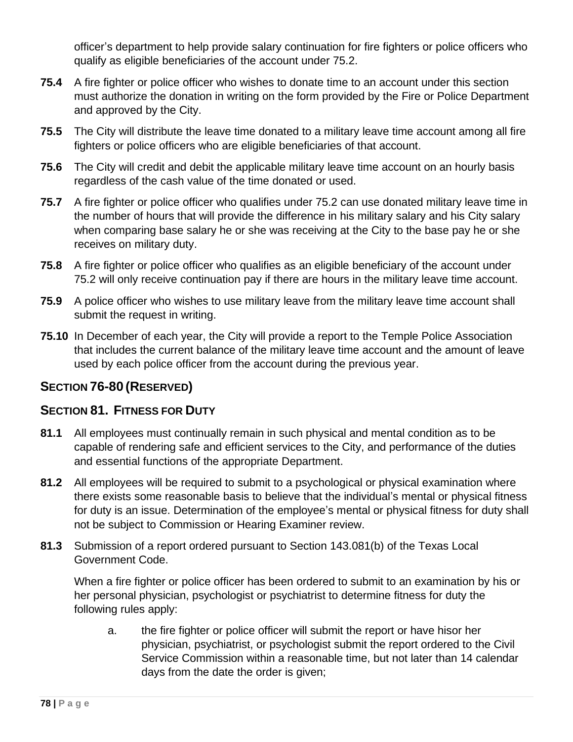officer's department to help provide salary continuation for fire fighters or police officers who qualify as eligible beneficiaries of the account under 75.2.

**75.4** A fire fighter or police officer who wishes to donate time to an account under this section must authorize the donation in writing on the form provided by the Fire or Police Department and approved by the City.

**75.5** The City will distribute the leave time donated to a military leave time account among all fire fighters or police officers who are eligible beneficiaries of that account.

**75.6** The City will credit and debit the applicable military leave time account on an hourly basis regardless of the cash value of the time donated or used.

**75.7** A fire fighter or police officer who qualifies under 75.2 can use donated military leave time in the number of hours that will provide the difference in his military salary and his City salary when comparing base salary he or she was receiving at the City to the base pay he or she receives on military duty.

**75.8** A fire fighter or police officer who qualifies as an eligible beneficiary of the account under 75.2 will only receive continuation pay if there are hours in the military leave time account.

**75.9** A police officer who wishes to use military leave from the military leave time account shall submit the request in writing.

**75.10** In December of each year, the City will provide a report to the Temple Police Association that includes the current balance of the military leave time account and the amount of leave used by each police officer from the account during the previous year.

## SECTION 76-80 (RESERVED)

## SECTION 81. FITNESS FOR DUTY

**81.1** All employees must continually remain in such physical and mental condition as to be capable of rendering safe and efficient services to the City, and performance of the duties and essential functions of the appropriate Department.

**81.2** All employees will be required to submit to a psychological or physical examination where there exists some reasonable basis to believe that the individual's mental or physical fitness for duty is an issue. Determination of the employee's mental or physical fitness for duty shall not be subject to Commission or Hearing Examiner review.

**81.3** Submission of a report ordered pursuant to Section 143.081(b) of the Texas Local Government Code.

When a fire fighter or police officer has been ordered to submit to an examination by his or her personal physician, psychologist or psychiatrist to determine fitness for duty the following rules apply:

a. the fire fighter or police officer will submit the report or have hisor her physician, psychiatrist, or psychologist submit the report ordered to the Civil Service Commission within a reasonable time, but not later than 14 calendar days from the date the order is given;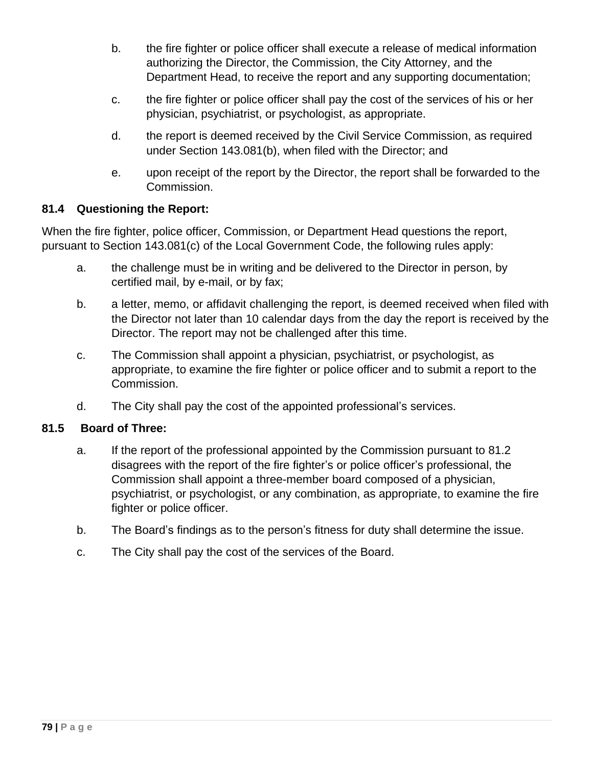b. the fire fighter or police officer shall execute a release of medical information authorizing the Director, the Commission, the City Attorney, and the Department Head, to receive the report and any supporting documentation;

c. the fire fighter or police officer shall pay the cost of the services of his or her physician, psychiatrist, or psychologist, as appropriate.

d. the report is deemed received by the Civil Service Commission, as required under Section 143.081(b), when filed with the Director; and

e. upon receipt of the report by the Director, the report shall be forwarded to the Commission.

**81.4 Questioning the Report:**

When the fire fighter, police officer, Commission, or Department Head questions the report, pursuant to Section 143.081(c) of the Local Government Code, the following rules apply:

a. the challenge must be in writing and be delivered to the Director in person, by certified mail, by e-mail, or by fax;

b. a letter, memo, or affidavit challenging the report, is deemed received when filed with the Director not later than 10 calendar days from the day the report is received by the Director. The report may not be challenged after this time.

c. The Commission shall appoint a physician, psychiatrist, or psychologist, as appropriate, to examine the fire fighter or police officer and to submit a report to the Commission.

d. The City shall pay the cost of the appointed professional's services.

**81.5 Board of Three:**

a. If the report of the professional appointed by the Commission pursuant to 81.2 disagrees with the report of the fire fighter's or police officer's professional, the Commission shall appoint a three-member board composed of a physician, psychiatrist, or psychologist, or any combination, as appropriate, to examine the fire fighter or police officer.

b. The Board's findings as to the person's fitness for duty shall determine the issue.

c. The City shall pay the cost of the services of the Board.